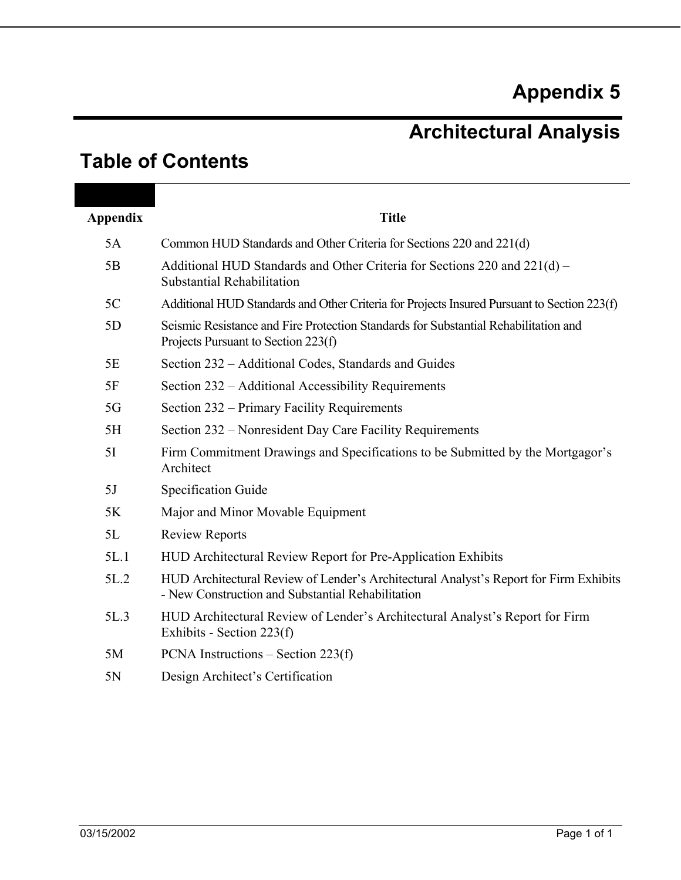# Appendix 5

# Architectural Analysis

## Table of Contents

| Appendix | Title |
|---|---|
| 5A | Common HUD Standards and Other Criteria for Sections 220 and 221(d) |
| 5B | Additional HUD Standards and Other Criteria for Sections 220 and 221(d) – Substantial Rehabilitation |
| 5C | Additional HUD Standards and Other Criteria for Projects Insured Pursuant to Section 223(f) |
| 5D | Seismic Resistance and Fire Protection Standards for Substantial Rehabilitation and Projects Pursuant to Section 223(f) |
| 5E | Section 232 – Additional Codes, Standards and Guides |
| 5F | Section 232 – Additional Accessibility Requirements |
| 5G | Section 232 – Primary Facility Requirements |
| 5H | Section 232 – Nonresident Day Care Facility Requirements |
| 5I | Firm Commitment Drawings and Specifications to be Submitted by the Mortgagor's Architect |
| 5J | Specification Guide |
| 5K | Major and Minor Movable Equipment |
| 5L | Review Reports |
| 5L.1 | HUD Architectural Review Report for Pre-Application Exhibits |
| 5L.2 | HUD Architectural Review of Lender's Architectural Analyst's Report for Firm Exhibits - New Construction and Substantial Rehabilitation |
| 5L.3 | HUD Architectural Review of Lender's Architectural Analyst's Report for Firm Exhibits - Section 223(f) |
| 5M | PCNA Instructions – Section 223(f) |
| 5N | Design Architect's Certification |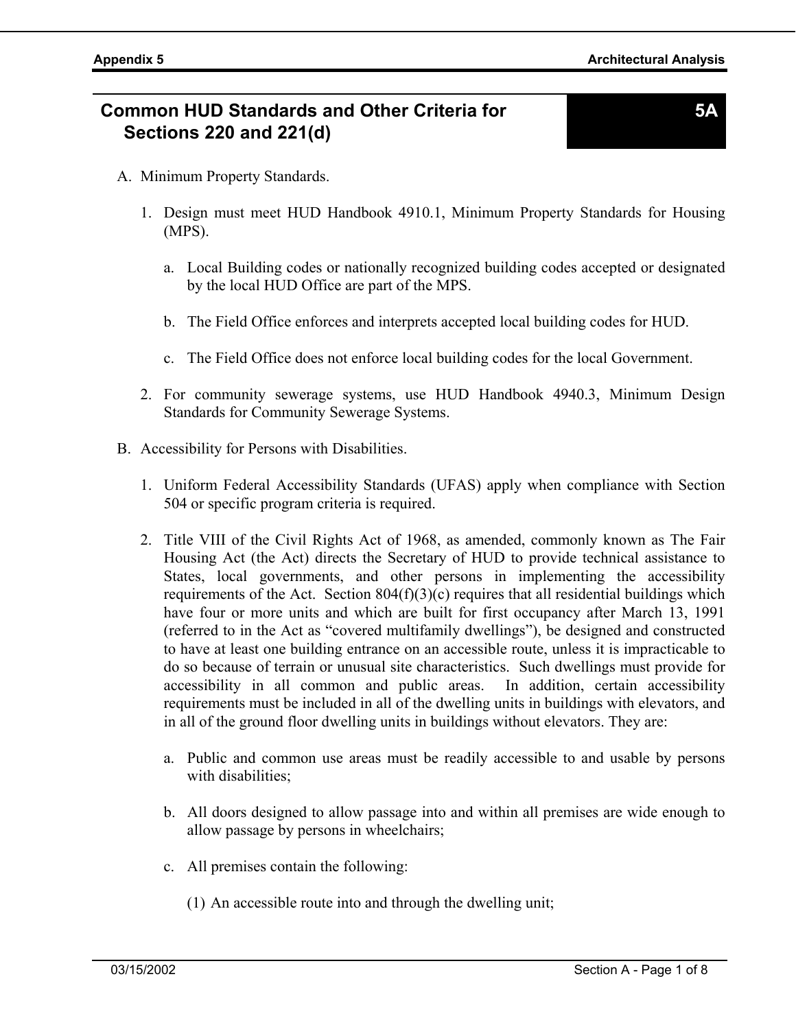# Common HUD Standards and Other Criteria for Sections 220 and 221(d)

**5A**

A. Minimum Property Standards.

1. Design must meet HUD Handbook 4910.1, Minimum Property Standards for Housing (MPS).

   a. Local Building codes or nationally recognized building codes accepted or designated by the local HUD Office are part of the MPS.

   b. The Field Office enforces and interprets accepted local building codes for HUD.

   c. The Field Office does not enforce local building codes for the local Government.

2. For community sewerage systems, use HUD Handbook 4940.3, Minimum Design Standards for Community Sewerage Systems.

B. Accessibility for Persons with Disabilities.

1. Uniform Federal Accessibility Standards (UFAS) apply when compliance with Section 504 or specific program criteria is required.

2. Title VIII of the Civil Rights Act of 1968, as amended, commonly known as The Fair Housing Act (the Act) directs the Secretary of HUD to provide technical assistance to States, local governments, and other persons in implementing the accessibility requirements of the Act. Section 804(f)(3)(c) requires that all residential buildings which have four or more units and which are built for first occupancy after March 13, 1991 (referred to in the Act as "covered multifamily dwellings"), be designed and constructed to have at least one building entrance on an accessible route, unless it is impracticable to do so because of terrain or unusual site characteristics. Such dwellings must provide for accessibility in all common and public areas. In addition, certain accessibility requirements must be included in all of the dwelling units in buildings with elevators, and in all of the ground floor dwelling units in buildings without elevators. They are:

   a. Public and common use areas must be readily accessible to and usable by persons with disabilities;

   b. All doors designed to allow passage into and within all premises are wide enough to allow passage by persons in wheelchairs;

   c. All premises contain the following:

      (1) An accessible route into and through the dwelling unit;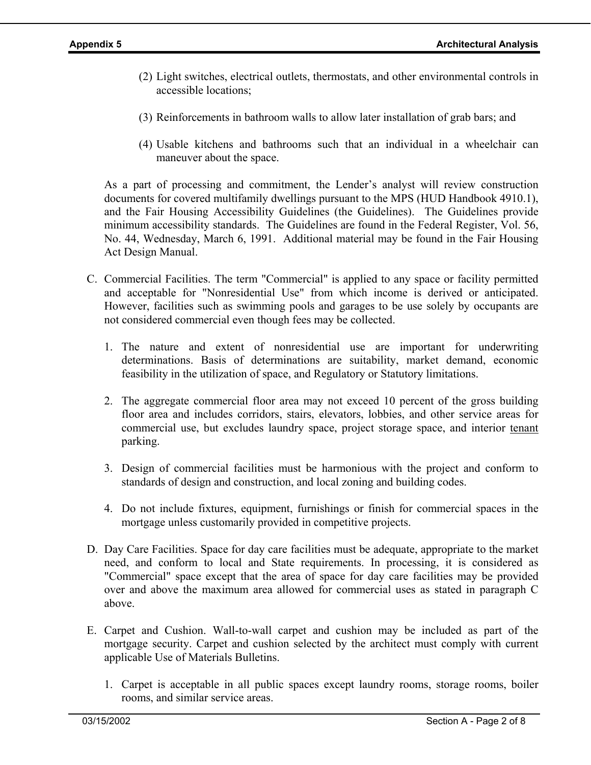(2) Light switches, electrical outlets, thermostats, and other environmental controls in accessible locations;

(3) Reinforcements in bathroom walls to allow later installation of grab bars; and

(4) Usable kitchens and bathrooms such that an individual in a wheelchair can maneuver about the space.

As a part of processing and commitment, the Lender's analyst will review construction documents for covered multifamily dwellings pursuant to the MPS (HUD Handbook 4910.1), and the Fair Housing Accessibility Guidelines (the Guidelines). The Guidelines provide minimum accessibility standards. The Guidelines are found in the Federal Register, Vol. 56, No. 44, Wednesday, March 6, 1991. Additional material may be found in the Fair Housing Act Design Manual.

C. Commercial Facilities. The term "Commercial" is applied to any space or facility permitted and acceptable for "Nonresidential Use" from which income is derived or anticipated. However, facilities such as swimming pools and garages to be use solely by occupants are not considered commercial even though fees may be collected.

1. The nature and extent of nonresidential use are important for underwriting determinations. Basis of determinations are suitability, market demand, economic feasibility in the utilization of space, and Regulatory or Statutory limitations.

2. The aggregate commercial floor area may not exceed 10 percent of the gross building floor area and includes corridors, stairs, elevators, lobbies, and other service areas for commercial use, but excludes laundry space, project storage space, and interior <u>tenant</u> parking.

3. Design of commercial facilities must be harmonious with the project and conform to standards of design and construction, and local zoning and building codes.

4. Do not include fixtures, equipment, furnishings or finish for commercial spaces in the mortgage unless customarily provided in competitive projects.

D. Day Care Facilities. Space for day care facilities must be adequate, appropriate to the market need, and conform to local and State requirements. In processing, it is considered as "Commercial" space except that the area of space for day care facilities may be provided over and above the maximum area allowed for commercial uses as stated in paragraph C above.

E. Carpet and Cushion. Wall-to-wall carpet and cushion may be included as part of the mortgage security. Carpet and cushion selected by the architect must comply with current applicable Use of Materials Bulletins.

1. Carpet is acceptable in all public spaces except laundry rooms, storage rooms, boiler rooms, and similar service areas.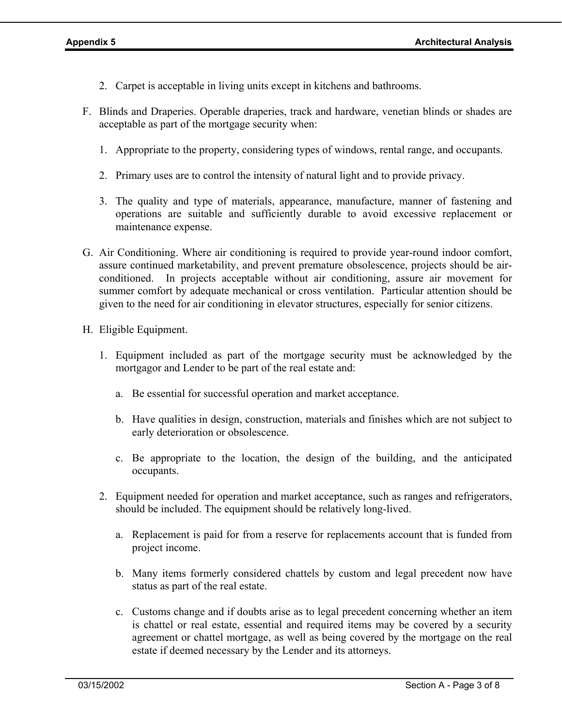2. Carpet is acceptable in living units except in kitchens and bathrooms.

F. Blinds and Draperies. Operable draperies, track and hardware, venetian blinds or shades are acceptable as part of the mortgage security when:

   1. Appropriate to the property, considering types of windows, rental range, and occupants.

   2. Primary uses are to control the intensity of natural light and to provide privacy.

   3. The quality and type of materials, appearance, manufacture, manner of fastening and operations are suitable and sufficiently durable to avoid excessive replacement or maintenance expense.

G. Air Conditioning. Where air conditioning is required to provide year-round indoor comfort, assure continued marketability, and prevent premature obsolescence, projects should be air-conditioned. In projects acceptable without air conditioning, assure air movement for summer comfort by adequate mechanical or cross ventilation. Particular attention should be given to the need for air conditioning in elevator structures, especially for senior citizens.

H. Eligible Equipment.

   1. Equipment included as part of the mortgage security must be acknowledged by the mortgagor and Lender to be part of the real estate and:

      a. Be essential for successful operation and market acceptance.

      b. Have qualities in design, construction, materials and finishes which are not subject to early deterioration or obsolescence.

      c. Be appropriate to the location, the design of the building, and the anticipated occupants.

   2. Equipment needed for operation and market acceptance, such as ranges and refrigerators, should be included. The equipment should be relatively long-lived.

      a. Replacement is paid for from a reserve for replacements account that is funded from project income.

      b. Many items formerly considered chattels by custom and legal precedent now have status as part of the real estate.

      c. Customs change and if doubts arise as to legal precedent concerning whether an item is chattel or real estate, essential and required items may be covered by a security agreement or chattel mortgage, as well as being covered by the mortgage on the real estate if deemed necessary by the Lender and its attorneys.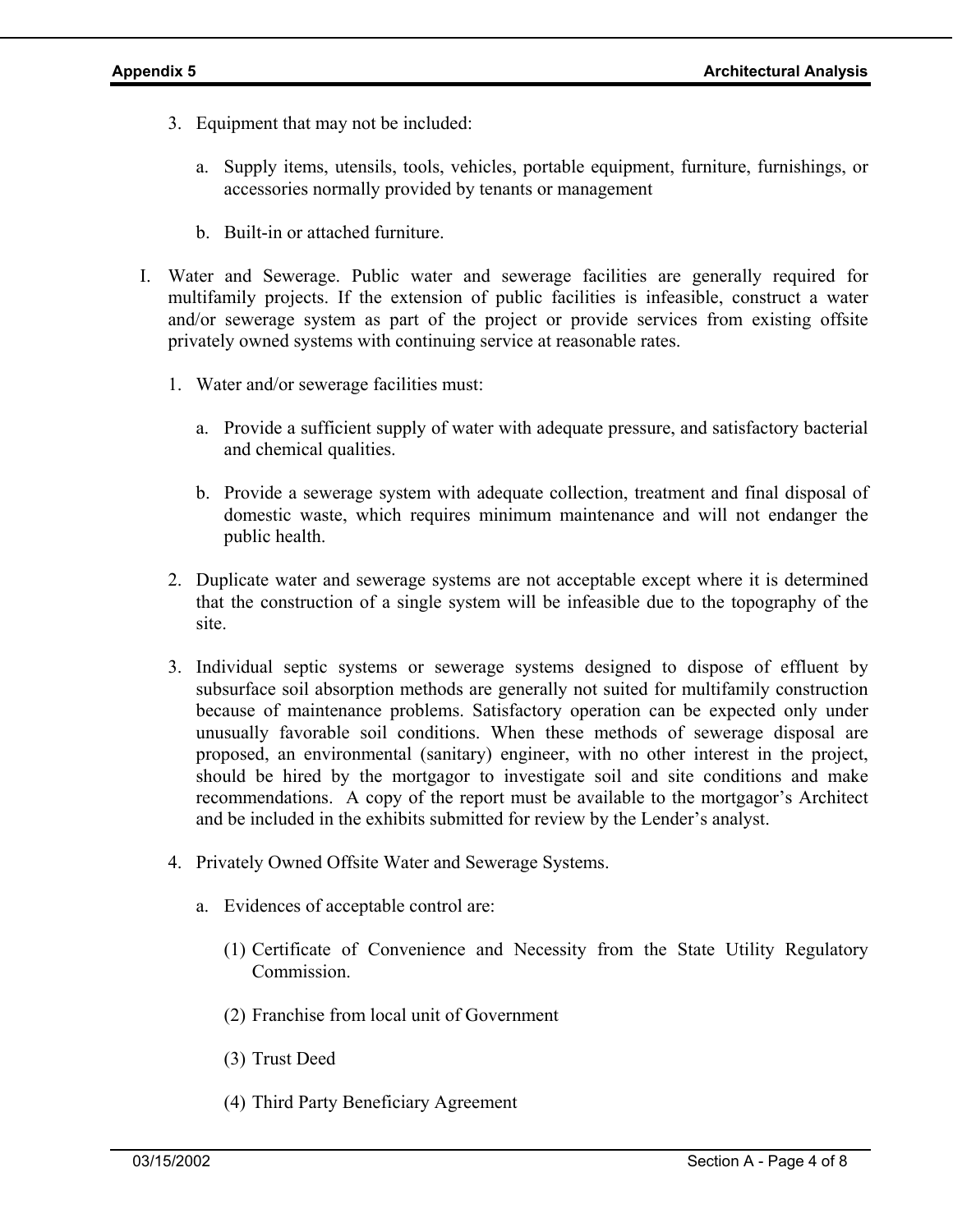3. Equipment that may not be included:

   a. Supply items, utensils, tools, vehicles, portable equipment, furniture, furnishings, or accessories normally provided by tenants or management

   b. Built-in or attached furniture.

I. Water and Sewerage. Public water and sewerage facilities are generally required for multifamily projects. If the extension of public facilities is infeasible, construct a water and/or sewerage system as part of the project or provide services from existing offsite privately owned systems with continuing service at reasonable rates.

   1. Water and/or sewerage facilities must:

      a. Provide a sufficient supply of water with adequate pressure, and satisfactory bacterial and chemical qualities.

      b. Provide a sewerage system with adequate collection, treatment and final disposal of domestic waste, which requires minimum maintenance and will not endanger the public health.

   2. Duplicate water and sewerage systems are not acceptable except where it is determined that the construction of a single system will be infeasible due to the topography of the site.

   3. Individual septic systems or sewerage systems designed to dispose of effluent by subsurface soil absorption methods are generally not suited for multifamily construction because of maintenance problems. Satisfactory operation can be expected only under unusually favorable soil conditions. When these methods of sewerage disposal are proposed, an environmental (sanitary) engineer, with no other interest in the project, should be hired by the mortgagor to investigate soil and site conditions and make recommendations. A copy of the report must be available to the mortgagor's Architect and be included in the exhibits submitted for review by the Lender's analyst.

   4. Privately Owned Offsite Water and Sewerage Systems.

      a. Evidences of acceptable control are:

         (1) Certificate of Convenience and Necessity from the State Utility Regulatory Commission.

         (2) Franchise from local unit of Government

         (3) Trust Deed

         (4) Third Party Beneficiary Agreement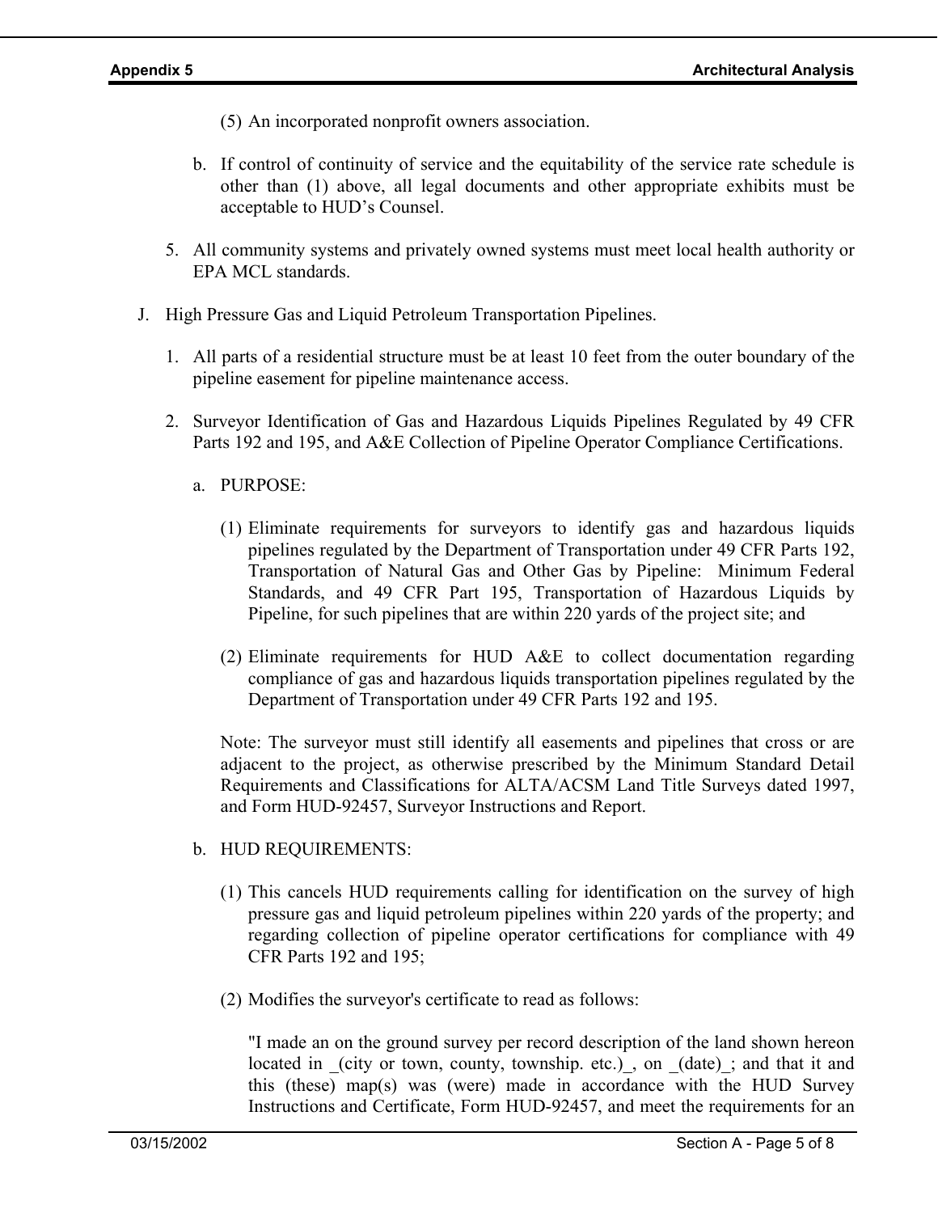(5) An incorporated nonprofit owners association.

b. If control of continuity of service and the equitability of the service rate schedule is other than (1) above, all legal documents and other appropriate exhibits must be acceptable to HUD's Counsel.

5. All community systems and privately owned systems must meet local health authority or EPA MCL standards.

J. High Pressure Gas and Liquid Petroleum Transportation Pipelines.

1. All parts of a residential structure must be at least 10 feet from the outer boundary of the pipeline easement for pipeline maintenance access.

2. Surveyor Identification of Gas and Hazardous Liquids Pipelines Regulated by 49 CFR Parts 192 and 195, and A&E Collection of Pipeline Operator Compliance Certifications.

a. PURPOSE:

(1) Eliminate requirements for surveyors to identify gas and hazardous liquids pipelines regulated by the Department of Transportation under 49 CFR Parts 192, Transportation of Natural Gas and Other Gas by Pipeline: Minimum Federal Standards, and 49 CFR Part 195, Transportation of Hazardous Liquids by Pipeline, for such pipelines that are within 220 yards of the project site; and

(2) Eliminate requirements for HUD A&E to collect documentation regarding compliance of gas and hazardous liquids transportation pipelines regulated by the Department of Transportation under 49 CFR Parts 192 and 195.

Note: The surveyor must still identify all easements and pipelines that cross or are adjacent to the project, as otherwise prescribed by the Minimum Standard Detail Requirements and Classifications for ALTA/ACSM Land Title Surveys dated 1997, and Form HUD-92457, Surveyor Instructions and Report.

b. HUD REQUIREMENTS:

(1) This cancels HUD requirements calling for identification on the survey of high pressure gas and liquid petroleum pipelines within 220 yards of the property; and regarding collection of pipeline operator certifications for compliance with 49 CFR Parts 192 and 195;

(2) Modifies the surveyor's certificate to read as follows:

"I made an on the ground survey per record description of the land shown hereon located in _(city or town, county, township. etc.)_, on _(date)_; and that it and this (these) map(s) was (were) made in accordance with the HUD Survey Instructions and Certificate, Form HUD-92457, and meet the requirements for an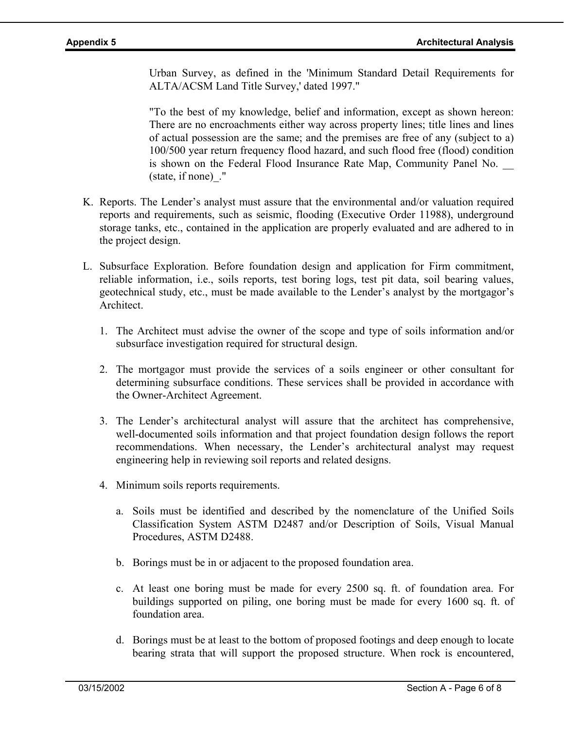Urban Survey, as defined in the 'Minimum Standard Detail Requirements for ALTA/ACSM Land Title Survey,' dated 1997."

"To the best of my knowledge, belief and information, except as shown hereon: There are no encroachments either way across property lines; title lines and lines of actual possession are the same; and the premises are free of any (subject to a) 100/500 year return frequency flood hazard, and such flood free (flood) condition is shown on the Federal Flood Insurance Rate Map, Community Panel No. __ (state, if none)_."

K. Reports. The Lender's analyst must assure that the environmental and/or valuation required reports and requirements, such as seismic, flooding (Executive Order 11988), underground storage tanks, etc., contained in the application are properly evaluated and are adhered to in the project design.

L. Subsurface Exploration. Before foundation design and application for Firm commitment, reliable information, i.e., soils reports, test boring logs, test pit data, soil bearing values, geotechnical study, etc., must be made available to the Lender's analyst by the mortgagor's Architect.

1. The Architect must advise the owner of the scope and type of soils information and/or subsurface investigation required for structural design.

2. The mortgagor must provide the services of a soils engineer or other consultant for determining subsurface conditions. These services shall be provided in accordance with the Owner-Architect Agreement.

3. The Lender's architectural analyst will assure that the architect has comprehensive, well-documented soils information and that project foundation design follows the report recommendations. When necessary, the Lender's architectural analyst may request engineering help in reviewing soil reports and related designs.

4. Minimum soils reports requirements.

   a. Soils must be identified and described by the nomenclature of the Unified Soils Classification System ASTM D2487 and/or Description of Soils, Visual Manual Procedures, ASTM D2488.

   b. Borings must be in or adjacent to the proposed foundation area.

   c. At least one boring must be made for every 2500 sq. ft. of foundation area. For buildings supported on piling, one boring must be made for every 1600 sq. ft. of foundation area.

   d. Borings must be at least to the bottom of proposed footings and deep enough to locate bearing strata that will support the proposed structure. When rock is encountered,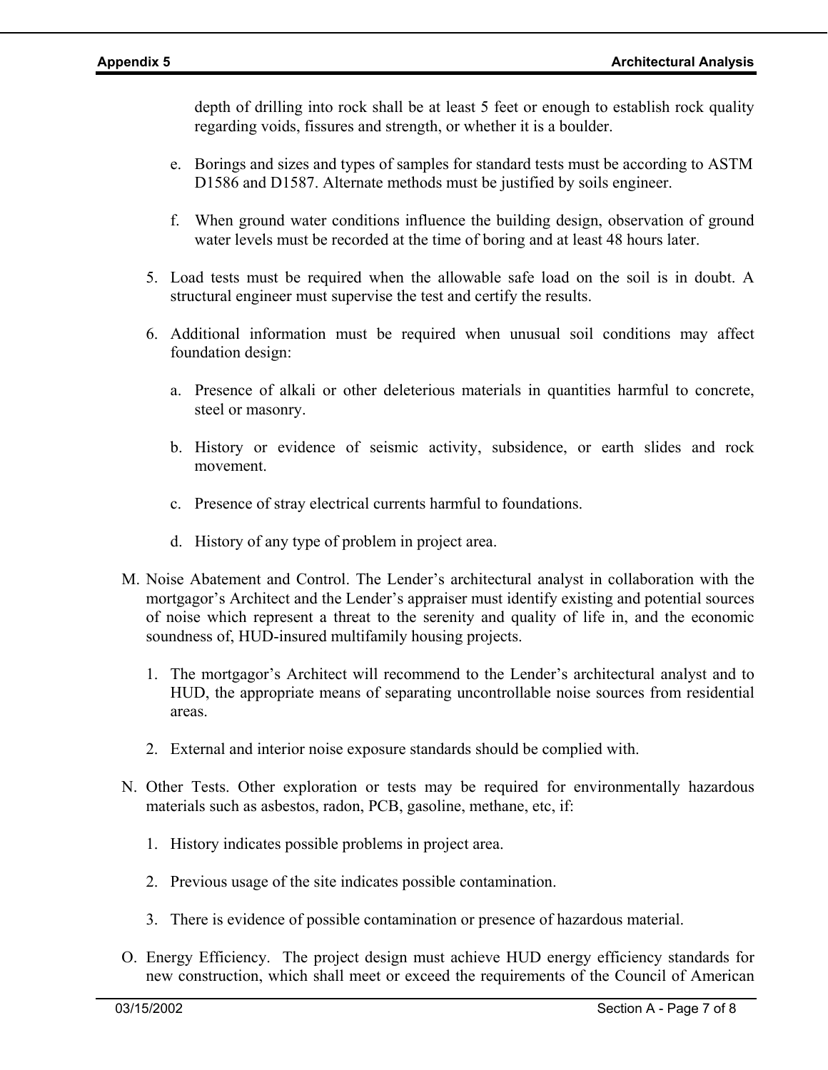depth of drilling into rock shall be at least 5 feet or enough to establish rock quality regarding voids, fissures and strength, or whether it is a boulder.

e. Borings and sizes and types of samples for standard tests must be according to ASTM D1586 and D1587. Alternate methods must be justified by soils engineer.

f. When ground water conditions influence the building design, observation of ground water levels must be recorded at the time of boring and at least 48 hours later.

5. Load tests must be required when the allowable safe load on the soil is in doubt. A structural engineer must supervise the test and certify the results.

6. Additional information must be required when unusual soil conditions may affect foundation design:

   a. Presence of alkali or other deleterious materials in quantities harmful to concrete, steel or masonry.

   b. History or evidence of seismic activity, subsidence, or earth slides and rock movement.

   c. Presence of stray electrical currents harmful to foundations.

   d. History of any type of problem in project area.

M. Noise Abatement and Control. The Lender's architectural analyst in collaboration with the mortgagor's Architect and the Lender's appraiser must identify existing and potential sources of noise which represent a threat to the serenity and quality of life in, and the economic soundness of, HUD-insured multifamily housing projects.

1. The mortgagor's Architect will recommend to the Lender's architectural analyst and to HUD, the appropriate means of separating uncontrollable noise sources from residential areas.

2. External and interior noise exposure standards should be complied with.

N. Other Tests. Other exploration or tests may be required for environmentally hazardous materials such as asbestos, radon, PCB, gasoline, methane, etc, if:

1. History indicates possible problems in project area.

2. Previous usage of the site indicates possible contamination.

3. There is evidence of possible contamination or presence of hazardous material.

O. Energy Efficiency. The project design must achieve HUD energy efficiency standards for new construction, which shall meet or exceed the requirements of the Council of American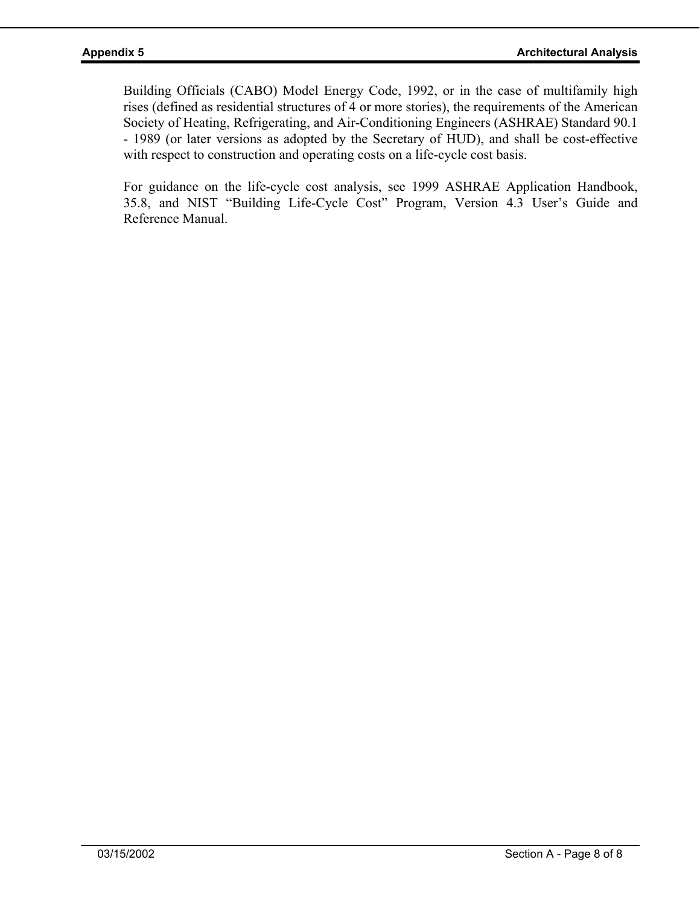Building Officials (CABO) Model Energy Code, 1992, or in the case of multifamily high rises (defined as residential structures of 4 or more stories), the requirements of the American Society of Heating, Refrigerating, and Air-Conditioning Engineers (ASHRAE) Standard 90.1 - 1989 (or later versions as adopted by the Secretary of HUD), and shall be cost-effective with respect to construction and operating costs on a life-cycle cost basis.

For guidance on the life-cycle cost analysis, see 1999 ASHRAE Application Handbook, 35.8, and NIST "Building Life-Cycle Cost" Program, Version 4.3 User's Guide and Reference Manual.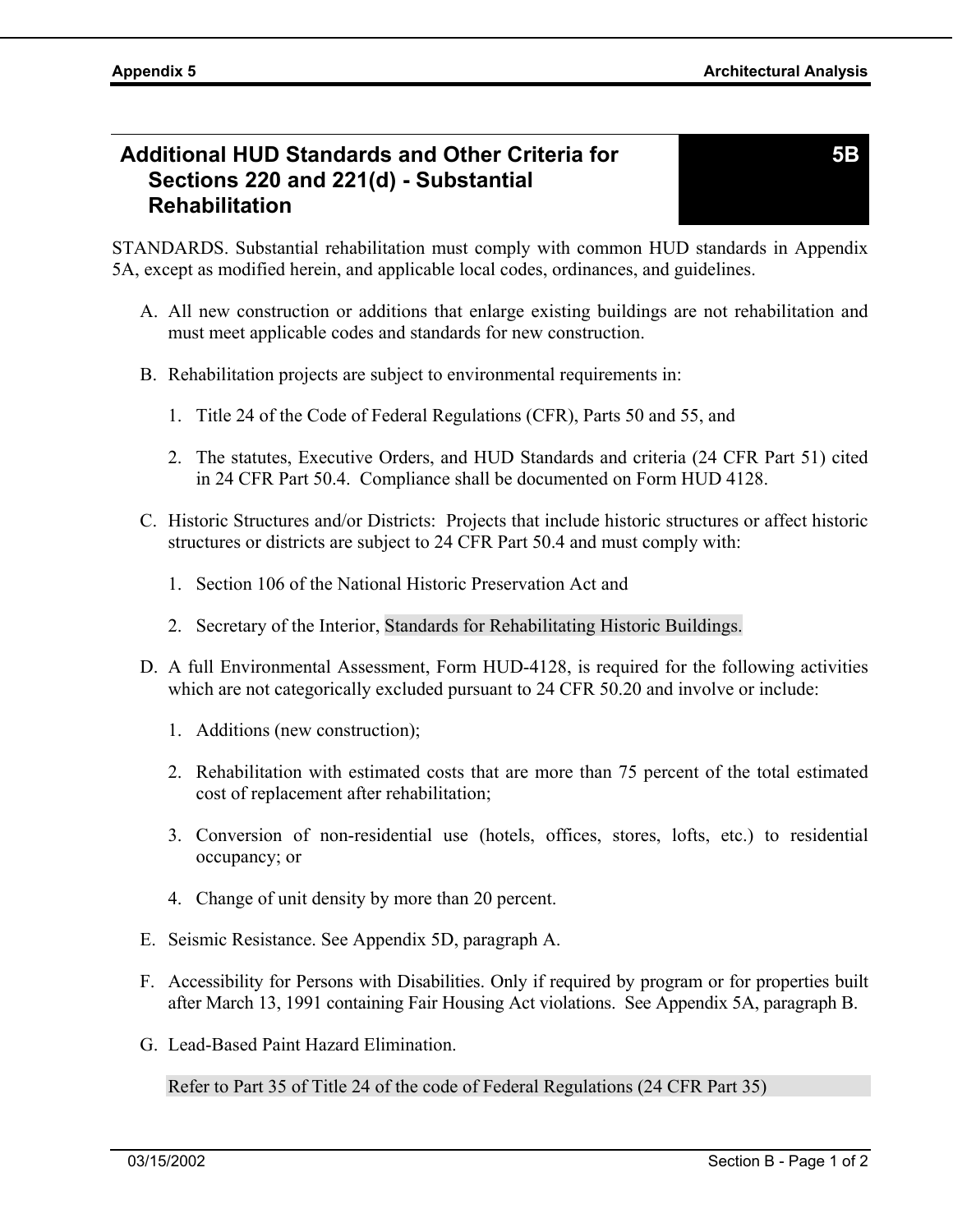## Additional HUD Standards and Other Criteria for Sections 220 and 221(d) - Substantial Rehabilitation

**5B**

STANDARDS. Substantial rehabilitation must comply with common HUD standards in Appendix 5A, except as modified herein, and applicable local codes, ordinances, and guidelines.

A. All new construction or additions that enlarge existing buildings are not rehabilitation and must meet applicable codes and standards for new construction.

B. Rehabilitation projects are subject to environmental requirements in:

   1. Title 24 of the Code of Federal Regulations (CFR), Parts 50 and 55, and

   2. The statutes, Executive Orders, and HUD Standards and criteria (24 CFR Part 51) cited in 24 CFR Part 50.4. Compliance shall be documented on Form HUD 4128.

C. Historic Structures and/or Districts: Projects that include historic structures or affect historic structures or districts are subject to 24 CFR Part 50.4 and must comply with:

   1. Section 106 of the National Historic Preservation Act and

   2. Secretary of the Interior, Standards for Rehabilitating Historic Buildings.

D. A full Environmental Assessment, Form HUD-4128, is required for the following activities which are not categorically excluded pursuant to 24 CFR 50.20 and involve or include:

   1. Additions (new construction);

   2. Rehabilitation with estimated costs that are more than 75 percent of the total estimated cost of replacement after rehabilitation;

   3. Conversion of non-residential use (hotels, offices, stores, lofts, etc.) to residential occupancy; or

   4. Change of unit density by more than 20 percent.

E. Seismic Resistance. See Appendix 5D, paragraph A.

F. Accessibility for Persons with Disabilities. Only if required by program or for properties built after March 13, 1991 containing Fair Housing Act violations. See Appendix 5A, paragraph B.

G. Lead-Based Paint Hazard Elimination.

   Refer to Part 35 of Title 24 of the code of Federal Regulations (24 CFR Part 35)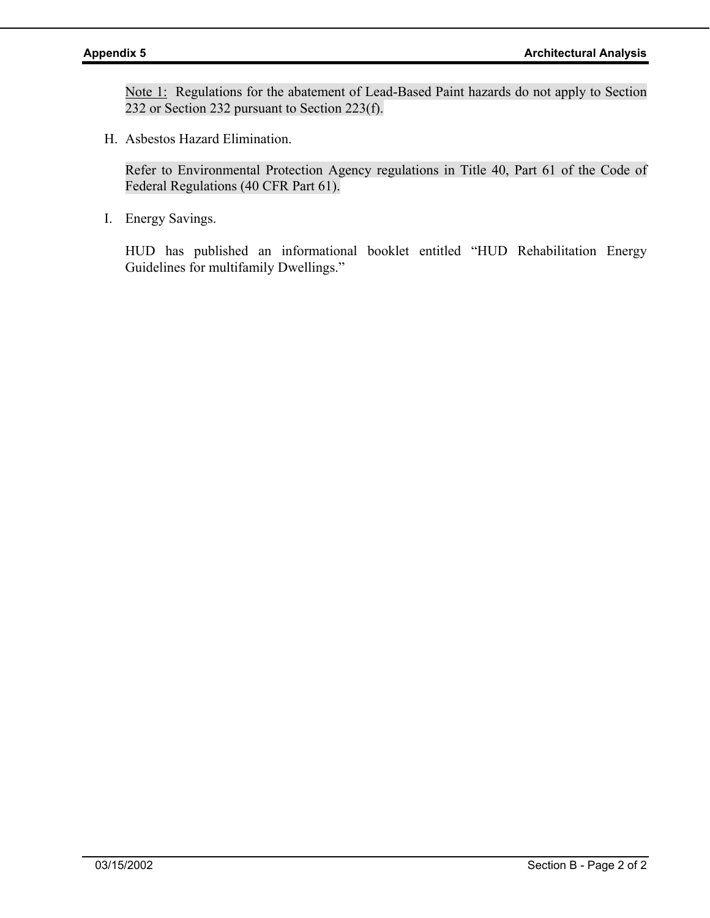Note 1: Regulations for the abatement of Lead-Based Paint hazards do not apply to Section 232 or Section 232 pursuant to Section 223(f).

H. Asbestos Hazard Elimination.

   Refer to Environmental Protection Agency regulations in Title 40, Part 61 of the Code of Federal Regulations (40 CFR Part 61).

I. Energy Savings.

   HUD has published an informational booklet entitled “HUD Rehabilitation Energy Guidelines for multifamily Dwellings.”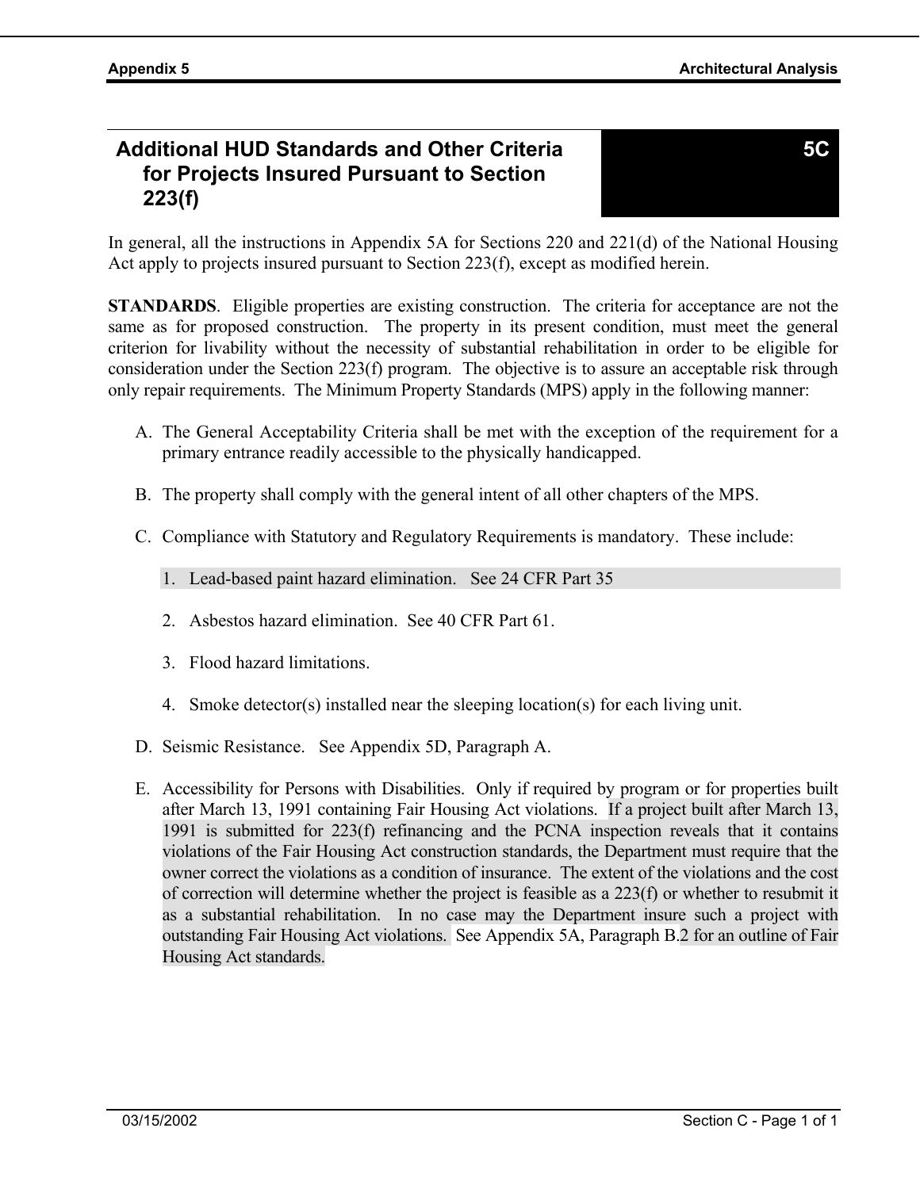## Additional HUD Standards and Other Criteria for Projects Insured Pursuant to Section 223(f)

**5C**

In general, all the instructions in Appendix 5A for Sections 220 and 221(d) of the National Housing Act apply to projects insured pursuant to Section 223(f), except as modified herein.

**STANDARDS**. Eligible properties are existing construction. The criteria for acceptance are not the same as for proposed construction. The property in its present condition, must meet the general criterion for livability without the necessity of substantial rehabilitation in order to be eligible for consideration under the Section 223(f) program. The objective is to assure an acceptable risk through only repair requirements. The Minimum Property Standards (MPS) apply in the following manner:

A. The General Acceptability Criteria shall be met with the exception of the requirement for a primary entrance readily accessible to the physically handicapped.

B. The property shall comply with the general intent of all other chapters of the MPS.

C. Compliance with Statutory and Regulatory Requirements is mandatory. These include:

   1. Lead-based paint hazard elimination. See 24 CFR Part 35

   2. Asbestos hazard elimination. See 40 CFR Part 61.

   3. Flood hazard limitations.

   4. Smoke detector(s) installed near the sleeping location(s) for each living unit.

D. Seismic Resistance. See Appendix 5D, Paragraph A.

E. Accessibility for Persons with Disabilities. Only if required by program or for properties built after March 13, 1991 containing Fair Housing Act violations. If a project built after March 13, 1991 is submitted for 223(f) refinancing and the PCNA inspection reveals that it contains violations of the Fair Housing Act construction standards, the Department must require that the owner correct the violations as a condition of insurance. The extent of the violations and the cost of correction will determine whether the project is feasible as a 223(f) or whether to resubmit it as a substantial rehabilitation. In no case may the Department insure such a project with outstanding Fair Housing Act violations. See Appendix 5A, Paragraph B.2 for an outline of Fair Housing Act standards.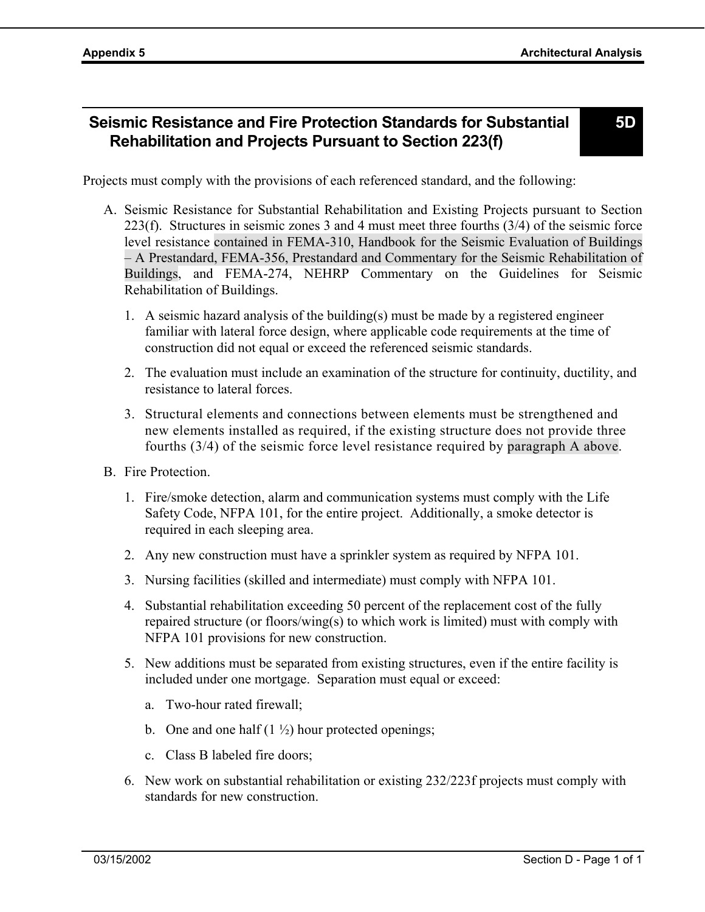## Seismic Resistance and Fire Protection Standards for Substantial Rehabilitation and Projects Pursuant to Section 223(f) — 5D

Projects must comply with the provisions of each referenced standard, and the following:

A. Seismic Resistance for Substantial Rehabilitation and Existing Projects pursuant to Section 223(f). Structures in seismic zones 3 and 4 must meet three fourths (3/4) of the seismic force level resistance contained in FEMA-310, Handbook for the Seismic Evaluation of Buildings – A Prestandard, FEMA-356, Prestandard and Commentary for the Seismic Rehabilitation of Buildings, and FEMA-274, NEHRP Commentary on the Guidelines for Seismic Rehabilitation of Buildings.

   1. A seismic hazard analysis of the building(s) must be made by a registered engineer familiar with lateral force design, where applicable code requirements at the time of construction did not equal or exceed the referenced seismic standards.
   2. The evaluation must include an examination of the structure for continuity, ductility, and resistance to lateral forces.
   3. Structural elements and connections between elements must be strengthened and new elements installed as required, if the existing structure does not provide three fourths (3/4) of the seismic force level resistance required by paragraph A above.

B. Fire Protection.

   1. Fire/smoke detection, alarm and communication systems must comply with the Life Safety Code, NFPA 101, for the entire project. Additionally, a smoke detector is required in each sleeping area.
   2. Any new construction must have a sprinkler system as required by NFPA 101.
   3. Nursing facilities (skilled and intermediate) must comply with NFPA 101.
   4. Substantial rehabilitation exceeding 50 percent of the replacement cost of the fully repaired structure (or floors/wing(s) to which work is limited) must with comply with NFPA 101 provisions for new construction.
   5. New additions must be separated from existing structures, even if the entire facility is included under one mortgage. Separation must equal or exceed:
      a. Two-hour rated firewall;
      b. One and one half (1 ½) hour protected openings;
      c. Class B labeled fire doors;
   6. New work on substantial rehabilitation or existing 232/223f projects must comply with standards for new construction.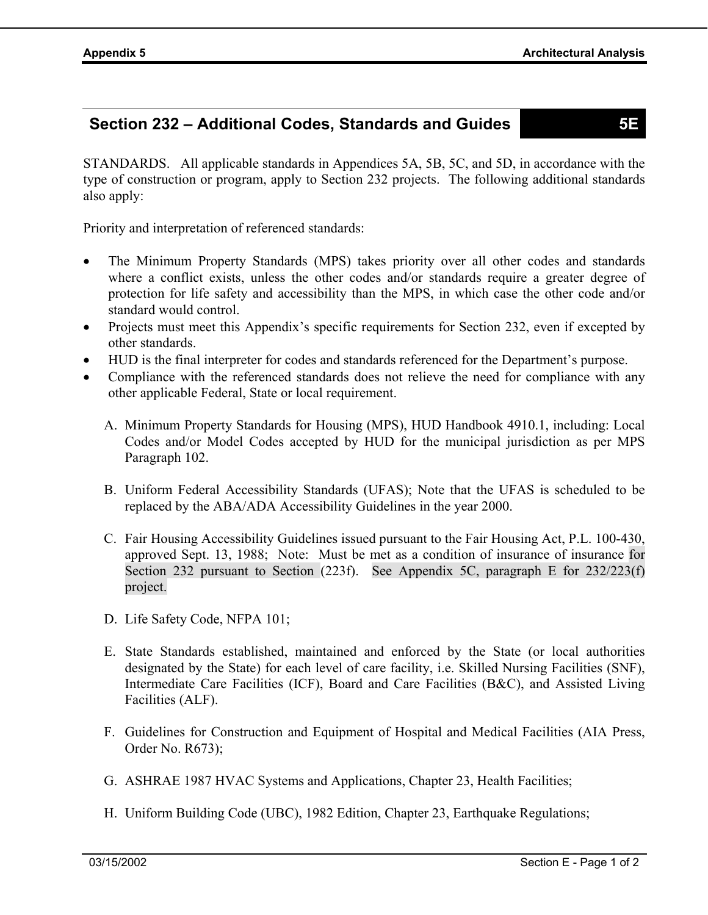## Section 232 – Additional Codes, Standards and Guides 5E

STANDARDS. All applicable standards in Appendices 5A, 5B, 5C, and 5D, in accordance with the type of construction or program, apply to Section 232 projects. The following additional standards also apply:

Priority and interpretation of referenced standards:

- The Minimum Property Standards (MPS) takes priority over all other codes and standards where a conflict exists, unless the other codes and/or standards require a greater degree of protection for life safety and accessibility than the MPS, in which case the other code and/or standard would control.
- Projects must meet this Appendix's specific requirements for Section 232, even if excepted by other standards.
- HUD is the final interpreter for codes and standards referenced for the Department's purpose.
- Compliance with the referenced standards does not relieve the need for compliance with any other applicable Federal, State or local requirement.

A. Minimum Property Standards for Housing (MPS), HUD Handbook 4910.1, including: Local Codes and/or Model Codes accepted by HUD for the municipal jurisdiction as per MPS Paragraph 102.

B. Uniform Federal Accessibility Standards (UFAS); Note that the UFAS is scheduled to be replaced by the ABA/ADA Accessibility Guidelines in the year 2000.

C. Fair Housing Accessibility Guidelines issued pursuant to the Fair Housing Act, P.L. 100-430, approved Sept. 13, 1988; Note: Must be met as a condition of insurance of insurance for Section 232 pursuant to Section (223f). See Appendix 5C, paragraph E for 232/223(f) project.

D. Life Safety Code, NFPA 101;

E. State Standards established, maintained and enforced by the State (or local authorities designated by the State) for each level of care facility, i.e. Skilled Nursing Facilities (SNF), Intermediate Care Facilities (ICF), Board and Care Facilities (B&C), and Assisted Living Facilities (ALF).

F. Guidelines for Construction and Equipment of Hospital and Medical Facilities (AIA Press, Order No. R673);

G. ASHRAE 1987 HVAC Systems and Applications, Chapter 23, Health Facilities;

H. Uniform Building Code (UBC), 1982 Edition, Chapter 23, Earthquake Regulations;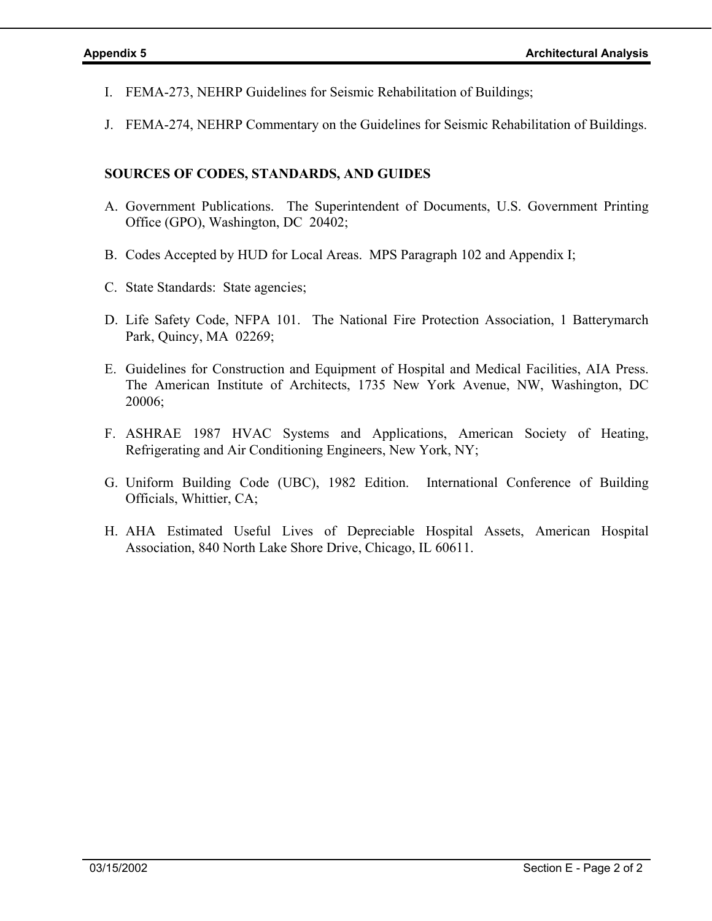I. FEMA-273, NEHRP Guidelines for Seismic Rehabilitation of Buildings;

J. FEMA-274, NEHRP Commentary on the Guidelines for Seismic Rehabilitation of Buildings.

**SOURCES OF CODES, STANDARDS, AND GUIDES**

A. Government Publications. The Superintendent of Documents, U.S. Government Printing Office (GPO), Washington, DC 20402;

B. Codes Accepted by HUD for Local Areas. MPS Paragraph 102 and Appendix I;

C. State Standards: State agencies;

D. Life Safety Code, NFPA 101. The National Fire Protection Association, 1 Batterymarch Park, Quincy, MA 02269;

E. Guidelines for Construction and Equipment of Hospital and Medical Facilities, AIA Press. The American Institute of Architects, 1735 New York Avenue, NW, Washington, DC 20006;

F. ASHRAE 1987 HVAC Systems and Applications, American Society of Heating, Refrigerating and Air Conditioning Engineers, New York, NY;

G. Uniform Building Code (UBC), 1982 Edition. International Conference of Building Officials, Whittier, CA;

H. AHA Estimated Useful Lives of Depreciable Hospital Assets, American Hospital Association, 840 North Lake Shore Drive, Chicago, IL 60611.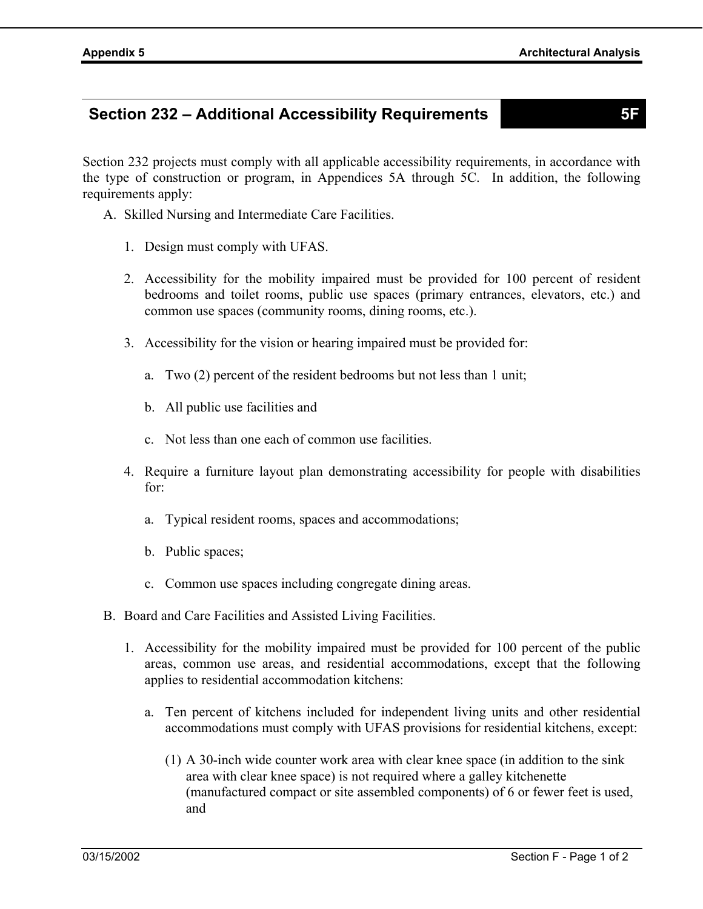## Section 232 – Additional Accessibility Requirements 5F

Section 232 projects must comply with all applicable accessibility requirements, in accordance with the type of construction or program, in Appendices 5A through 5C. In addition, the following requirements apply:

A. Skilled Nursing and Intermediate Care Facilities.

1. Design must comply with UFAS.

2. Accessibility for the mobility impaired must be provided for 100 percent of resident bedrooms and toilet rooms, public use spaces (primary entrances, elevators, etc.) and common use spaces (community rooms, dining rooms, etc.).

3. Accessibility for the vision or hearing impaired must be provided for:

    a. Two (2) percent of the resident bedrooms but not less than 1 unit;

    b. All public use facilities and

    c. Not less than one each of common use facilities.

4. Require a furniture layout plan demonstrating accessibility for people with disabilities for:

    a. Typical resident rooms, spaces and accommodations;

    b. Public spaces;

    c. Common use spaces including congregate dining areas.

B. Board and Care Facilities and Assisted Living Facilities.

1. Accessibility for the mobility impaired must be provided for 100 percent of the public areas, common use areas, and residential accommodations, except that the following applies to residential accommodation kitchens:

    a. Ten percent of kitchens included for independent living units and other residential accommodations must comply with UFAS provisions for residential kitchens, except:

        (1) A 30-inch wide counter work area with clear knee space (in addition to the sink area with clear knee space) is not required where a galley kitchenette (manufactured compact or site assembled components) of 6 or fewer feet is used, and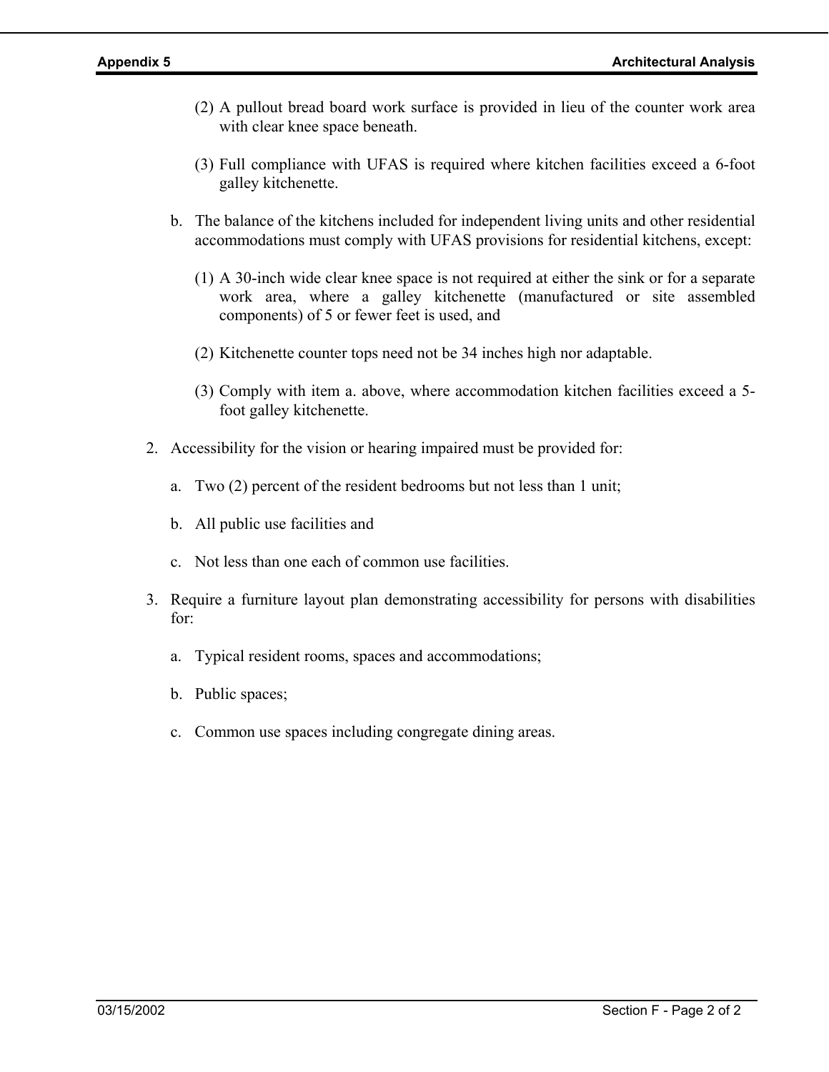(2) A pullout bread board work surface is provided in lieu of the counter work area with clear knee space beneath.

(3) Full compliance with UFAS is required where kitchen facilities exceed a 6-foot galley kitchenette.

b. The balance of the kitchens included for independent living units and other residential accommodations must comply with UFAS provisions for residential kitchens, except:

(1) A 30-inch wide clear knee space is not required at either the sink or for a separate work area, where a galley kitchenette (manufactured or site assembled components) of 5 or fewer feet is used, and

(2) Kitchenette counter tops need not be 34 inches high nor adaptable.

(3) Comply with item a. above, where accommodation kitchen facilities exceed a 5-foot galley kitchenette.

2. Accessibility for the vision or hearing impaired must be provided for:

   a. Two (2) percent of the resident bedrooms but not less than 1 unit;

   b. All public use facilities and

   c. Not less than one each of common use facilities.

3. Require a furniture layout plan demonstrating accessibility for persons with disabilities for:

   a. Typical resident rooms, spaces and accommodations;

   b. Public spaces;

   c. Common use spaces including congregate dining areas.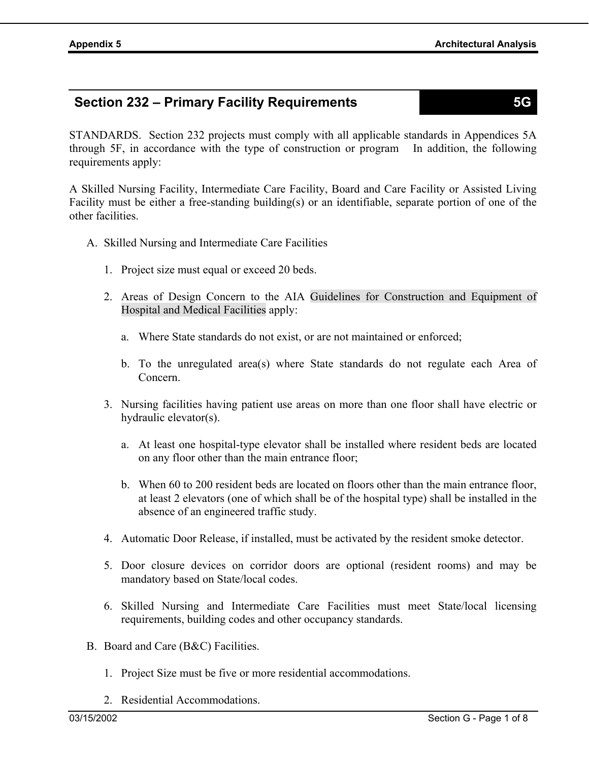## Section 232 – Primary Facility Requirements 5G

STANDARDS. Section 232 projects must comply with all applicable standards in Appendices 5A through 5F, in accordance with the type of construction or program In addition, the following requirements apply:

A Skilled Nursing Facility, Intermediate Care Facility, Board and Care Facility or Assisted Living Facility must be either a free-standing building(s) or an identifiable, separate portion of one of the other facilities.

A. Skilled Nursing and Intermediate Care Facilities

   1. Project size must equal or exceed 20 beds.

   2. Areas of Design Concern to the AIA Guidelines for Construction and Equipment of Hospital and Medical Facilities apply:

      a. Where State standards do not exist, or are not maintained or enforced;

      b. To the unregulated area(s) where State standards do not regulate each Area of Concern.

   3. Nursing facilities having patient use areas on more than one floor shall have electric or hydraulic elevator(s).

      a. At least one hospital-type elevator shall be installed where resident beds are located on any floor other than the main entrance floor;

      b. When 60 to 200 resident beds are located on floors other than the main entrance floor, at least 2 elevators (one of which shall be of the hospital type) shall be installed in the absence of an engineered traffic study.

   4. Automatic Door Release, if installed, must be activated by the resident smoke detector.

   5. Door closure devices on corridor doors are optional (resident rooms) and may be mandatory based on State/local codes.

   6. Skilled Nursing and Intermediate Care Facilities must meet State/local licensing requirements, building codes and other occupancy standards.

B. Board and Care (B&C) Facilities.

   1. Project Size must be five or more residential accommodations.

   2. Residential Accommodations.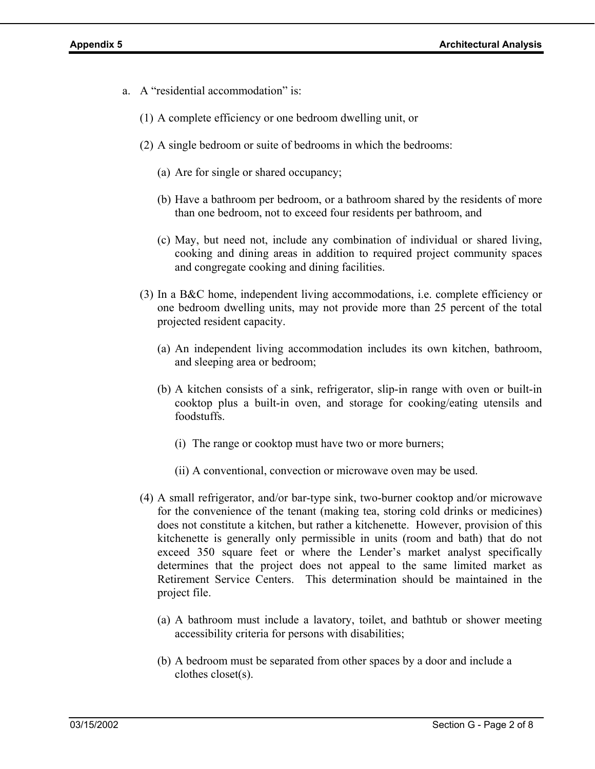a. A "residential accommodation" is:

   (1) A complete efficiency or one bedroom dwelling unit, or

   (2) A single bedroom or suite of bedrooms in which the bedrooms:

      (a) Are for single or shared occupancy;

      (b) Have a bathroom per bedroom, or a bathroom shared by the residents of more than one bedroom, not to exceed four residents per bathroom, and

      (c) May, but need not, include any combination of individual or shared living, cooking and dining areas in addition to required project community spaces and congregate cooking and dining facilities.

   (3) In a B&C home, independent living accommodations, i.e. complete efficiency or one bedroom dwelling units, may not provide more than 25 percent of the total projected resident capacity.

      (a) An independent living accommodation includes its own kitchen, bathroom, and sleeping area or bedroom;

      (b) A kitchen consists of a sink, refrigerator, slip-in range with oven or built-in cooktop plus a built-in oven, and storage for cooking/eating utensils and foodstuffs.

         (i) The range or cooktop must have two or more burners;

         (ii) A conventional, convection or microwave oven may be used.

   (4) A small refrigerator, and/or bar-type sink, two-burner cooktop and/or microwave for the convenience of the tenant (making tea, storing cold drinks or medicines) does not constitute a kitchen, but rather a kitchenette. However, provision of this kitchenette is generally only permissible in units (room and bath) that do not exceed 350 square feet or where the Lender's market analyst specifically determines that the project does not appeal to the same limited market as Retirement Service Centers. This determination should be maintained in the project file.

      (a) A bathroom must include a lavatory, toilet, and bathtub or shower meeting accessibility criteria for persons with disabilities;

      (b) A bedroom must be separated from other spaces by a door and include a clothes closet(s).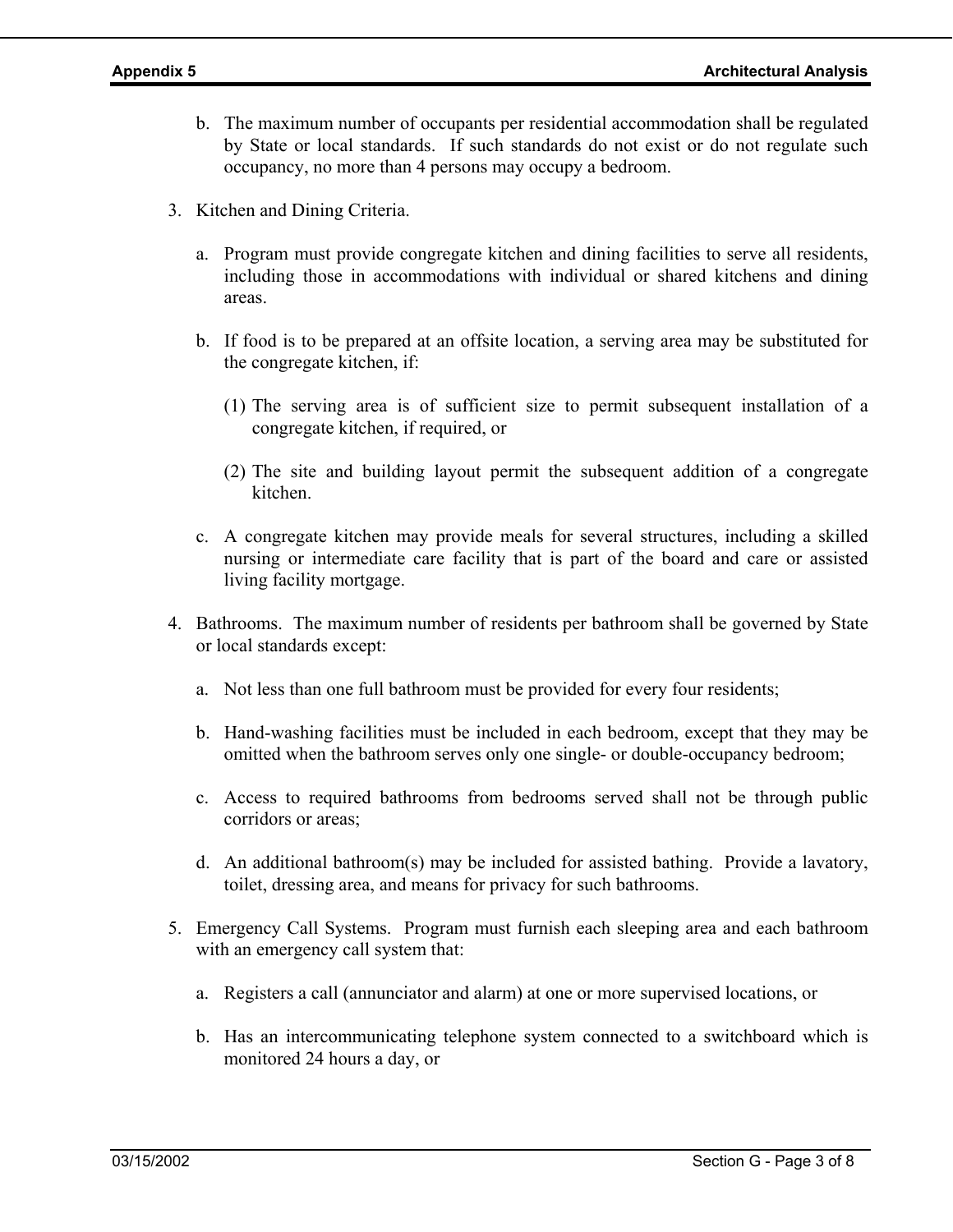b. The maximum number of occupants per residential accommodation shall be regulated by State or local standards. If such standards do not exist or do not regulate such occupancy, no more than 4 persons may occupy a bedroom.

3. Kitchen and Dining Criteria.

   a. Program must provide congregate kitchen and dining facilities to serve all residents, including those in accommodations with individual or shared kitchens and dining areas.

   b. If food is to be prepared at an offsite location, a serving area may be substituted for the congregate kitchen, if:

      (1) The serving area is of sufficient size to permit subsequent installation of a congregate kitchen, if required, or

      (2) The site and building layout permit the subsequent addition of a congregate kitchen.

   c. A congregate kitchen may provide meals for several structures, including a skilled nursing or intermediate care facility that is part of the board and care or assisted living facility mortgage.

4. Bathrooms. The maximum number of residents per bathroom shall be governed by State or local standards except:

   a. Not less than one full bathroom must be provided for every four residents;

   b. Hand-washing facilities must be included in each bedroom, except that they may be omitted when the bathroom serves only one single- or double-occupancy bedroom;

   c. Access to required bathrooms from bedrooms served shall not be through public corridors or areas;

   d. An additional bathroom(s) may be included for assisted bathing. Provide a lavatory, toilet, dressing area, and means for privacy for such bathrooms.

5. Emergency Call Systems. Program must furnish each sleeping area and each bathroom with an emergency call system that:

   a. Registers a call (annunciator and alarm) at one or more supervised locations, or

   b. Has an intercommunicating telephone system connected to a switchboard which is monitored 24 hours a day, or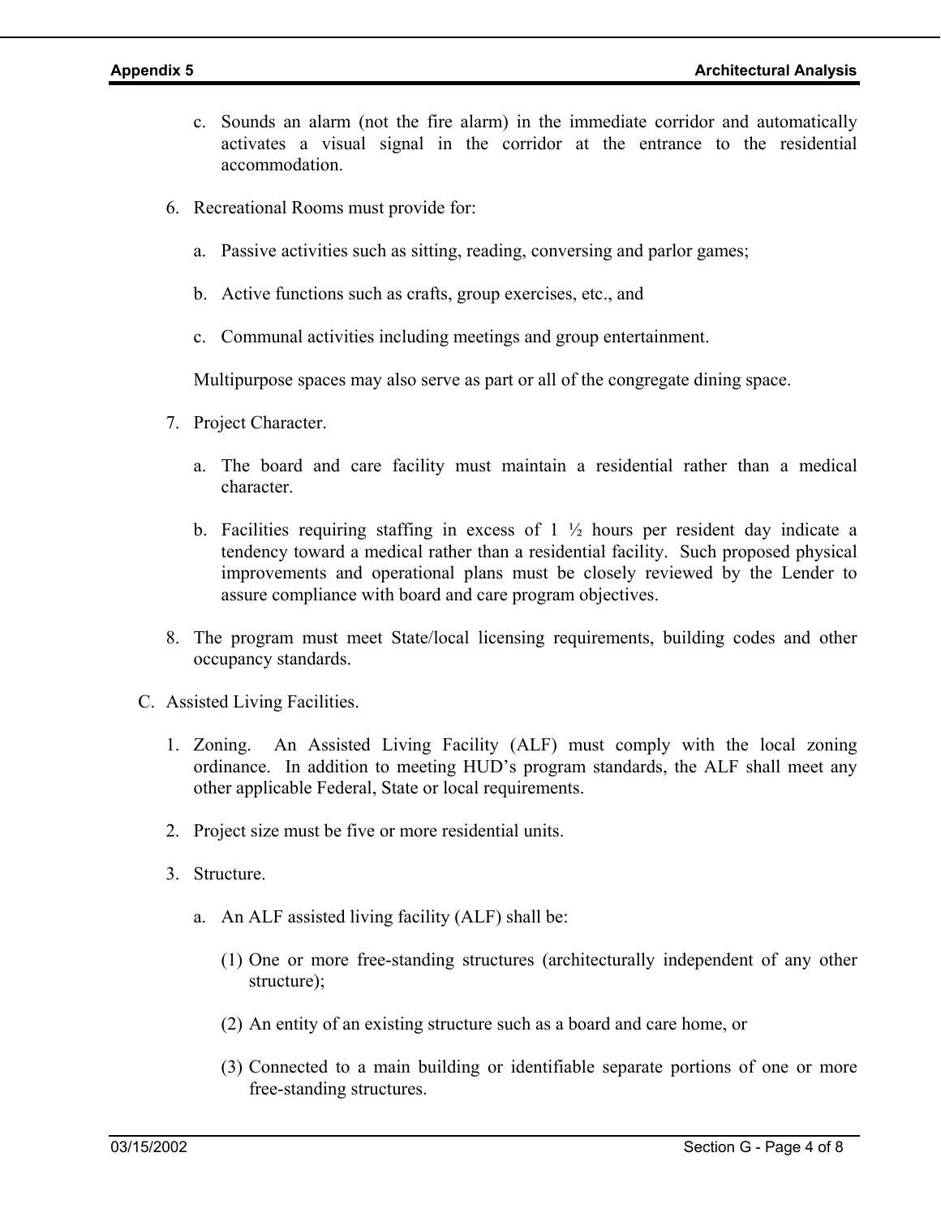c. Sounds an alarm (not the fire alarm) in the immediate corridor and automatically activates a visual signal in the corridor at the entrance to the residential accommodation.

6. Recreational Rooms must provide for:

   a. Passive activities such as sitting, reading, conversing and parlor games;

   b. Active functions such as crafts, group exercises, etc., and

   c. Communal activities including meetings and group entertainment.

   Multipurpose spaces may also serve as part or all of the congregate dining space.

7. Project Character.

   a. The board and care facility must maintain a residential rather than a medical character.

   b. Facilities requiring staffing in excess of 1 ½ hours per resident day indicate a tendency toward a medical rather than a residential facility. Such proposed physical improvements and operational plans must be closely reviewed by the Lender to assure compliance with board and care program objectives.

8. The program must meet State/local licensing requirements, building codes and other occupancy standards.

C. Assisted Living Facilities.

1. Zoning. An Assisted Living Facility (ALF) must comply with the local zoning ordinance. In addition to meeting HUD's program standards, the ALF shall meet any other applicable Federal, State or local requirements.

2. Project size must be five or more residential units.

3. Structure.

   a. An ALF assisted living facility (ALF) shall be:

      (1) One or more free-standing structures (architecturally independent of any other structure);

      (2) An entity of an existing structure such as a board and care home, or

      (3) Connected to a main building or identifiable separate portions of one or more free-standing structures.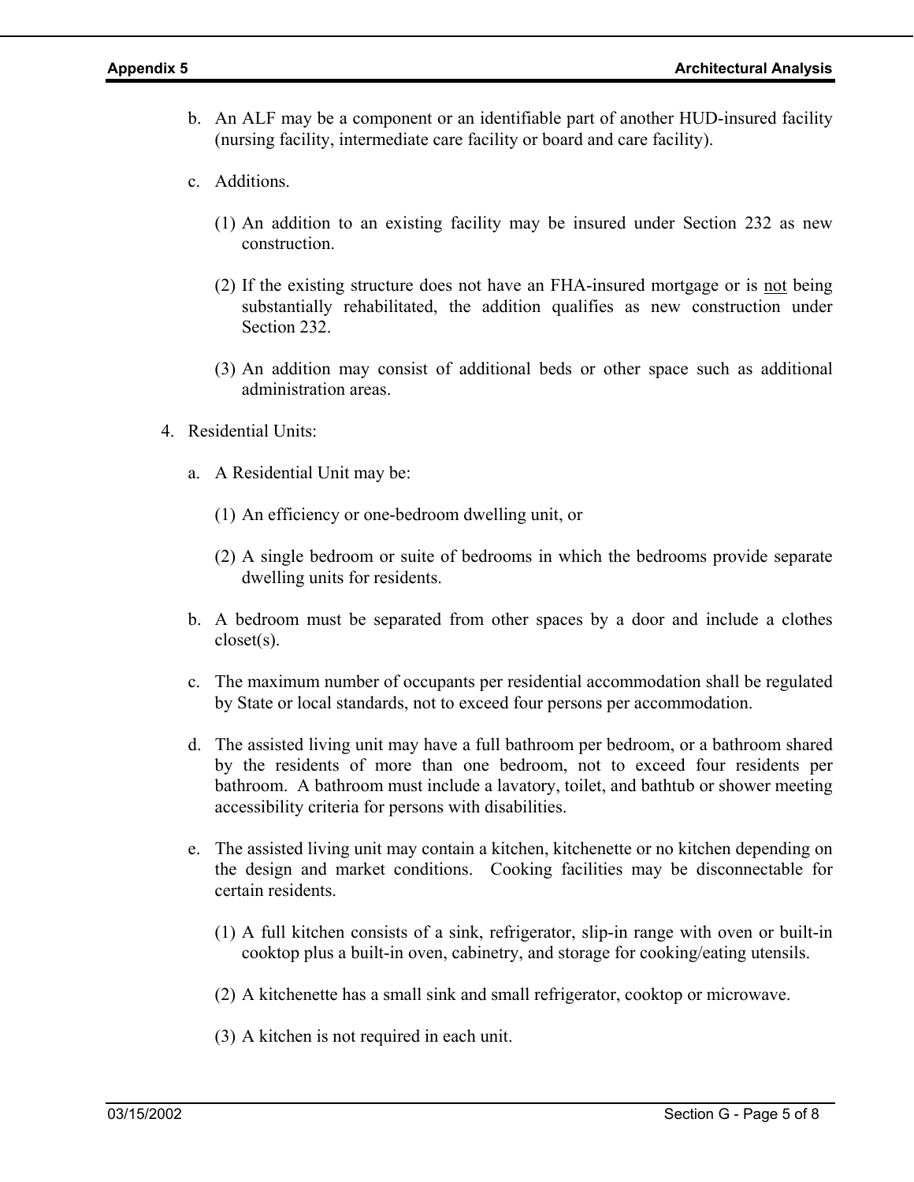b. An ALF may be a component or an identifiable part of another HUD-insured facility (nursing facility, intermediate care facility or board and care facility).

c. Additions.

   (1) An addition to an existing facility may be insured under Section 232 as new construction.

   (2) If the existing structure does not have an FHA-insured mortgage or is not being substantially rehabilitated, the addition qualifies as new construction under Section 232.

   (3) An addition may consist of additional beds or other space such as additional administration areas.

4. Residential Units:

   a. A Residential Unit may be:

      (1) An efficiency or one-bedroom dwelling unit, or

      (2) A single bedroom or suite of bedrooms in which the bedrooms provide separate dwelling units for residents.

   b. A bedroom must be separated from other spaces by a door and include a clothes closet(s).

   c. The maximum number of occupants per residential accommodation shall be regulated by State or local standards, not to exceed four persons per accommodation.

   d. The assisted living unit may have a full bathroom per bedroom, or a bathroom shared by the residents of more than one bedroom, not to exceed four residents per bathroom. A bathroom must include a lavatory, toilet, and bathtub or shower meeting accessibility criteria for persons with disabilities.

   e. The assisted living unit may contain a kitchen, kitchenette or no kitchen depending on the design and market conditions. Cooking facilities may be disconnectable for certain residents.

      (1) A full kitchen consists of a sink, refrigerator, slip-in range with oven or built-in cooktop plus a built-in oven, cabinetry, and storage for cooking/eating utensils.

      (2) A kitchenette has a small sink and small refrigerator, cooktop or microwave.

      (3) A kitchen is not required in each unit.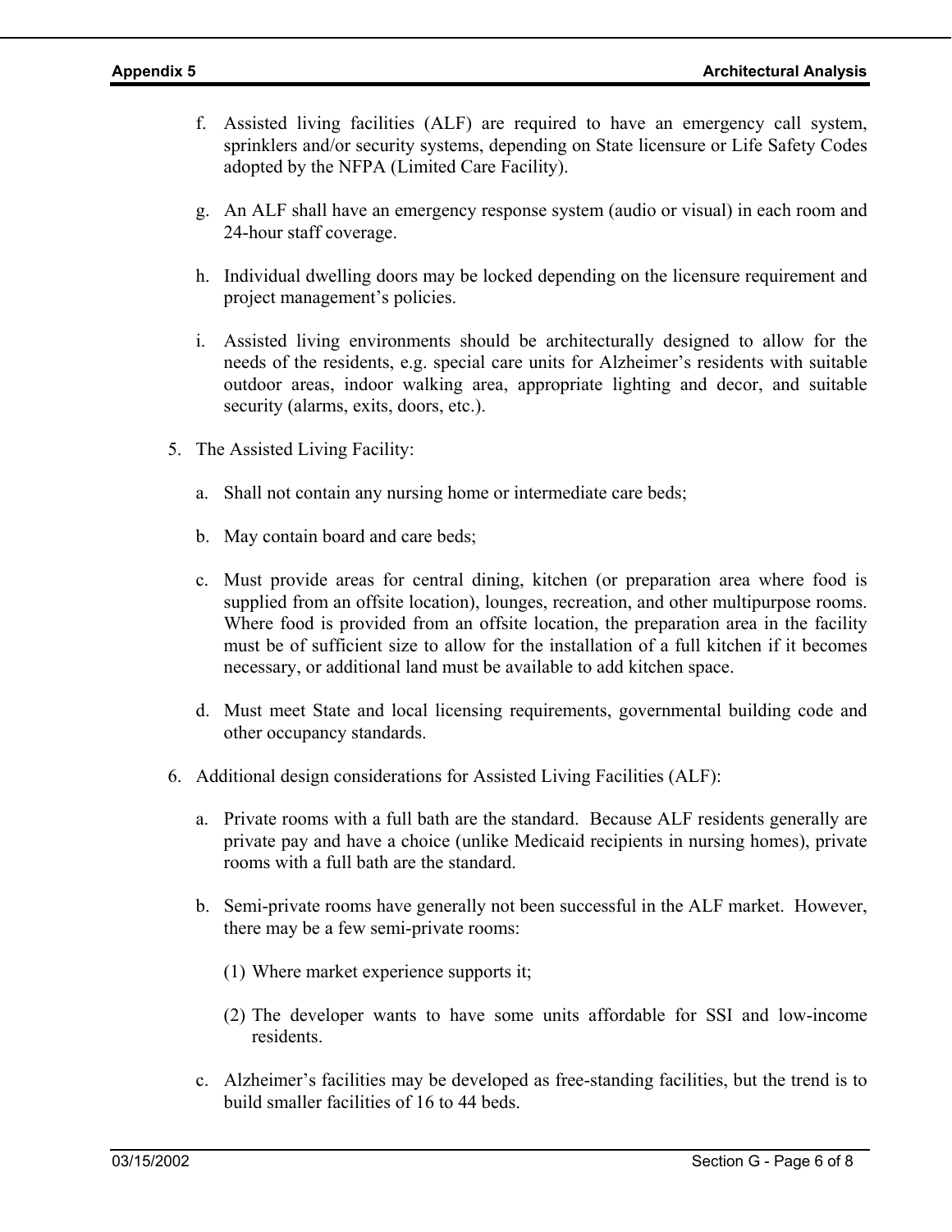f. Assisted living facilities (ALF) are required to have an emergency call system, sprinklers and/or security systems, depending on State licensure or Life Safety Codes adopted by the NFPA (Limited Care Facility).

g. An ALF shall have an emergency response system (audio or visual) in each room and 24-hour staff coverage.

h. Individual dwelling doors may be locked depending on the licensure requirement and project management's policies.

i. Assisted living environments should be architecturally designed to allow for the needs of the residents, e.g. special care units for Alzheimer's residents with suitable outdoor areas, indoor walking area, appropriate lighting and decor, and suitable security (alarms, exits, doors, etc.).

5. The Assisted Living Facility:

   a. Shall not contain any nursing home or intermediate care beds;

   b. May contain board and care beds;

   c. Must provide areas for central dining, kitchen (or preparation area where food is supplied from an offsite location), lounges, recreation, and other multipurpose rooms. Where food is provided from an offsite location, the preparation area in the facility must be of sufficient size to allow for the installation of a full kitchen if it becomes necessary, or additional land must be available to add kitchen space.

   d. Must meet State and local licensing requirements, governmental building code and other occupancy standards.

6. Additional design considerations for Assisted Living Facilities (ALF):

   a. Private rooms with a full bath are the standard. Because ALF residents generally are private pay and have a choice (unlike Medicaid recipients in nursing homes), private rooms with a full bath are the standard.

   b. Semi-private rooms have generally not been successful in the ALF market. However, there may be a few semi-private rooms:

      (1) Where market experience supports it;

      (2) The developer wants to have some units affordable for SSI and low-income residents.

   c. Alzheimer's facilities may be developed as free-standing facilities, but the trend is to build smaller facilities of 16 to 44 beds.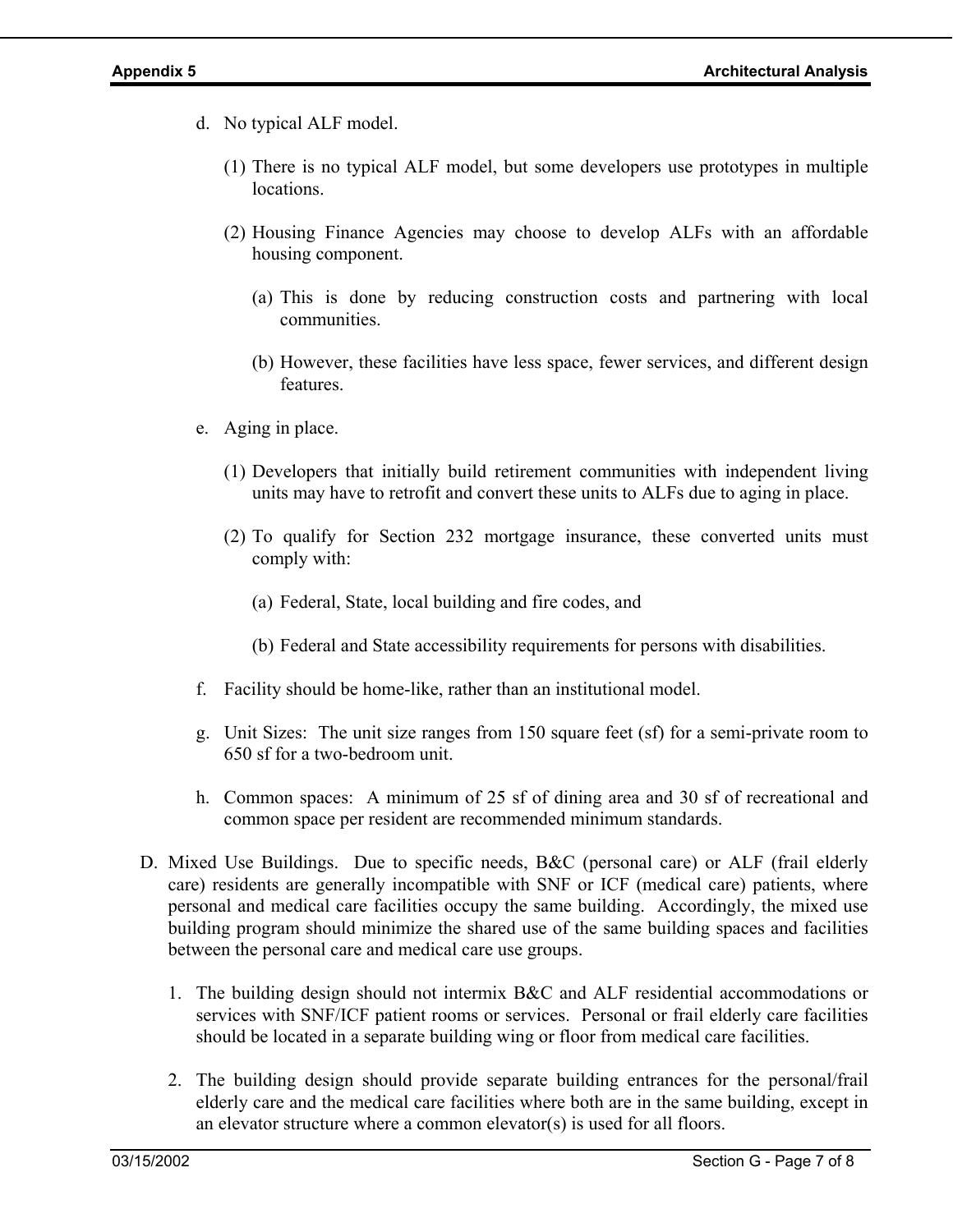d. No typical ALF model.

   (1) There is no typical ALF model, but some developers use prototypes in multiple locations.

   (2) Housing Finance Agencies may choose to develop ALFs with an affordable housing component.

      (a) This is done by reducing construction costs and partnering with local communities.

      (b) However, these facilities have less space, fewer services, and different design features.

e. Aging in place.

   (1) Developers that initially build retirement communities with independent living units may have to retrofit and convert these units to ALFs due to aging in place.

   (2) To qualify for Section 232 mortgage insurance, these converted units must comply with:

      (a) Federal, State, local building and fire codes, and

      (b) Federal and State accessibility requirements for persons with disabilities.

f. Facility should be home-like, rather than an institutional model.

g. Unit Sizes: The unit size ranges from 150 square feet (sf) for a semi-private room to 650 sf for a two-bedroom unit.

h. Common spaces: A minimum of 25 sf of dining area and 30 sf of recreational and common space per resident are recommended minimum standards.

D. Mixed Use Buildings. Due to specific needs, B&C (personal care) or ALF (frail elderly care) residents are generally incompatible with SNF or ICF (medical care) patients, where personal and medical care facilities occupy the same building. Accordingly, the mixed use building program should minimize the shared use of the same building spaces and facilities between the personal care and medical care use groups.

   1. The building design should not intermix B&C and ALF residential accommodations or services with SNF/ICF patient rooms or services. Personal or frail elderly care facilities should be located in a separate building wing or floor from medical care facilities.

   2. The building design should provide separate building entrances for the personal/frail elderly care and the medical care facilities where both are in the same building, except in an elevator structure where a common elevator(s) is used for all floors.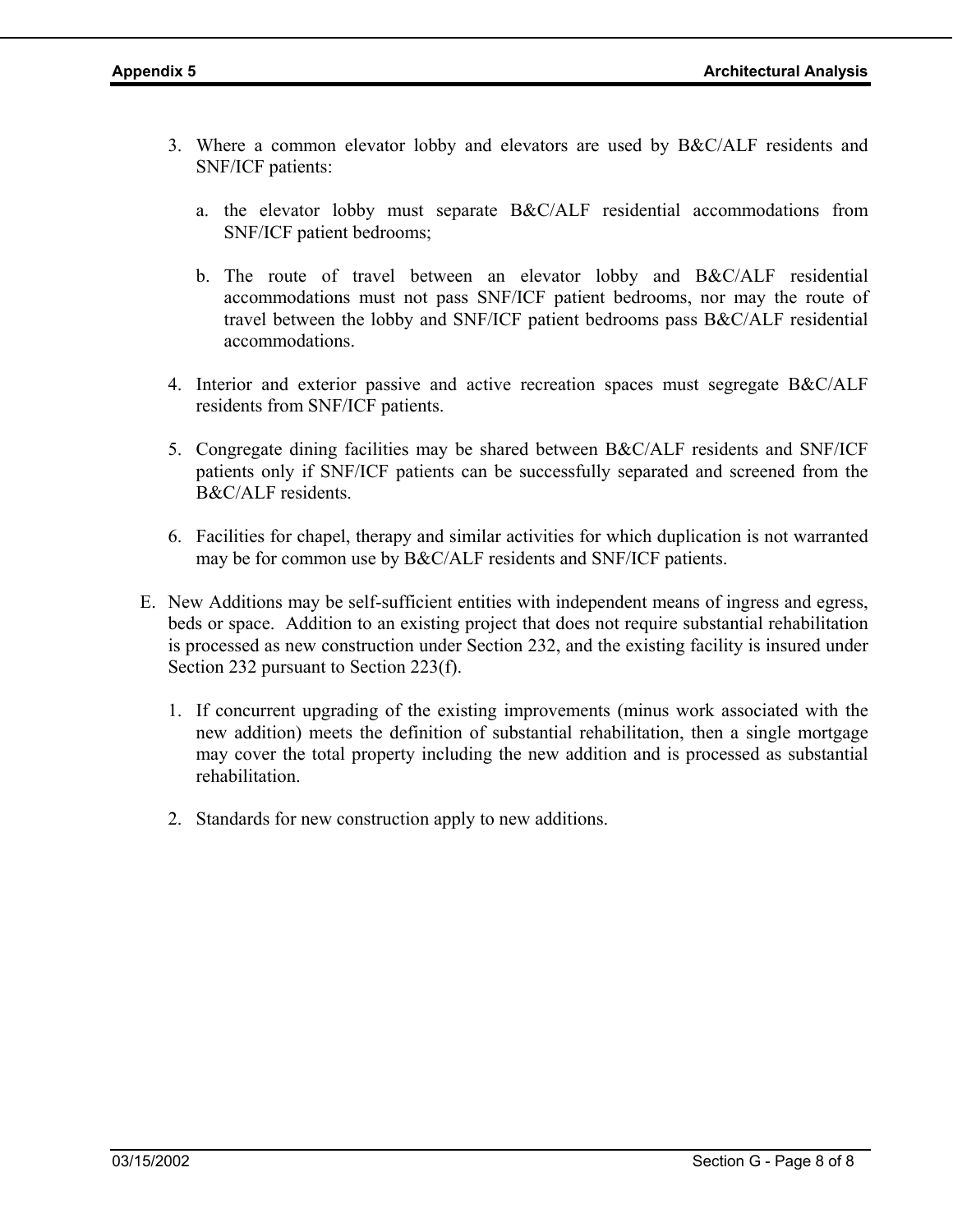3. Where a common elevator lobby and elevators are used by B&C/ALF residents and SNF/ICF patients:

   a. the elevator lobby must separate B&C/ALF residential accommodations from SNF/ICF patient bedrooms;

   b. The route of travel between an elevator lobby and B&C/ALF residential accommodations must not pass SNF/ICF patient bedrooms, nor may the route of travel between the lobby and SNF/ICF patient bedrooms pass B&C/ALF residential accommodations.

4. Interior and exterior passive and active recreation spaces must segregate B&C/ALF residents from SNF/ICF patients.

5. Congregate dining facilities may be shared between B&C/ALF residents and SNF/ICF patients only if SNF/ICF patients can be successfully separated and screened from the B&C/ALF residents.

6. Facilities for chapel, therapy and similar activities for which duplication is not warranted may be for common use by B&C/ALF residents and SNF/ICF patients.

E. New Additions may be self-sufficient entities with independent means of ingress and egress, beds or space. Addition to an existing project that does not require substantial rehabilitation is processed as new construction under Section 232, and the existing facility is insured under Section 232 pursuant to Section 223(f).

   1. If concurrent upgrading of the existing improvements (minus work associated with the new addition) meets the definition of substantial rehabilitation, then a single mortgage may cover the total property including the new addition and is processed as substantial rehabilitation.

   2. Standards for new construction apply to new additions.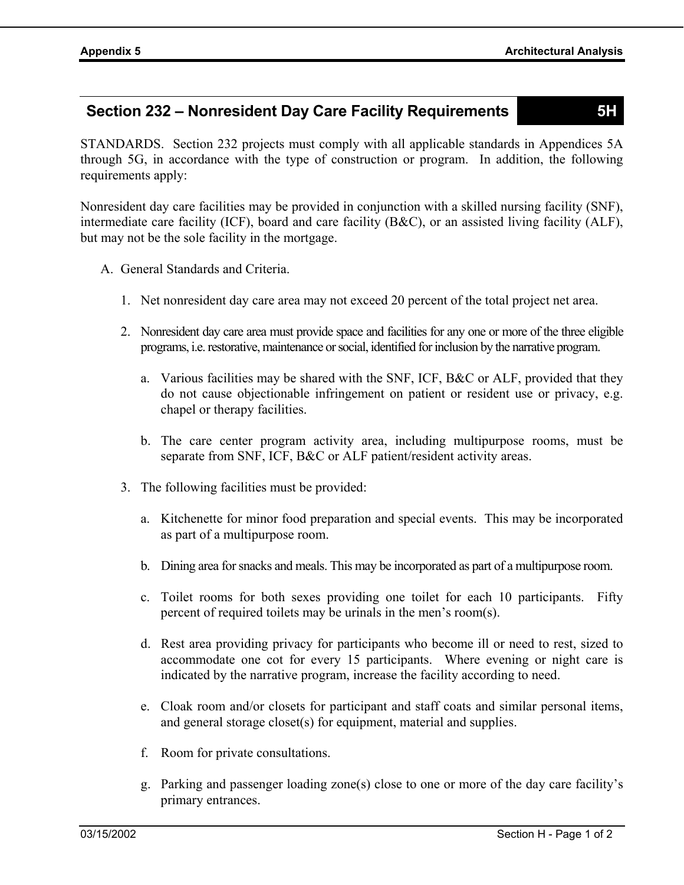## Section 232 – Nonresident Day Care Facility Requirements 5H

STANDARDS. Section 232 projects must comply with all applicable standards in Appendices 5A through 5G, in accordance with the type of construction or program. In addition, the following requirements apply:

Nonresident day care facilities may be provided in conjunction with a skilled nursing facility (SNF), intermediate care facility (ICF), board and care facility (B&C), or an assisted living facility (ALF), but may not be the sole facility in the mortgage.

A. General Standards and Criteria.

1. Net nonresident day care area may not exceed 20 percent of the total project net area.

2. Nonresident day care area must provide space and facilities for any one or more of the three eligible programs, i.e. restorative, maintenance or social, identified for inclusion by the narrative program.

   a. Various facilities may be shared with the SNF, ICF, B&C or ALF, provided that they do not cause objectionable infringement on patient or resident use or privacy, e.g. chapel or therapy facilities.

   b. The care center program activity area, including multipurpose rooms, must be separate from SNF, ICF, B&C or ALF patient/resident activity areas.

3. The following facilities must be provided:

   a. Kitchenette for minor food preparation and special events. This may be incorporated as part of a multipurpose room.

   b. Dining area for snacks and meals. This may be incorporated as part of a multipurpose room.

   c. Toilet rooms for both sexes providing one toilet for each 10 participants. Fifty percent of required toilets may be urinals in the men's room(s).

   d. Rest area providing privacy for participants who become ill or need to rest, sized to accommodate one cot for every 15 participants. Where evening or night care is indicated by the narrative program, increase the facility according to need.

   e. Cloak room and/or closets for participant and staff coats and similar personal items, and general storage closet(s) for equipment, material and supplies.

   f. Room for private consultations.

   g. Parking and passenger loading zone(s) close to one or more of the day care facility's primary entrances.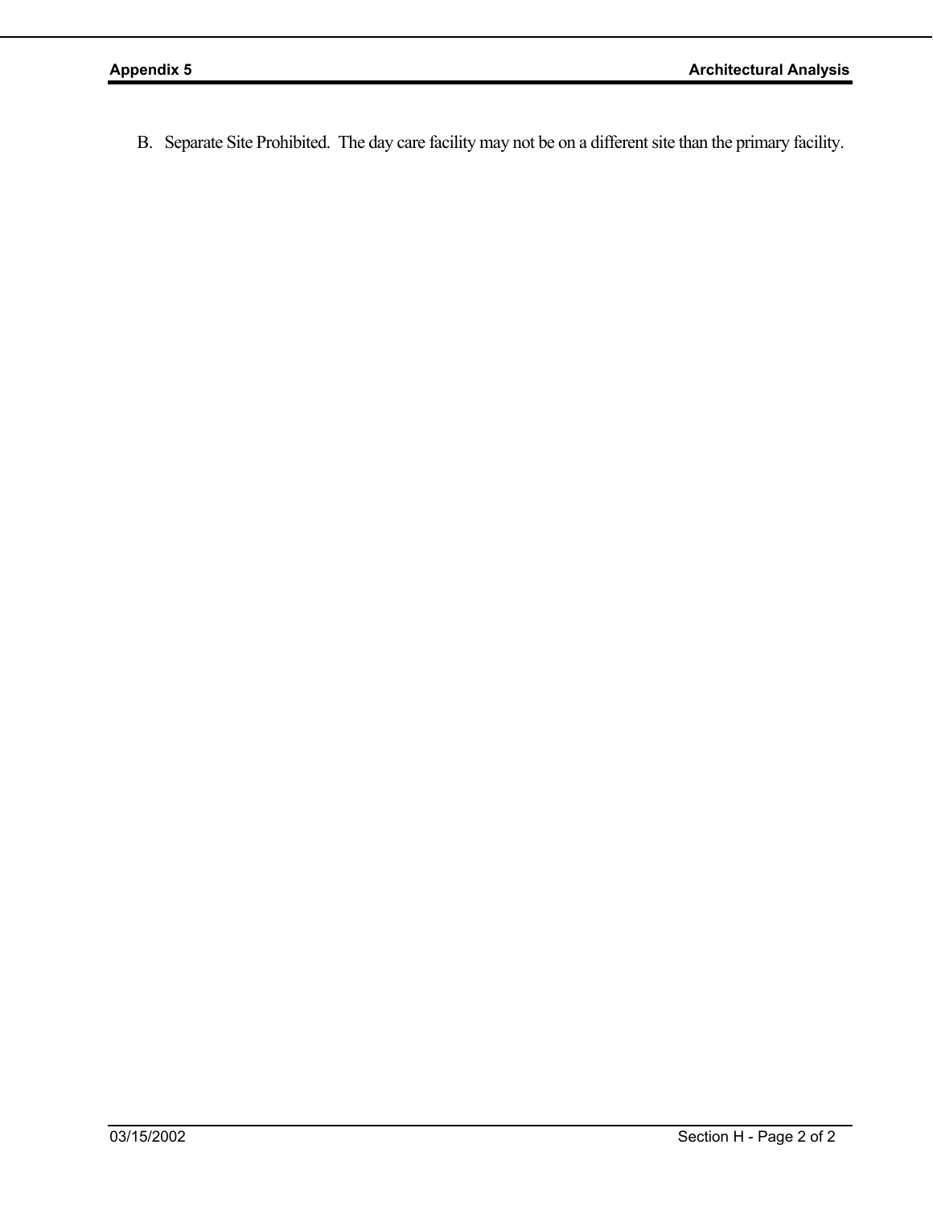B. Separate Site Prohibited. The day care facility may not be on a different site than the primary facility.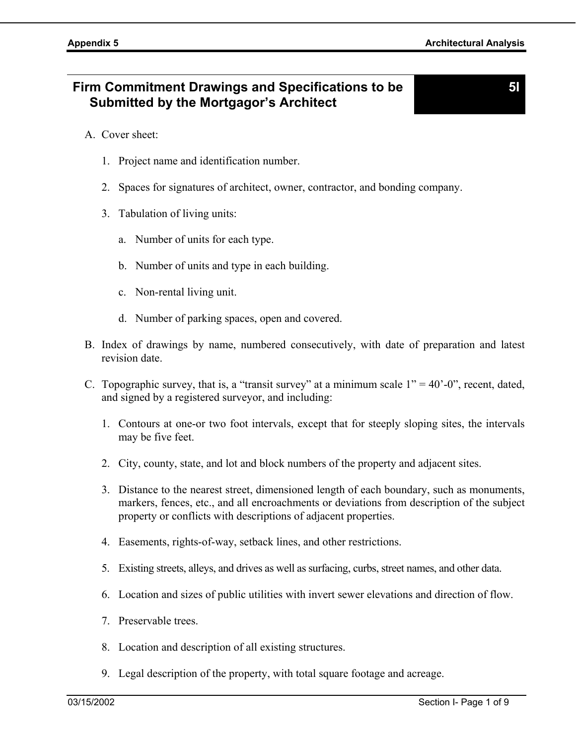# Firm Commitment Drawings and Specifications to be Submitted by the Mortgagor's Architect

**5I**

A. Cover sheet:

   1. Project name and identification number.

   2. Spaces for signatures of architect, owner, contractor, and bonding company.

   3. Tabulation of living units:

      a. Number of units for each type.

      b. Number of units and type in each building.

      c. Non-rental living unit.

      d. Number of parking spaces, open and covered.

B. Index of drawings by name, numbered consecutively, with date of preparation and latest revision date.

C. Topographic survey, that is, a "transit survey" at a minimum scale 1" = 40'-0", recent, dated, and signed by a registered surveyor, and including:

   1. Contours at one-or two foot intervals, except that for steeply sloping sites, the intervals may be five feet.

   2. City, county, state, and lot and block numbers of the property and adjacent sites.

   3. Distance to the nearest street, dimensioned length of each boundary, such as monuments, markers, fences, etc., and all encroachments or deviations from description of the subject property or conflicts with descriptions of adjacent properties.

   4. Easements, rights-of-way, setback lines, and other restrictions.

   5. Existing streets, alleys, and drives as well as surfacing, curbs, street names, and other data.

   6. Location and sizes of public utilities with invert sewer elevations and direction of flow.

   7. Preservable trees.

   8. Location and description of all existing structures.

   9. Legal description of the property, with total square footage and acreage.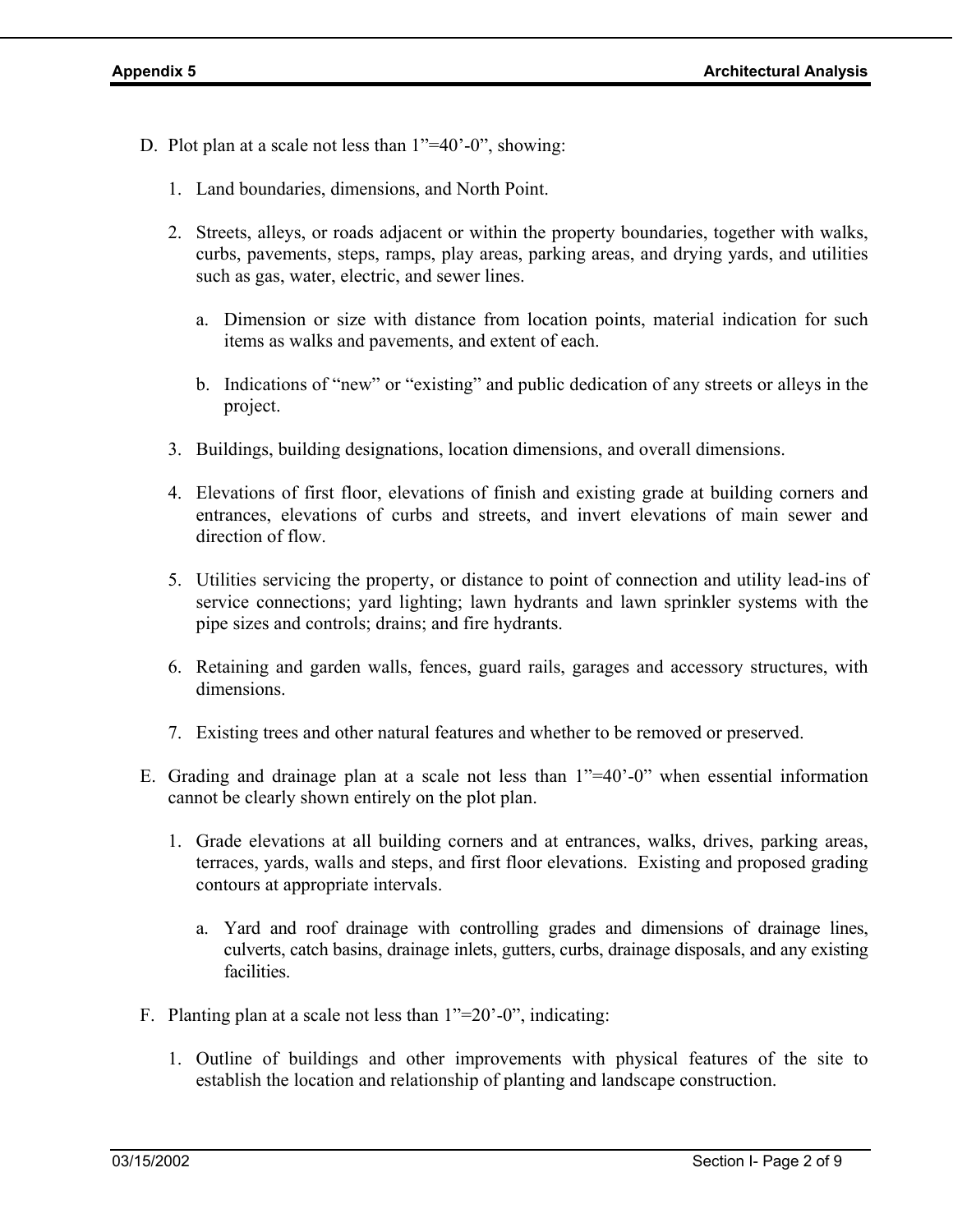D. Plot plan at a scale not less than 1"=40'-0", showing:

1. Land boundaries, dimensions, and North Point.

2. Streets, alleys, or roads adjacent or within the property boundaries, together with walks, curbs, pavements, steps, ramps, play areas, parking areas, and drying yards, and utilities such as gas, water, electric, and sewer lines.

   a. Dimension or size with distance from location points, material indication for such items as walks and pavements, and extent of each.

   b. Indications of "new" or "existing" and public dedication of any streets or alleys in the project.

3. Buildings, building designations, location dimensions, and overall dimensions.

4. Elevations of first floor, elevations of finish and existing grade at building corners and entrances, elevations of curbs and streets, and invert elevations of main sewer and direction of flow.

5. Utilities servicing the property, or distance to point of connection and utility lead-ins of service connections; yard lighting; lawn hydrants and lawn sprinkler systems with the pipe sizes and controls; drains; and fire hydrants.

6. Retaining and garden walls, fences, guard rails, garages and accessory structures, with dimensions.

7. Existing trees and other natural features and whether to be removed or preserved.

E. Grading and drainage plan at a scale not less than 1"=40'-0" when essential information cannot be clearly shown entirely on the plot plan.

1. Grade elevations at all building corners and at entrances, walks, drives, parking areas, terraces, yards, walls and steps, and first floor elevations. Existing and proposed grading contours at appropriate intervals.

   a. Yard and roof drainage with controlling grades and dimensions of drainage lines, culverts, catch basins, drainage inlets, gutters, curbs, drainage disposals, and any existing facilities.

F. Planting plan at a scale not less than 1"=20'-0", indicating:

1. Outline of buildings and other improvements with physical features of the site to establish the location and relationship of planting and landscape construction.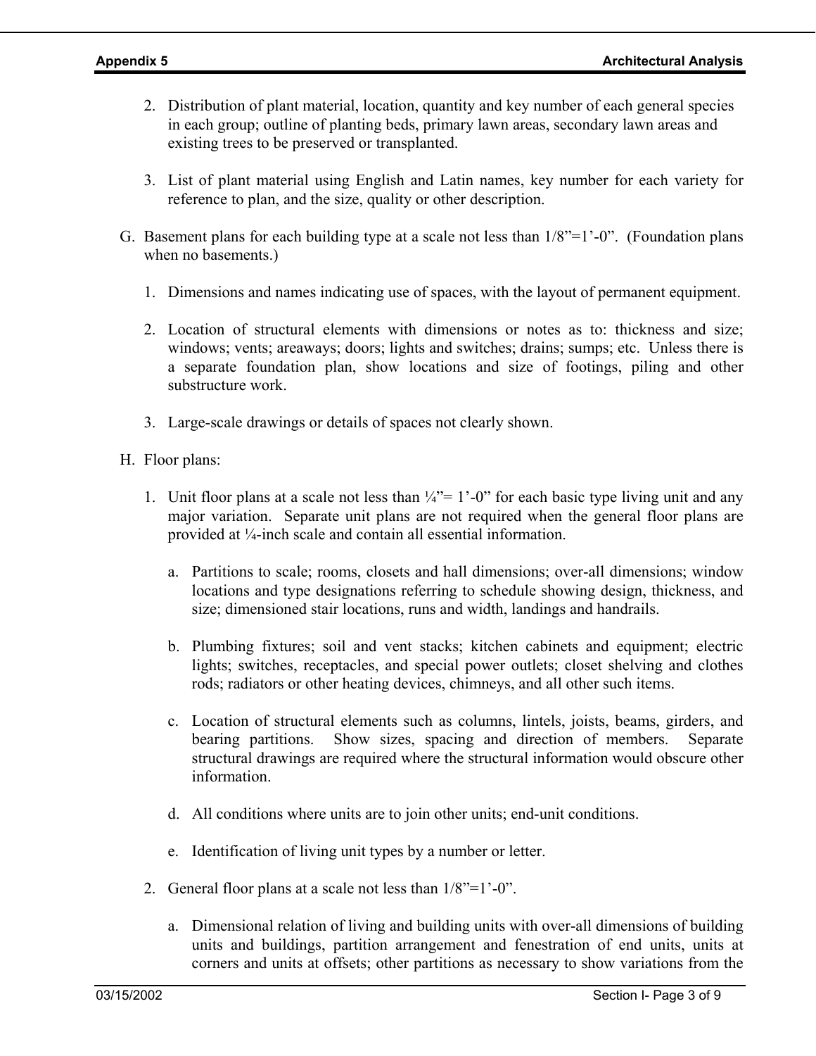2. Distribution of plant material, location, quantity and key number of each general species in each group; outline of planting beds, primary lawn areas, secondary lawn areas and existing trees to be preserved or transplanted.

3. List of plant material using English and Latin names, key number for each variety for reference to plan, and the size, quality or other description.

G. Basement plans for each building type at a scale not less than 1/8"=1'-0". (Foundation plans when no basements.)

1. Dimensions and names indicating use of spaces, with the layout of permanent equipment.

2. Location of structural elements with dimensions or notes as to: thickness and size; windows; vents; areaways; doors; lights and switches; drains; sumps; etc. Unless there is a separate foundation plan, show locations and size of footings, piling and other substructure work.

3. Large-scale drawings or details of spaces not clearly shown.

H. Floor plans:

1. Unit floor plans at a scale not less than ¼"= 1'-0" for each basic type living unit and any major variation. Separate unit plans are not required when the general floor plans are provided at ¼-inch scale and contain all essential information.

   a. Partitions to scale; rooms, closets and hall dimensions; over-all dimensions; window locations and type designations referring to schedule showing design, thickness, and size; dimensioned stair locations, runs and width, landings and handrails.

   b. Plumbing fixtures; soil and vent stacks; kitchen cabinets and equipment; electric lights; switches, receptacles, and special power outlets; closet shelving and clothes rods; radiators or other heating devices, chimneys, and all other such items.

   c. Location of structural elements such as columns, lintels, joists, beams, girders, and bearing partitions. Show sizes, spacing and direction of members. Separate structural drawings are required where the structural information would obscure other information.

   d. All conditions where units are to join other units; end-unit conditions.

   e. Identification of living unit types by a number or letter.

2. General floor plans at a scale not less than 1/8"=1'-0".

   a. Dimensional relation of living and building units with over-all dimensions of building units and buildings, partition arrangement and fenestration of end units, units at corners and units at offsets; other partitions as necessary to show variations from the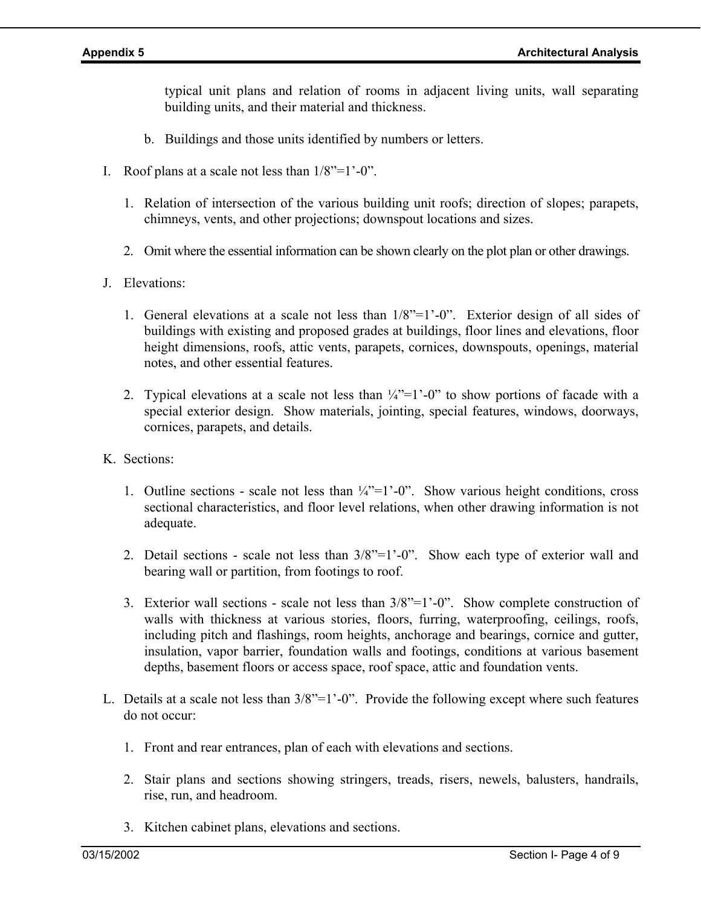typical unit plans and relation of rooms in adjacent living units, wall separating building units, and their material and thickness.

b. Buildings and those units identified by numbers or letters.

I. Roof plans at a scale not less than 1/8"=1'-0".

1. Relation of intersection of the various building unit roofs; direction of slopes; parapets, chimneys, vents, and other projections; downspout locations and sizes.

2. Omit where the essential information can be shown clearly on the plot plan or other drawings.

J. Elevations:

1. General elevations at a scale not less than 1/8"=1'-0". Exterior design of all sides of buildings with existing and proposed grades at buildings, floor lines and elevations, floor height dimensions, roofs, attic vents, parapets, cornices, downspouts, openings, material notes, and other essential features.

2. Typical elevations at a scale not less than ¼"=1'-0" to show portions of facade with a special exterior design. Show materials, jointing, special features, windows, doorways, cornices, parapets, and details.

K. Sections:

1. Outline sections - scale not less than ¼"=1'-0". Show various height conditions, cross sectional characteristics, and floor level relations, when other drawing information is not adequate.

2. Detail sections - scale not less than 3/8"=1'-0". Show each type of exterior wall and bearing wall or partition, from footings to roof.

3. Exterior wall sections - scale not less than 3/8"=1'-0". Show complete construction of walls with thickness at various stories, floors, furring, waterproofing, ceilings, roofs, including pitch and flashings, room heights, anchorage and bearings, cornice and gutter, insulation, vapor barrier, foundation walls and footings, conditions at various basement depths, basement floors or access space, roof space, attic and foundation vents.

L. Details at a scale not less than 3/8"=1'-0". Provide the following except where such features do not occur:

1. Front and rear entrances, plan of each with elevations and sections.

2. Stair plans and sections showing stringers, treads, risers, newels, balusters, handrails, rise, run, and headroom.

3. Kitchen cabinet plans, elevations and sections.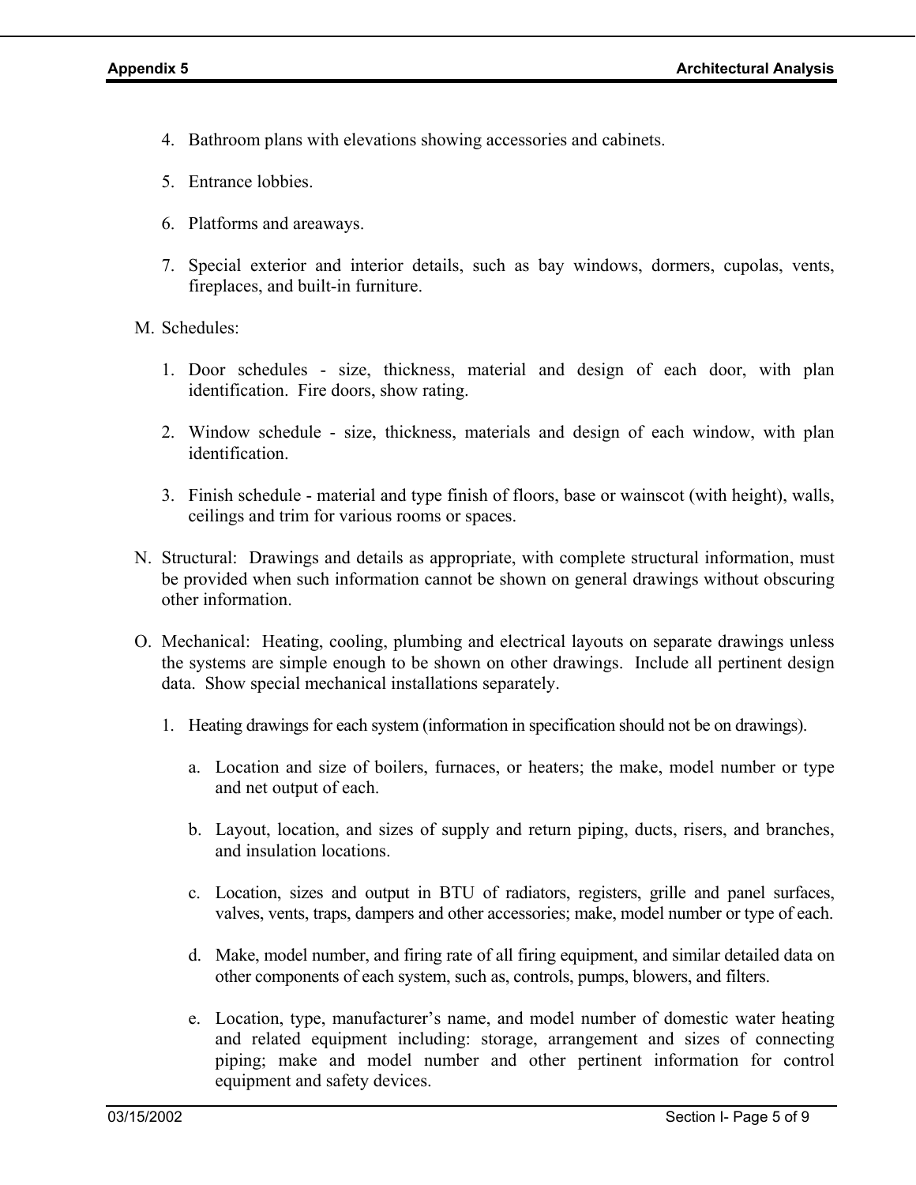4. Bathroom plans with elevations showing accessories and cabinets.

5. Entrance lobbies.

6. Platforms and areaways.

7. Special exterior and interior details, such as bay windows, dormers, cupolas, vents, fireplaces, and built-in furniture.

M. Schedules:

1. Door schedules - size, thickness, material and design of each door, with plan identification. Fire doors, show rating.

2. Window schedule - size, thickness, materials and design of each window, with plan identification.

3. Finish schedule - material and type finish of floors, base or wainscot (with height), walls, ceilings and trim for various rooms or spaces.

N. Structural: Drawings and details as appropriate, with complete structural information, must be provided when such information cannot be shown on general drawings without obscuring other information.

O. Mechanical: Heating, cooling, plumbing and electrical layouts on separate drawings unless the systems are simple enough to be shown on other drawings. Include all pertinent design data. Show special mechanical installations separately.

1. Heating drawings for each system (information in specification should not be on drawings).

   a. Location and size of boilers, furnaces, or heaters; the make, model number or type and net output of each.

   b. Layout, location, and sizes of supply and return piping, ducts, risers, and branches, and insulation locations.

   c. Location, sizes and output in BTU of radiators, registers, grille and panel surfaces, valves, vents, traps, dampers and other accessories; make, model number or type of each.

   d. Make, model number, and firing rate of all firing equipment, and similar detailed data on other components of each system, such as, controls, pumps, blowers, and filters.

   e. Location, type, manufacturer's name, and model number of domestic water heating and related equipment including: storage, arrangement and sizes of connecting piping; make and model number and other pertinent information for control equipment and safety devices.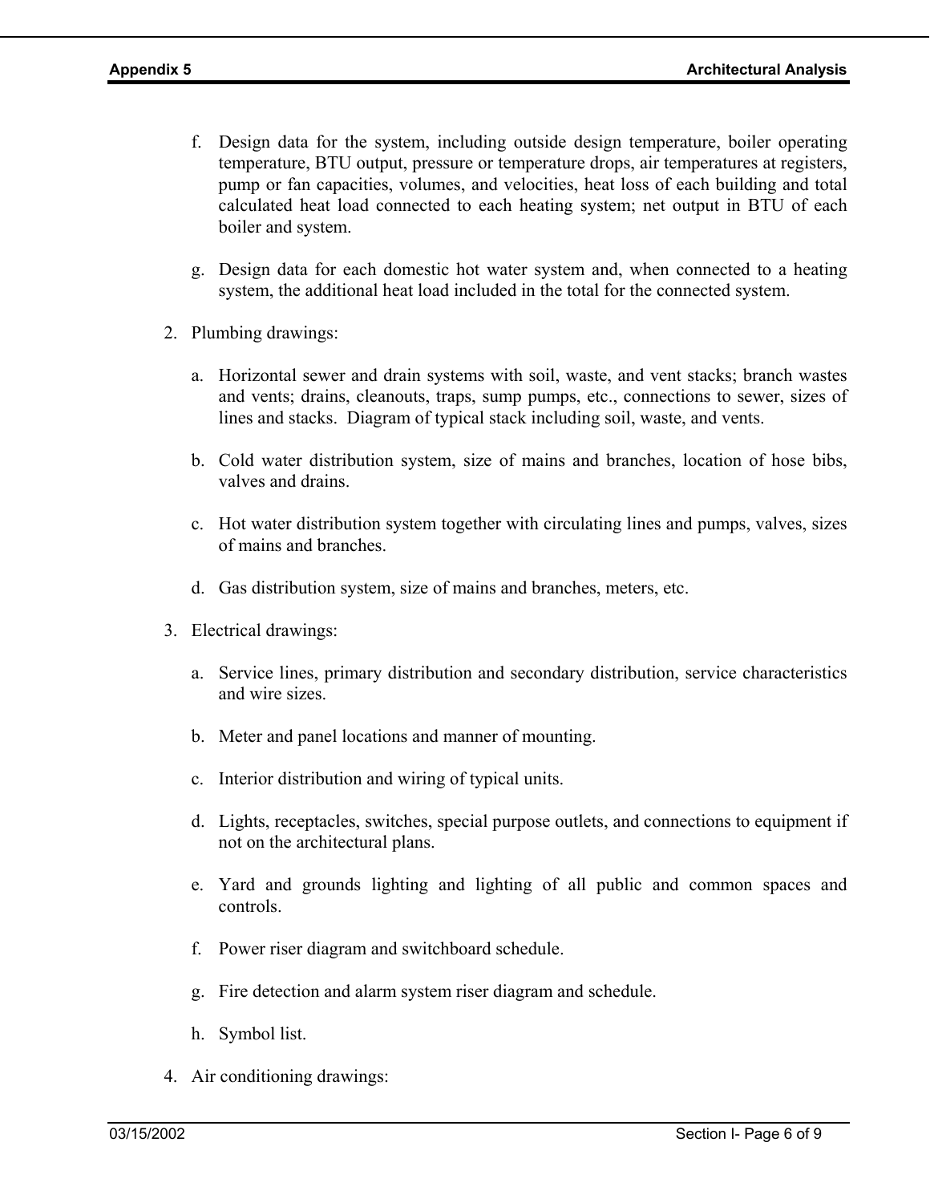f. Design data for the system, including outside design temperature, boiler operating temperature, BTU output, pressure or temperature drops, air temperatures at registers, pump or fan capacities, volumes, and velocities, heat loss of each building and total calculated heat load connected to each heating system; net output in BTU of each boiler and system.

g. Design data for each domestic hot water system and, when connected to a heating system, the additional heat load included in the total for the connected system.

2. Plumbing drawings:

   a. Horizontal sewer and drain systems with soil, waste, and vent stacks; branch wastes and vents; drains, cleanouts, traps, sump pumps, etc., connections to sewer, sizes of lines and stacks. Diagram of typical stack including soil, waste, and vents.

   b. Cold water distribution system, size of mains and branches, location of hose bibs, valves and drains.

   c. Hot water distribution system together with circulating lines and pumps, valves, sizes of mains and branches.

   d. Gas distribution system, size of mains and branches, meters, etc.

3. Electrical drawings:

   a. Service lines, primary distribution and secondary distribution, service characteristics and wire sizes.

   b. Meter and panel locations and manner of mounting.

   c. Interior distribution and wiring of typical units.

   d. Lights, receptacles, switches, special purpose outlets, and connections to equipment if not on the architectural plans.

   e. Yard and grounds lighting and lighting of all public and common spaces and controls.

   f. Power riser diagram and switchboard schedule.

   g. Fire detection and alarm system riser diagram and schedule.

   h. Symbol list.

4. Air conditioning drawings: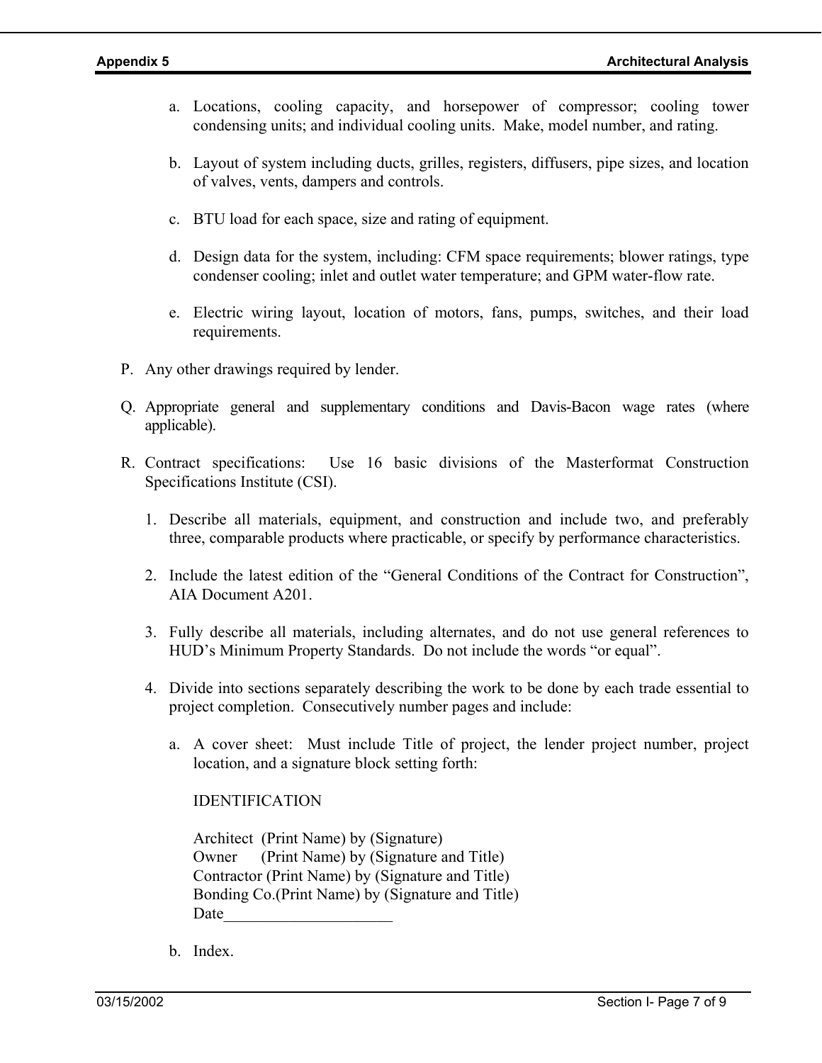a. Locations, cooling capacity, and horsepower of compressor; cooling tower condensing units; and individual cooling units. Make, model number, and rating.

b. Layout of system including ducts, grilles, registers, diffusers, pipe sizes, and location of valves, vents, dampers and controls.

c. BTU load for each space, size and rating of equipment.

d. Design data for the system, including: CFM space requirements; blower ratings, type condenser cooling; inlet and outlet water temperature; and GPM water-flow rate.

e. Electric wiring layout, location of motors, fans, pumps, switches, and their load requirements.

P. Any other drawings required by lender.

Q. Appropriate general and supplementary conditions and Davis-Bacon wage rates (where applicable).

R. Contract specifications: Use 16 basic divisions of the Masterformat Construction Specifications Institute (CSI).

1. Describe all materials, equipment, and construction and include two, and preferably three, comparable products where practicable, or specify by performance characteristics.

2. Include the latest edition of the "General Conditions of the Contract for Construction", AIA Document A201.

3. Fully describe all materials, including alternates, and do not use general references to HUD's Minimum Property Standards. Do not include the words "or equal".

4. Divide into sections separately describing the work to be done by each trade essential to project completion. Consecutively number pages and include:

a. A cover sheet: Must include Title of project, the lender project number, project location, and a signature block setting forth:

IDENTIFICATION

Architect (Print Name) by (Signature)
Owner (Print Name) by (Signature and Title)
Contractor (Print Name) by (Signature and Title)
Bonding Co.(Print Name) by (Signature and Title)
Date______________________

b. Index.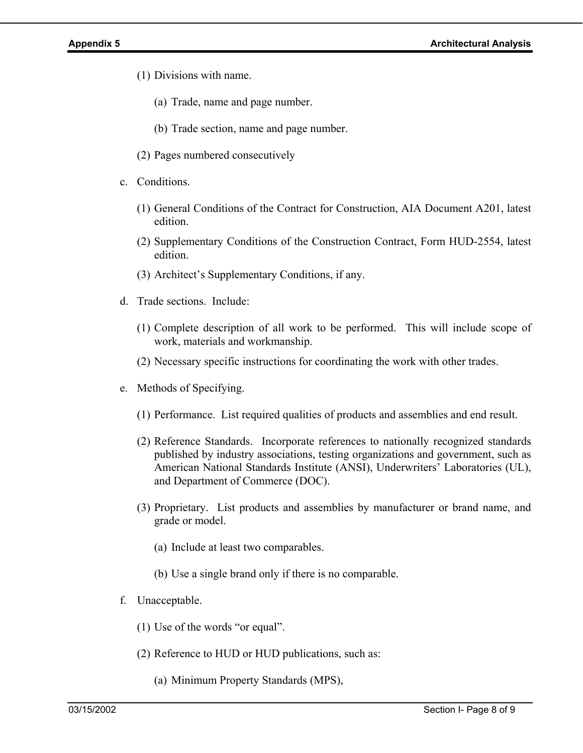(1) Divisions with name.

   (a) Trade, name and page number.

   (b) Trade section, name and page number.

(2) Pages numbered consecutively

c. Conditions.

   (1) General Conditions of the Contract for Construction, AIA Document A201, latest edition.

   (2) Supplementary Conditions of the Construction Contract, Form HUD-2554, latest edition.

   (3) Architect's Supplementary Conditions, if any.

d. Trade sections. Include:

   (1) Complete description of all work to be performed. This will include scope of work, materials and workmanship.

   (2) Necessary specific instructions for coordinating the work with other trades.

e. Methods of Specifying.

   (1) Performance. List required qualities of products and assemblies and end result.

   (2) Reference Standards. Incorporate references to nationally recognized standards published by industry associations, testing organizations and government, such as American National Standards Institute (ANSI), Underwriters' Laboratories (UL), and Department of Commerce (DOC).

   (3) Proprietary. List products and assemblies by manufacturer or brand name, and grade or model.

      (a) Include at least two comparables.

      (b) Use a single brand only if there is no comparable.

f. Unacceptable.

   (1) Use of the words "or equal".

   (2) Reference to HUD or HUD publications, such as:

      (a) Minimum Property Standards (MPS),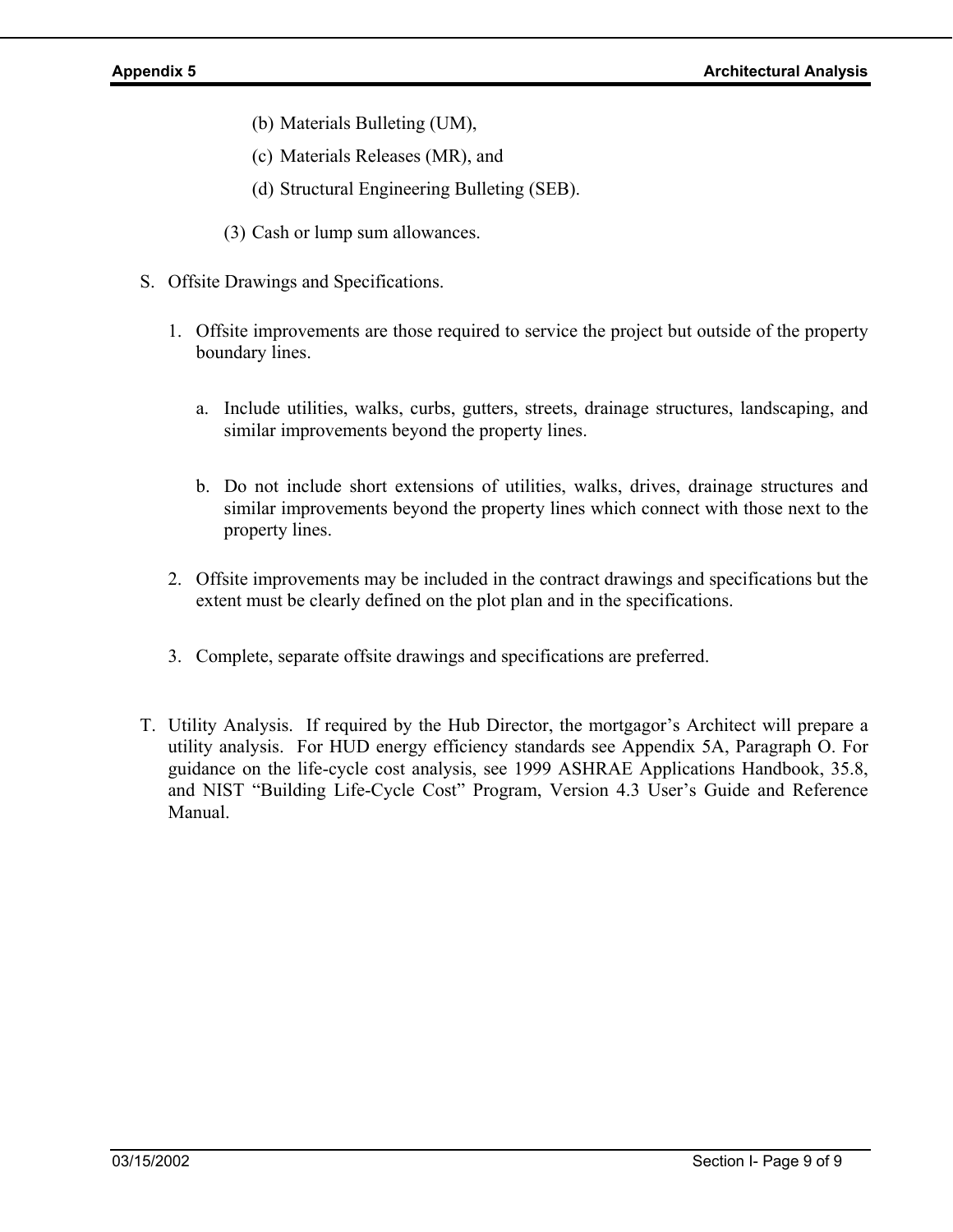(b) Materials Bulleting (UM),

(c) Materials Releases (MR), and

(d) Structural Engineering Bulleting (SEB).

(3) Cash or lump sum allowances.

S. Offsite Drawings and Specifications.

1. Offsite improvements are those required to service the project but outside of the property boundary lines.

   a. Include utilities, walks, curbs, gutters, streets, drainage structures, landscaping, and similar improvements beyond the property lines.

   b. Do not include short extensions of utilities, walks, drives, drainage structures and similar improvements beyond the property lines which connect with those next to the property lines.

2. Offsite improvements may be included in the contract drawings and specifications but the extent must be clearly defined on the plot plan and in the specifications.

3. Complete, separate offsite drawings and specifications are preferred.

T. Utility Analysis. If required by the Hub Director, the mortgagor's Architect will prepare a utility analysis. For HUD energy efficiency standards see Appendix 5A, Paragraph O. For guidance on the life-cycle cost analysis, see 1999 ASHRAE Applications Handbook, 35.8, and NIST "Building Life-Cycle Cost" Program, Version 4.3 User's Guide and Reference Manual.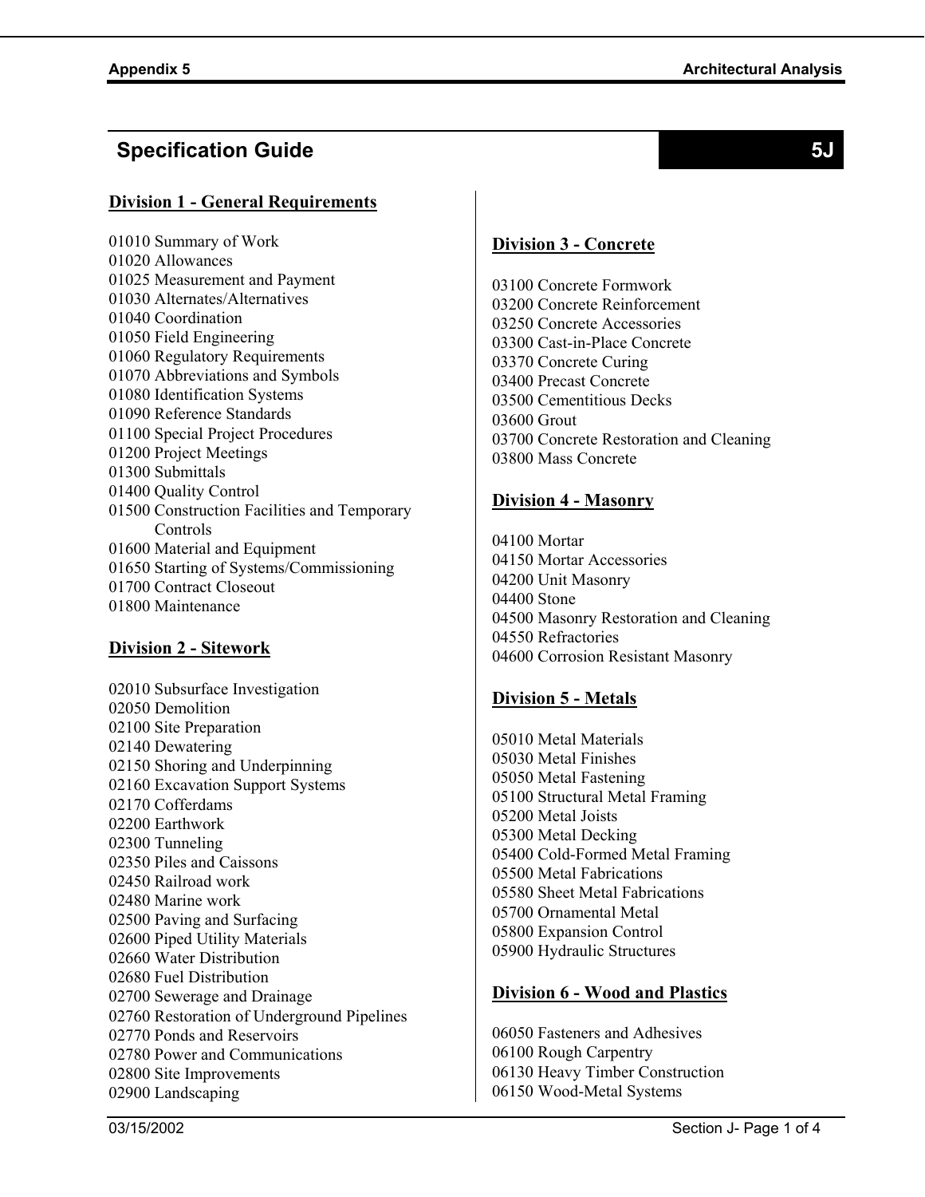## Specification Guide 5J

### Division 1 - General Requirements

01010 Summary of Work
01020 Allowances
01025 Measurement and Payment
01030 Alternates/Alternatives
01040 Coordination
01050 Field Engineering
01060 Regulatory Requirements
01070 Abbreviations and Symbols
01080 Identification Systems
01090 Reference Standards
01100 Special Project Procedures
01200 Project Meetings
01300 Submittals
01400 Quality Control
01500 Construction Facilities and Temporary Controls
01600 Material and Equipment
01650 Starting of Systems/Commissioning
01700 Contract Closeout
01800 Maintenance

### Division 2 - Sitework

02010 Subsurface Investigation
02050 Demolition
02100 Site Preparation
02140 Dewatering
02150 Shoring and Underpinning
02160 Excavation Support Systems
02170 Cofferdams
02200 Earthwork
02300 Tunneling
02350 Piles and Caissons
02450 Railroad work
02480 Marine work
02500 Paving and Surfacing
02600 Piped Utility Materials
02660 Water Distribution
02680 Fuel Distribution
02700 Sewerage and Drainage
02760 Restoration of Underground Pipelines
02770 Ponds and Reservoirs
02780 Power and Communications
02800 Site Improvements
02900 Landscaping

### Division 3 - Concrete

03100 Concrete Formwork
03200 Concrete Reinforcement
03250 Concrete Accessories
03300 Cast-in-Place Concrete
03370 Concrete Curing
03400 Precast Concrete
03500 Cementitious Decks
03600 Grout
03700 Concrete Restoration and Cleaning
03800 Mass Concrete

### Division 4 - Masonry

04100 Mortar
04150 Mortar Accessories
04200 Unit Masonry
04400 Stone
04500 Masonry Restoration and Cleaning
04550 Refractories
04600 Corrosion Resistant Masonry

### Division 5 - Metals

05010 Metal Materials
05030 Metal Finishes
05050 Metal Fastening
05100 Structural Metal Framing
05200 Metal Joists
05300 Metal Decking
05400 Cold-Formed Metal Framing
05500 Metal Fabrications
05580 Sheet Metal Fabrications
05700 Ornamental Metal
05800 Expansion Control
05900 Hydraulic Structures

### Division 6 - Wood and Plastics

06050 Fasteners and Adhesives
06100 Rough Carpentry
06130 Heavy Timber Construction
06150 Wood-Metal Systems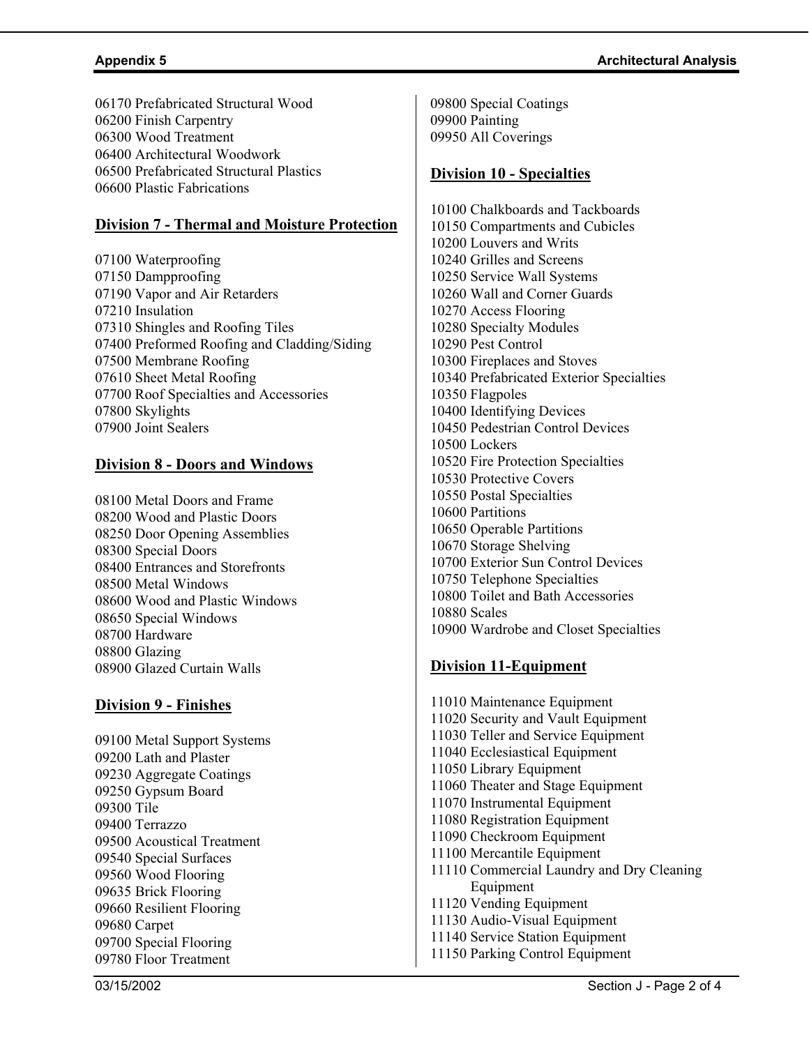06170 Prefabricated Structural Wood
06200 Finish Carpentry
06300 Wood Treatment
06400 Architectural Woodwork
06500 Prefabricated Structural Plastics
06600 Plastic Fabrications

## Division 7 - Thermal and Moisture Protection

07100 Waterproofing
07150 Dampproofing
07190 Vapor and Air Retarders
07210 Insulation
07310 Shingles and Roofing Tiles
07400 Preformed Roofing and Cladding/Siding
07500 Membrane Roofing
07610 Sheet Metal Roofing
07700 Roof Specialties and Accessories
07800 Skylights
07900 Joint Sealers

## Division 8 - Doors and Windows

08100 Metal Doors and Frame
08200 Wood and Plastic Doors
08250 Door Opening Assemblies
08300 Special Doors
08400 Entrances and Storefronts
08500 Metal Windows
08600 Wood and Plastic Windows
08650 Special Windows
08700 Hardware
08800 Glazing
08900 Glazed Curtain Walls

## Division 9 - Finishes

09100 Metal Support Systems
09200 Lath and Plaster
09230 Aggregate Coatings
09250 Gypsum Board
09300 Tile
09400 Terrazzo
09500 Acoustical Treatment
09540 Special Surfaces
09560 Wood Flooring
09635 Brick Flooring
09660 Resilient Flooring
09680 Carpet
09700 Special Flooring
09780 Floor Treatment
09800 Special Coatings
09900 Painting
09950 All Coverings

## Division 10 - Specialties

10100 Chalkboards and Tackboards
10150 Compartments and Cubicles
10200 Louvers and Writs
10240 Grilles and Screens
10250 Service Wall Systems
10260 Wall and Corner Guards
10270 Access Flooring
10280 Specialty Modules
10290 Pest Control
10300 Fireplaces and Stoves
10340 Prefabricated Exterior Specialties
10350 Flagpoles
10400 Identifying Devices
10450 Pedestrian Control Devices
10500 Lockers
10520 Fire Protection Specialties
10530 Protective Covers
10550 Postal Specialties
10600 Partitions
10650 Operable Partitions
10670 Storage Shelving
10700 Exterior Sun Control Devices
10750 Telephone Specialties
10800 Toilet and Bath Accessories
10880 Scales
10900 Wardrobe and Closet Specialties

## Division 11-Equipment

11010 Maintenance Equipment
11020 Security and Vault Equipment
11030 Teller and Service Equipment
11040 Ecclesiastical Equipment
11050 Library Equipment
11060 Theater and Stage Equipment
11070 Instrumental Equipment
11080 Registration Equipment
11090 Checkroom Equipment
11100 Mercantile Equipment
11110 Commercial Laundry and Dry Cleaning Equipment
11120 Vending Equipment
11130 Audio-Visual Equipment
11140 Service Station Equipment
11150 Parking Control Equipment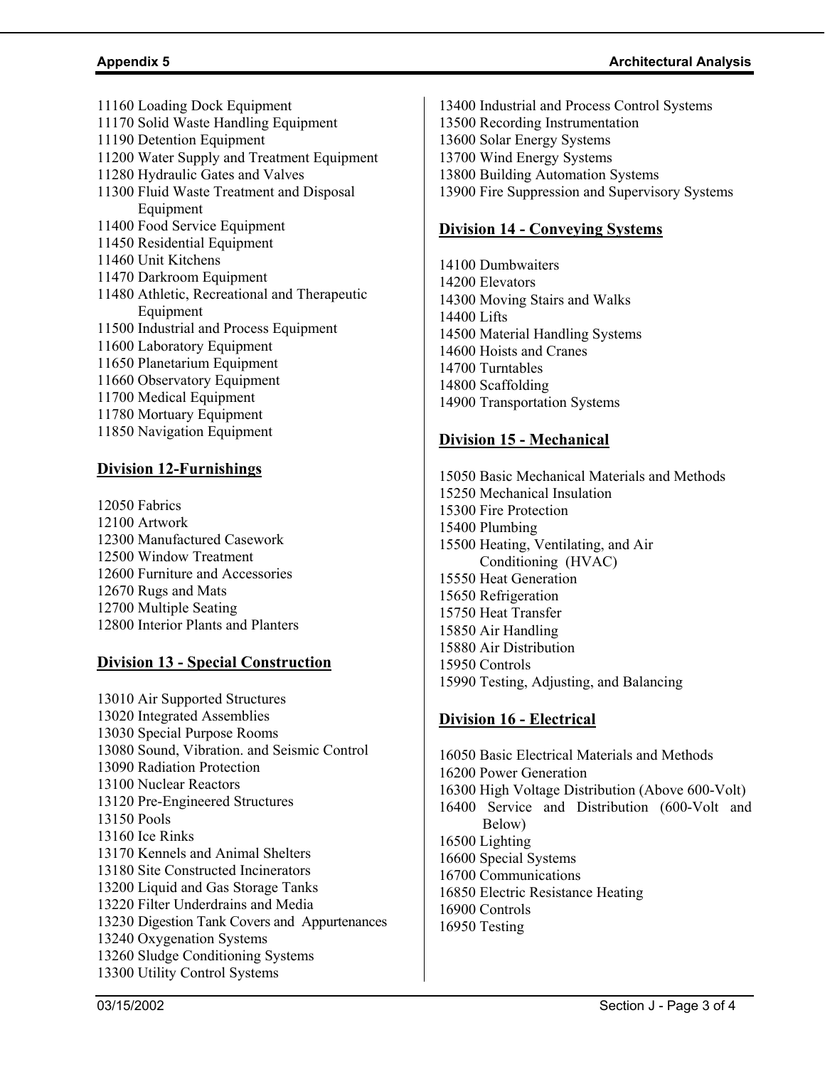11160 Loading Dock Equipment
11170 Solid Waste Handling Equipment
11190 Detention Equipment
11200 Water Supply and Treatment Equipment
11280 Hydraulic Gates and Valves
11300 Fluid Waste Treatment and Disposal Equipment
11400 Food Service Equipment
11450 Residential Equipment
11460 Unit Kitchens
11470 Darkroom Equipment
11480 Athletic, Recreational and Therapeutic Equipment
11500 Industrial and Process Equipment
11600 Laboratory Equipment
11650 Planetarium Equipment
11660 Observatory Equipment
11700 Medical Equipment
11780 Mortuary Equipment
11850 Navigation Equipment

## Division 12-Furnishings

12050 Fabrics
12100 Artwork
12300 Manufactured Casework
12500 Window Treatment
12600 Furniture and Accessories
12670 Rugs and Mats
12700 Multiple Seating
12800 Interior Plants and Planters

## Division 13 - Special Construction

13010 Air Supported Structures
13020 Integrated Assemblies
13030 Special Purpose Rooms
13080 Sound, Vibration. and Seismic Control
13090 Radiation Protection
13100 Nuclear Reactors
13120 Pre-Engineered Structures
13150 Pools
13160 Ice Rinks
13170 Kennels and Animal Shelters
13180 Site Constructed Incinerators
13200 Liquid and Gas Storage Tanks
13220 Filter Underdrains and Media
13230 Digestion Tank Covers and Appurtenances
13240 Oxygenation Systems
13260 Sludge Conditioning Systems
13300 Utility Control Systems
13400 Industrial and Process Control Systems
13500 Recording Instrumentation
13600 Solar Energy Systems
13700 Wind Energy Systems
13800 Building Automation Systems
13900 Fire Suppression and Supervisory Systems

## Division 14 - Conveying Systems

14100 Dumbwaiters
14200 Elevators
14300 Moving Stairs and Walks
14400 Lifts
14500 Material Handling Systems
14600 Hoists and Cranes
14700 Turntables
14800 Scaffolding
14900 Transportation Systems

## Division 15 - Mechanical

15050 Basic Mechanical Materials and Methods
15250 Mechanical Insulation
15300 Fire Protection
15400 Plumbing
15500 Heating, Ventilating, and Air Conditioning (HVAC)
15550 Heat Generation
15650 Refrigeration
15750 Heat Transfer
15850 Air Handling
15880 Air Distribution
15950 Controls
15990 Testing, Adjusting, and Balancing

## Division 16 - Electrical

16050 Basic Electrical Materials and Methods
16200 Power Generation
16300 High Voltage Distribution (Above 600-Volt)
16400 Service and Distribution (600-Volt and Below)
16500 Lighting
16600 Special Systems
16700 Communications
16850 Electric Resistance Heating
16900 Controls
16950 Testing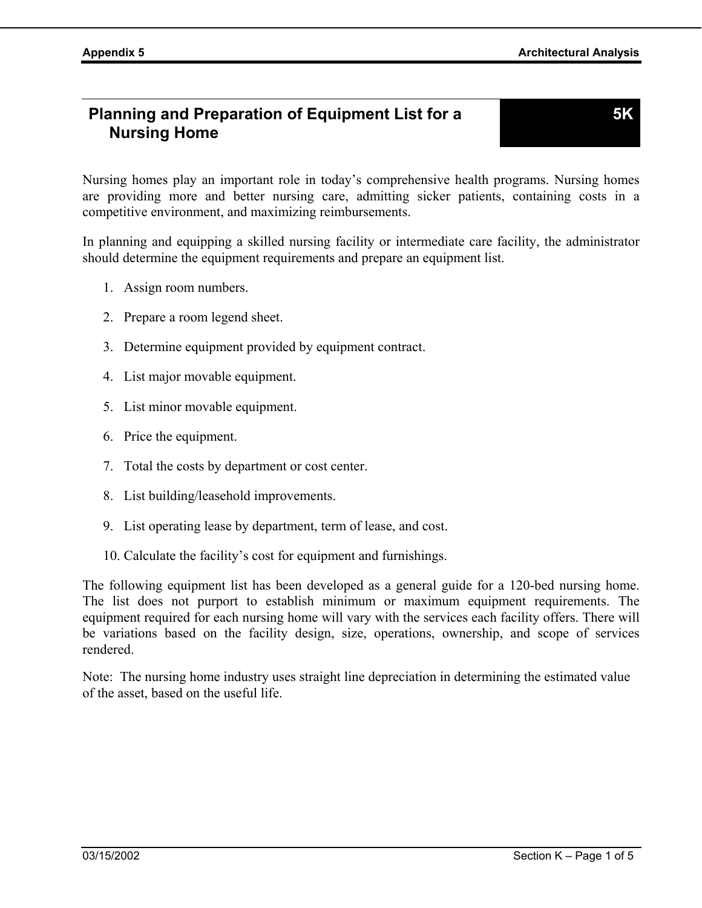# Planning and Preparation of Equipment List for a Nursing Home

**5K**

Nursing homes play an important role in today's comprehensive health programs. Nursing homes are providing more and better nursing care, admitting sicker patients, containing costs in a competitive environment, and maximizing reimbursements.

In planning and equipping a skilled nursing facility or intermediate care facility, the administrator should determine the equipment requirements and prepare an equipment list.

1. Assign room numbers.
2. Prepare a room legend sheet.
3. Determine equipment provided by equipment contract.
4. List major movable equipment.
5. List minor movable equipment.
6. Price the equipment.
7. Total the costs by department or cost center.
8. List building/leasehold improvements.
9. List operating lease by department, term of lease, and cost.
10. Calculate the facility's cost for equipment and furnishings.

The following equipment list has been developed as a general guide for a 120-bed nursing home. The list does not purport to establish minimum or maximum equipment requirements. The equipment required for each nursing home will vary with the services each facility offers. There will be variations based on the facility design, size, operations, ownership, and scope of services rendered.

Note: The nursing home industry uses straight line depreciation in determining the estimated value of the asset, based on the useful life.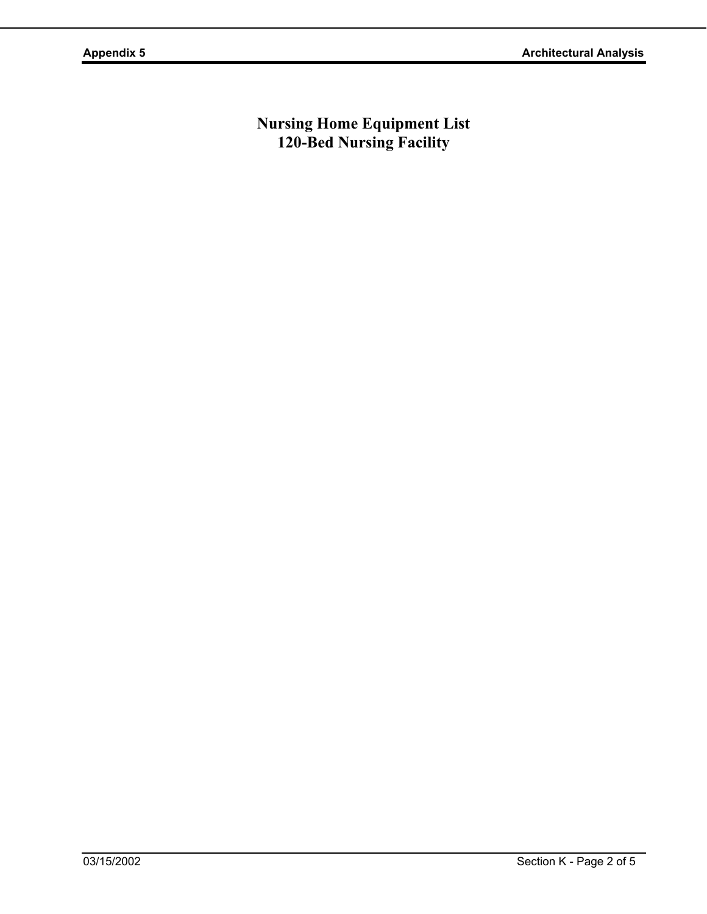# Nursing Home Equipment List
# 120-Bed Nursing Facility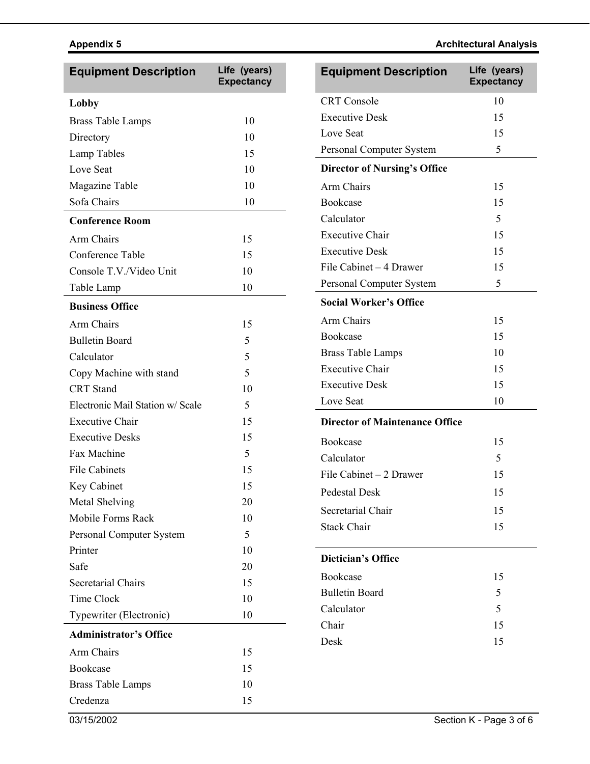| Equipment Description | Life (years) Expectancy |
|---|---|
| **Lobby** | |
| Brass Table Lamps | 10 |
| Directory | 10 |
| Lamp Tables | 15 |
| Love Seat | 10 |
| Magazine Table | 10 |
| Sofa Chairs | 10 |
| **Conference Room** | |
| Arm Chairs | 15 |
| Conference Table | 15 |
| Console T.V./Video Unit | 10 |
| Table Lamp | 10 |
| **Business Office** | |
| Arm Chairs | 15 |
| Bulletin Board | 5 |
| Calculator | 5 |
| Copy Machine with stand | 5 |
| CRT Stand | 10 |
| Electronic Mail Station w/ Scale | 5 |
| Executive Chair | 15 |
| Executive Desks | 15 |
| Fax Machine | 5 |
| File Cabinets | 15 |
| Key Cabinet | 15 |
| Metal Shelving | 20 |
| Mobile Forms Rack | 10 |
| Personal Computer System | 5 |
| Printer | 10 |
| Safe | 20 |
| Secretarial Chairs | 15 |
| Time Clock | 10 |
| Typewriter (Electronic) | 10 |
| **Administrator's Office** | |
| Arm Chairs | 15 |
| Bookcase | 15 |
| Brass Table Lamps | 10 |
| Credenza | 15 |
| CRT Console | 10 |
| Executive Desk | 15 |
| Love Seat | 15 |
| Personal Computer System | 5 |
| **Director of Nursing's Office** | |
| Arm Chairs | 15 |
| Bookcase | 15 |
| Calculator | 5 |
| Executive Chair | 15 |
| Executive Desk | 15 |
| File Cabinet – 4 Drawer | 15 |
| Personal Computer System | 5 |
| **Social Worker's Office** | |
| Arm Chairs | 15 |
| Bookcase | 15 |
| Brass Table Lamps | 10 |
| Executive Chair | 15 |
| Executive Desk | 15 |
| Love Seat | 10 |
| **Director of Maintenance Office** | |
| Bookcase | 15 |
| Calculator | 5 |
| File Cabinet – 2 Drawer | 15 |
| Pedestal Desk | 15 |
| Secretarial Chair | 15 |
| Stack Chair | 15 |
| **Dietician's Office** | |
| Bookcase | 15 |
| Bulletin Board | 5 |
| Calculator | 5 |
| Chair | 15 |
| Desk | 15 |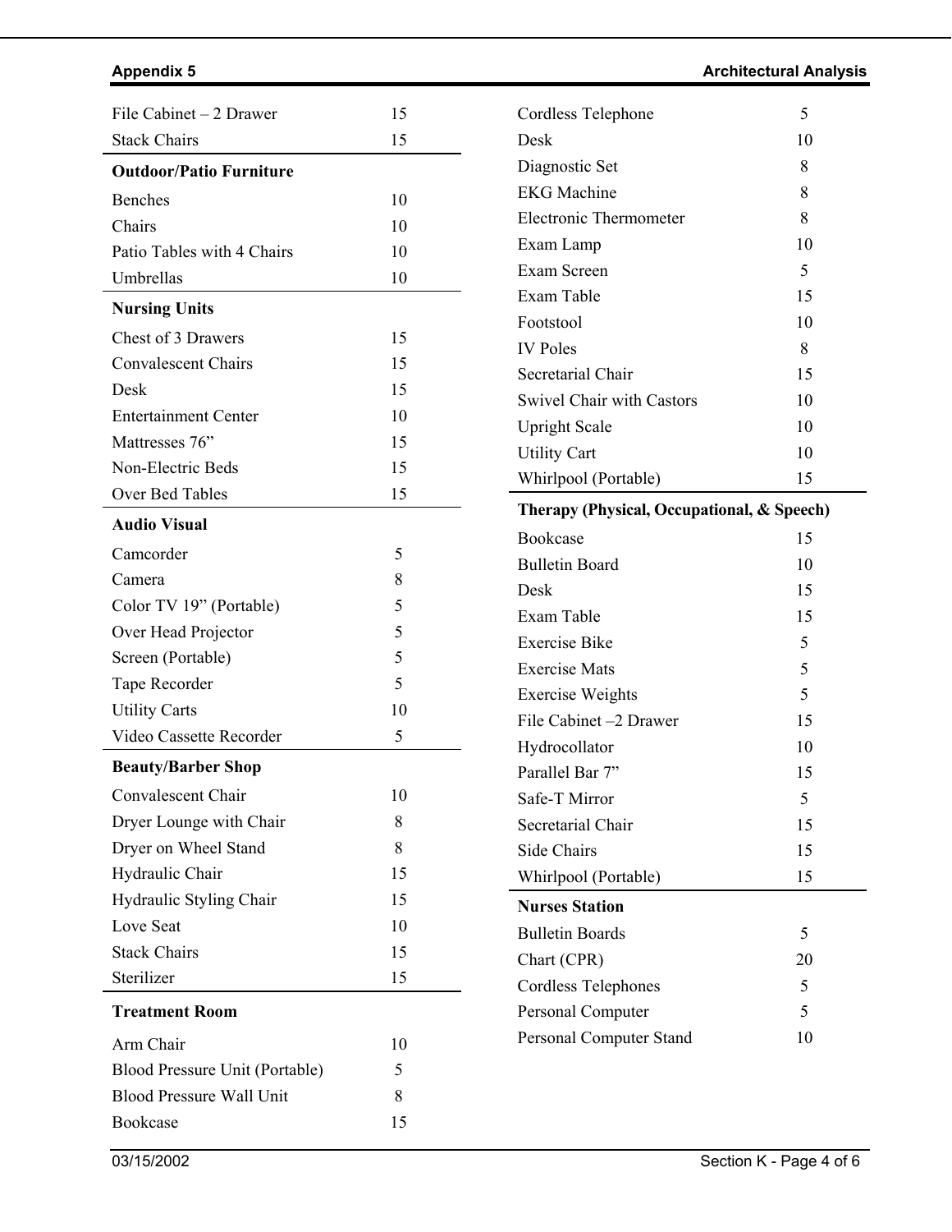| Item | Years |
|---|---|
| File Cabinet – 2 Drawer | 15 |
| Stack Chairs | 15 |
| **Outdoor/Patio Furniture** | |
| Benches | 10 |
| Chairs | 10 |
| Patio Tables with 4 Chairs | 10 |
| Umbrellas | 10 |
| **Nursing Units** | |
| Chest of 3 Drawers | 15 |
| Convalescent Chairs | 15 |
| Desk | 15 |
| Entertainment Center | 10 |
| Mattresses 76" | 15 |
| Non-Electric Beds | 15 |
| Over Bed Tables | 15 |
| **Audio Visual** | |
| Camcorder | 5 |
| Camera | 8 |
| Color TV 19" (Portable) | 5 |
| Over Head Projector | 5 |
| Screen (Portable) | 5 |
| Tape Recorder | 5 |
| Utility Carts | 10 |
| Video Cassette Recorder | 5 |
| **Beauty/Barber Shop** | |
| Convalescent Chair | 10 |
| Dryer Lounge with Chair | 8 |
| Dryer on Wheel Stand | 8 |
| Hydraulic Chair | 15 |
| Hydraulic Styling Chair | 15 |
| Love Seat | 10 |
| Stack Chairs | 15 |
| Sterilizer | 15 |
| **Treatment Room** | |
| Arm Chair | 10 |
| Blood Pressure Unit (Portable) | 5 |
| Blood Pressure Wall Unit | 8 |
| Bookcase | 15 |
| Cordless Telephone | 5 |
| Desk | 10 |
| Diagnostic Set | 8 |
| EKG Machine | 8 |
| Electronic Thermometer | 8 |
| Exam Lamp | 10 |
| Exam Screen | 5 |
| Exam Table | 15 |
| Footstool | 10 |
| IV Poles | 8 |
| Secretarial Chair | 15 |
| Swivel Chair with Castors | 10 |
| Upright Scale | 10 |
| Utility Cart | 10 |
| Whirlpool (Portable) | 15 |
| **Therapy (Physical, Occupational, & Speech)** | |
| Bookcase | 15 |
| Bulletin Board | 10 |
| Desk | 15 |
| Exam Table | 15 |
| Exercise Bike | 5 |
| Exercise Mats | 5 |
| Exercise Weights | 5 |
| File Cabinet –2 Drawer | 15 |
| Hydrocollator | 10 |
| Parallel Bar 7" | 15 |
| Safe-T Mirror | 5 |
| Secretarial Chair | 15 |
| Side Chairs | 15 |
| Whirlpool (Portable) | 15 |
| **Nurses Station** | |
| Bulletin Boards | 5 |
| Chart (CPR) | 20 |
| Cordless Telephones | 5 |
| Personal Computer | 5 |
| Personal Computer Stand | 10 |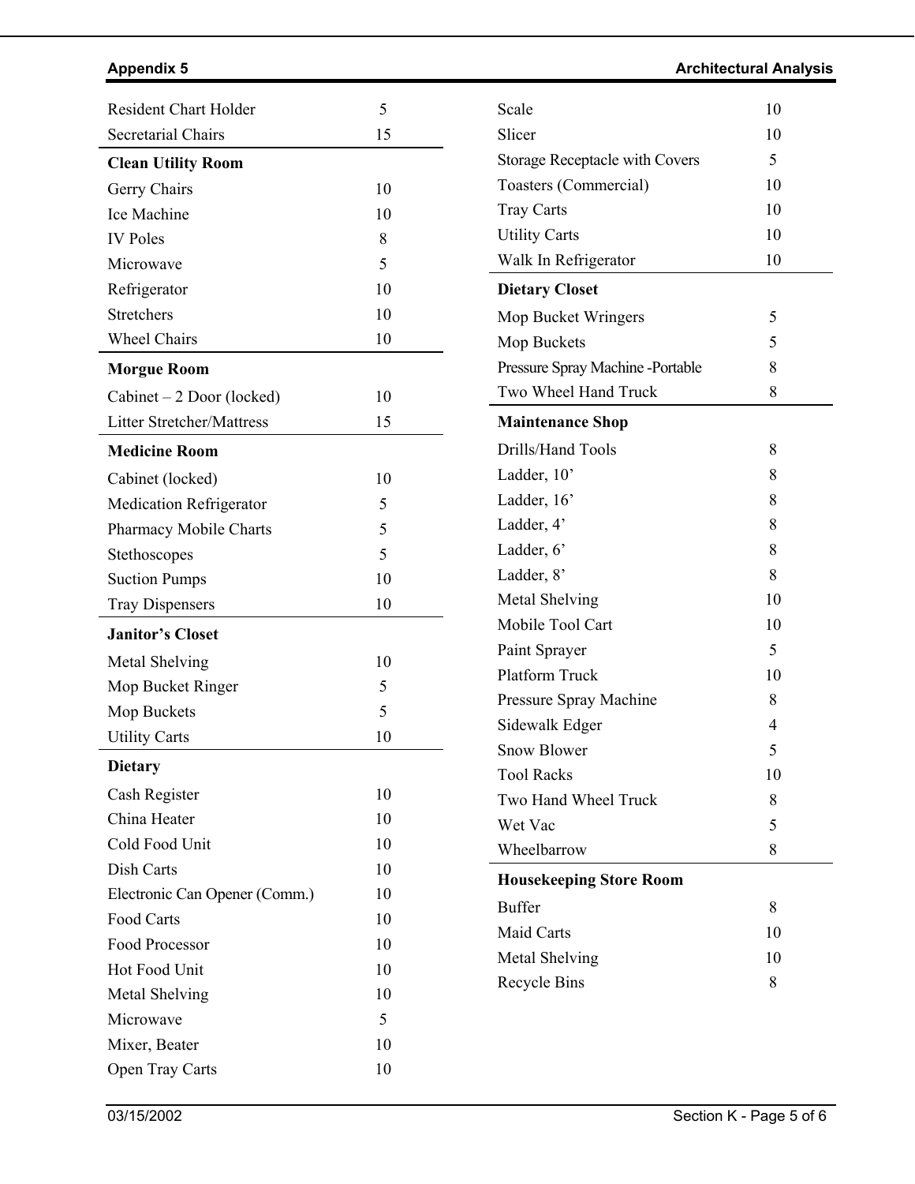| | |
|---|---|
| Resident Chart Holder | 5 |
| Secretarial Chairs | 15 |
| **Clean Utility Room** | |
| Gerry Chairs | 10 |
| Ice Machine | 10 |
| IV Poles | 8 |
| Microwave | 5 |
| Refrigerator | 10 |
| Stretchers | 10 |
| Wheel Chairs | 10 |
| **Morgue Room** | |
| Cabinet – 2 Door (locked) | 10 |
| Litter Stretcher/Mattress | 15 |
| **Medicine Room** | |
| Cabinet (locked) | 10 |
| Medication Refrigerator | 5 |
| Pharmacy Mobile Charts | 5 |
| Stethoscopes | 5 |
| Suction Pumps | 10 |
| Tray Dispensers | 10 |
| **Janitor's Closet** | |
| Metal Shelving | 10 |
| Mop Bucket Ringer | 5 |
| Mop Buckets | 5 |
| Utility Carts | 10 |
| **Dietary** | |
| Cash Register | 10 |
| China Heater | 10 |
| Cold Food Unit | 10 |
| Dish Carts | 10 |
| Electronic Can Opener (Comm.) | 10 |
| Food Carts | 10 |
| Food Processor | 10 |
| Hot Food Unit | 10 |
| Metal Shelving | 10 |
| Microwave | 5 |
| Mixer, Beater | 10 |
| Open Tray Carts | 10 |
| Scale | 10 |
| Slicer | 10 |
| Storage Receptacle with Covers | 5 |
| Toasters (Commercial) | 10 |
| Tray Carts | 10 |
| Utility Carts | 10 |
| Walk In Refrigerator | 10 |
| **Dietary Closet** | |
| Mop Bucket Wringers | 5 |
| Mop Buckets | 5 |
| Pressure Spray Machine -Portable | 8 |
| Two Wheel Hand Truck | 8 |
| **Maintenance Shop** | |
| Drills/Hand Tools | 8 |
| Ladder, 10' | 8 |
| Ladder, 16' | 8 |
| Ladder, 4' | 8 |
| Ladder, 6' | 8 |
| Ladder, 8' | 8 |
| Metal Shelving | 10 |
| Mobile Tool Cart | 10 |
| Paint Sprayer | 5 |
| Platform Truck | 10 |
| Pressure Spray Machine | 8 |
| Sidewalk Edger | 4 |
| Snow Blower | 5 |
| Tool Racks | 10 |
| Two Hand Wheel Truck | 8 |
| Wet Vac | 5 |
| Wheelbarrow | 8 |
| **Housekeeping Store Room** | |
| Buffer | 8 |
| Maid Carts | 10 |
| Metal Shelving | 10 |
| Recycle Bins | 8 |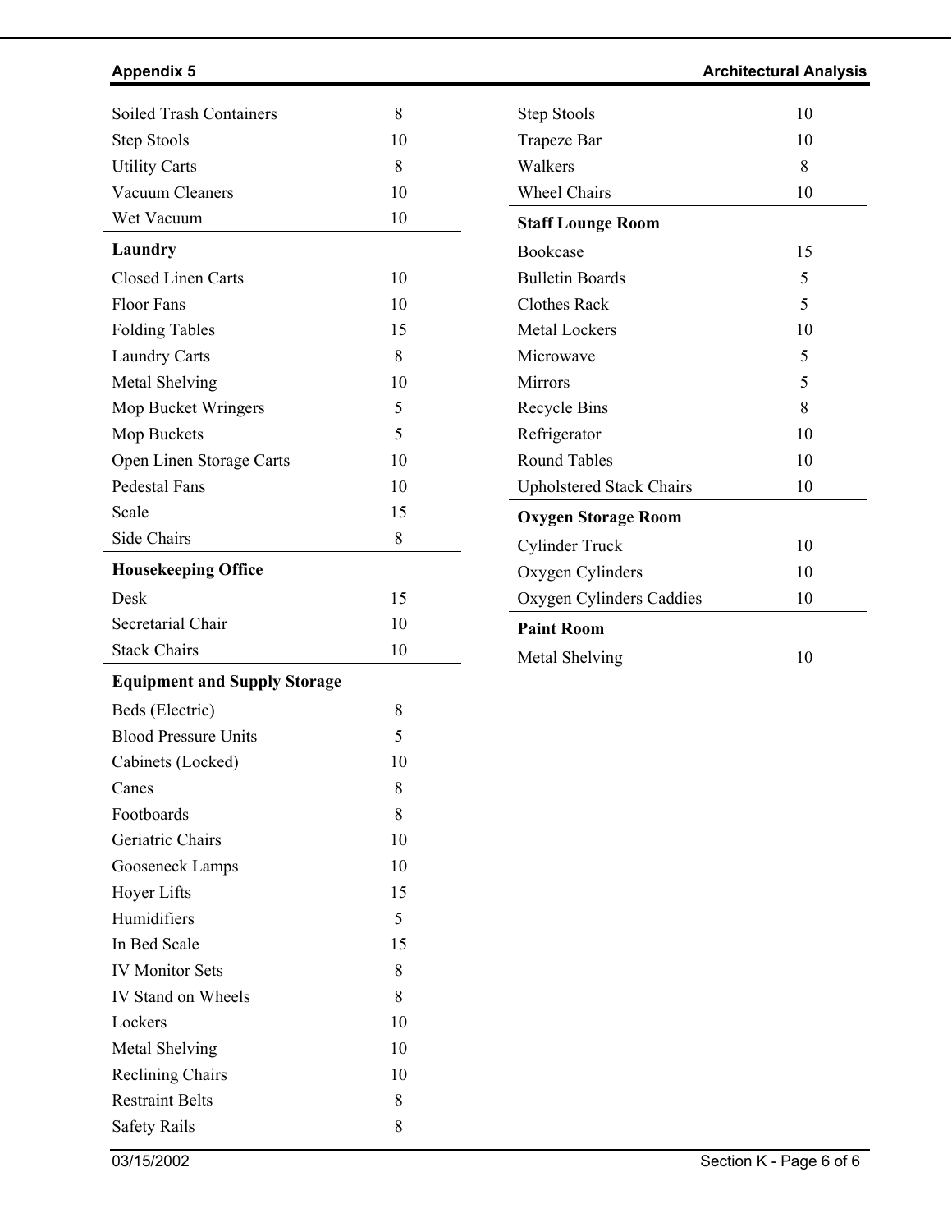| | |
|---|---|
| Soiled Trash Containers | 8 |
| Step Stools | 10 |
| Utility Carts | 8 |
| Vacuum Cleaners | 10 |
| Wet Vacuum | 10 |

**Laundry**

| | |
|---|---|
| Closed Linen Carts | 10 |
| Floor Fans | 10 |
| Folding Tables | 15 |
| Laundry Carts | 8 |
| Metal Shelving | 10 |
| Mop Bucket Wringers | 5 |
| Mop Buckets | 5 |
| Open Linen Storage Carts | 10 |
| Pedestal Fans | 10 |
| Scale | 15 |
| Side Chairs | 8 |

**Housekeeping Office**

| | |
|---|---|
| Desk | 15 |
| Secretarial Chair | 10 |
| Stack Chairs | 10 |

**Equipment and Supply Storage**

| | |
|---|---|
| Beds (Electric) | 8 |
| Blood Pressure Units | 5 |
| Cabinets (Locked) | 10 |
| Canes | 8 |
| Footboards | 8 |
| Geriatric Chairs | 10 |
| Gooseneck Lamps | 10 |
| Hoyer Lifts | 15 |
| Humidifiers | 5 |
| In Bed Scale | 15 |
| IV Monitor Sets | 8 |
| IV Stand on Wheels | 8 |
| Lockers | 10 |
| Metal Shelving | 10 |
| Reclining Chairs | 10 |
| Restraint Belts | 8 |
| Safety Rails | 8 |
| Step Stools | 10 |
| Trapeze Bar | 10 |
| Walkers | 8 |
| Wheel Chairs | 10 |

**Staff Lounge Room**

| | |
|---|---|
| Bookcase | 15 |
| Bulletin Boards | 5 |
| Clothes Rack | 5 |
| Metal Lockers | 10 |
| Microwave | 5 |
| Mirrors | 5 |
| Recycle Bins | 8 |
| Refrigerator | 10 |
| Round Tables | 10 |
| Upholstered Stack Chairs | 10 |

**Oxygen Storage Room**

| | |
|---|---|
| Cylinder Truck | 10 |
| Oxygen Cylinders | 10 |
| Oxygen Cylinders Caddies | 10 |

**Paint Room**

| | |
|---|---|
| Metal Shelving | 10 |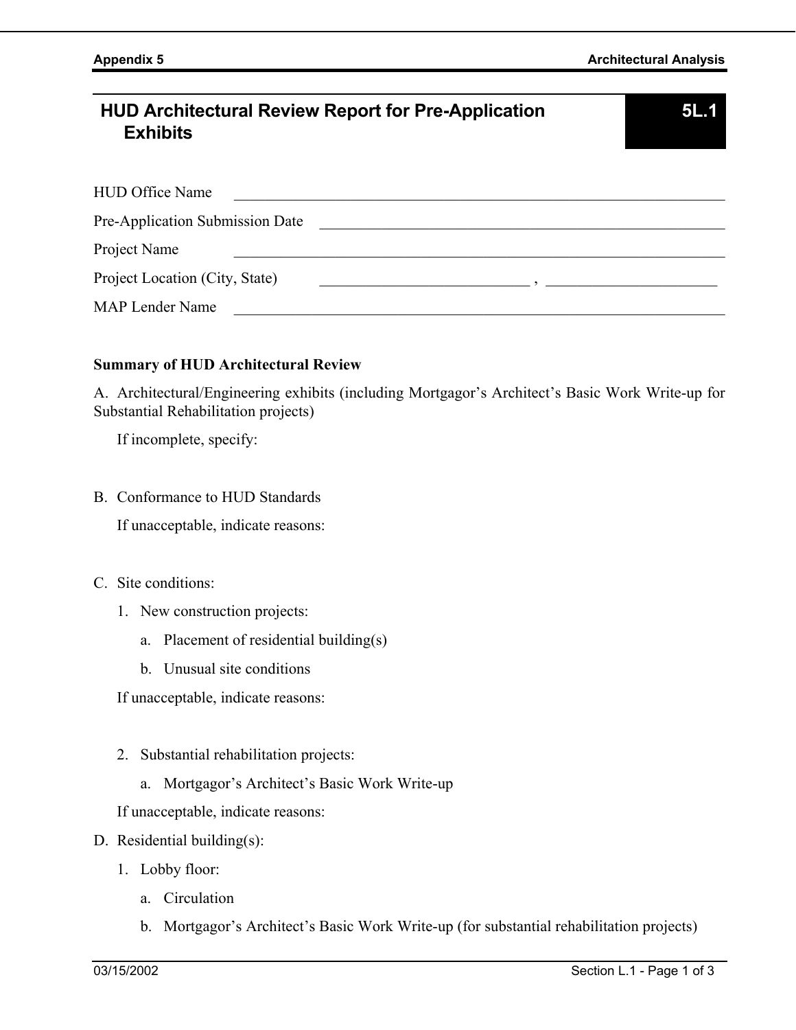## HUD Architectural Review Report for Pre-Application Exhibits

**5L.1**

HUD Office Name ______________________________

Pre-Application Submission Date ______________________________

Project Name ______________________________

Project Location (City, State) ______________________________ , ______________________________

MAP Lender Name ______________________________

**Summary of HUD Architectural Review**

A. Architectural/Engineering exhibits (including Mortgagor's Architect's Basic Work Write-up for Substantial Rehabilitation projects)

If incomplete, specify:

B. Conformance to HUD Standards

If unacceptable, indicate reasons:

C. Site conditions:

1. New construction projects:
   - a. Placement of residential building(s)
   - b. Unusual site conditions

   If unacceptable, indicate reasons:

2. Substantial rehabilitation projects:
   - a. Mortgagor's Architect's Basic Work Write-up

   If unacceptable, indicate reasons:

D. Residential building(s):

1. Lobby floor:
   - a. Circulation
   - b. Mortgagor's Architect's Basic Work Write-up (for substantial rehabilitation projects)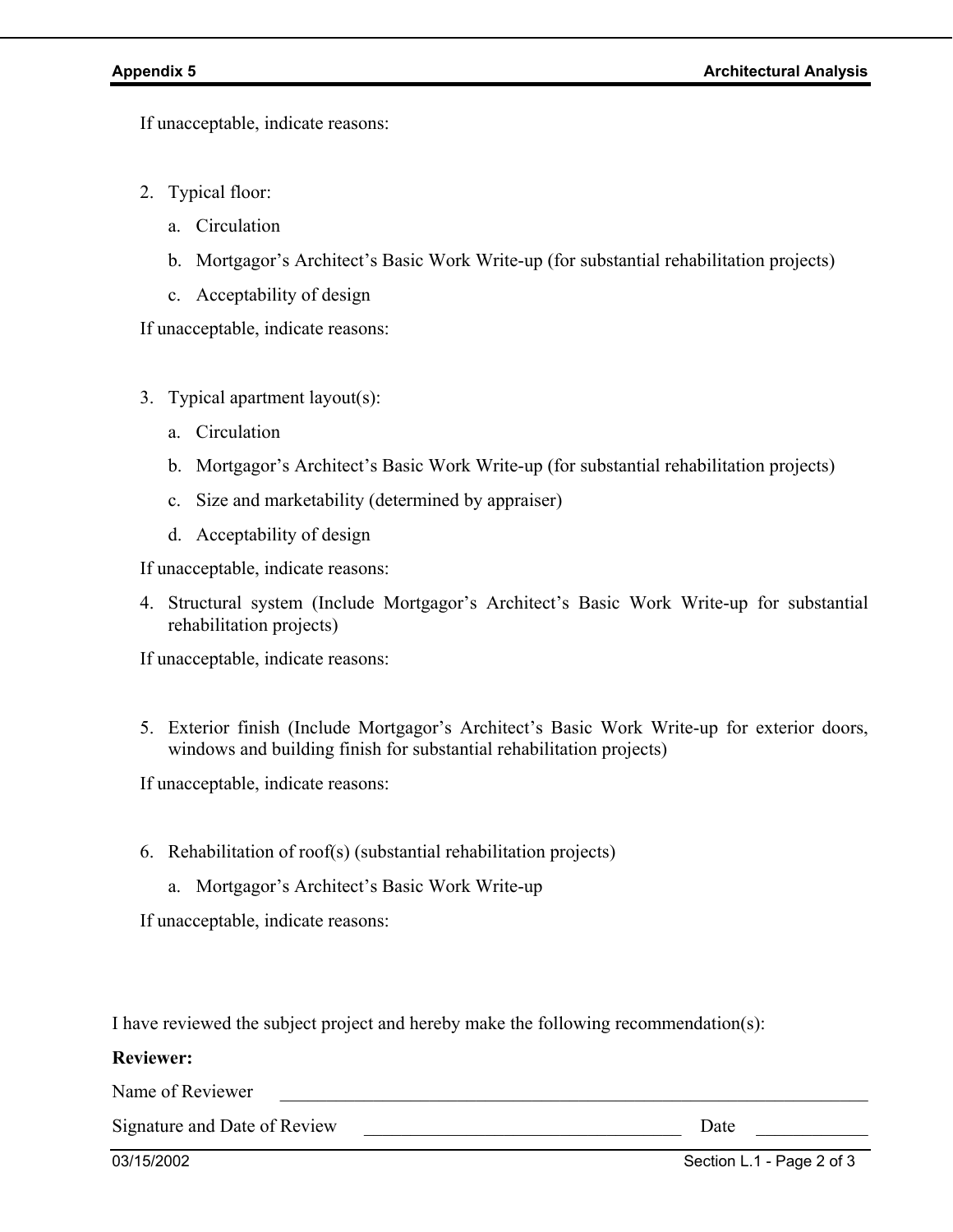If unacceptable, indicate reasons:

2. Typical floor:
   a. Circulation
   b. Mortgagor's Architect's Basic Work Write-up (for substantial rehabilitation projects)
   c. Acceptability of design

   If unacceptable, indicate reasons:

3. Typical apartment layout(s):
   a. Circulation
   b. Mortgagor's Architect's Basic Work Write-up (for substantial rehabilitation projects)
   c. Size and marketability (determined by appraiser)
   d. Acceptability of design

   If unacceptable, indicate reasons:

4. Structural system (Include Mortgagor's Architect's Basic Work Write-up for substantial rehabilitation projects)

   If unacceptable, indicate reasons:

5. Exterior finish (Include Mortgagor's Architect's Basic Work Write-up for exterior doors, windows and building finish for substantial rehabilitation projects)

   If unacceptable, indicate reasons:

6. Rehabilitation of roof(s) (substantial rehabilitation projects)
   a. Mortgagor's Architect's Basic Work Write-up

   If unacceptable, indicate reasons:

I have reviewed the subject project and hereby make the following recommendation(s):

**Reviewer:**

Name of Reviewer \_\_\_\_\_\_\_\_\_\_\_\_\_\_\_\_\_\_\_\_\_\_\_\_\_\_\_\_\_\_\_\_\_\_\_\_\_\_\_\_

Signature and Date of Review \_\_\_\_\_\_\_\_\_\_\_\_\_\_\_\_\_\_\_\_\_\_\_\_\_\_ Date \_\_\_\_\_\_\_\_\_\_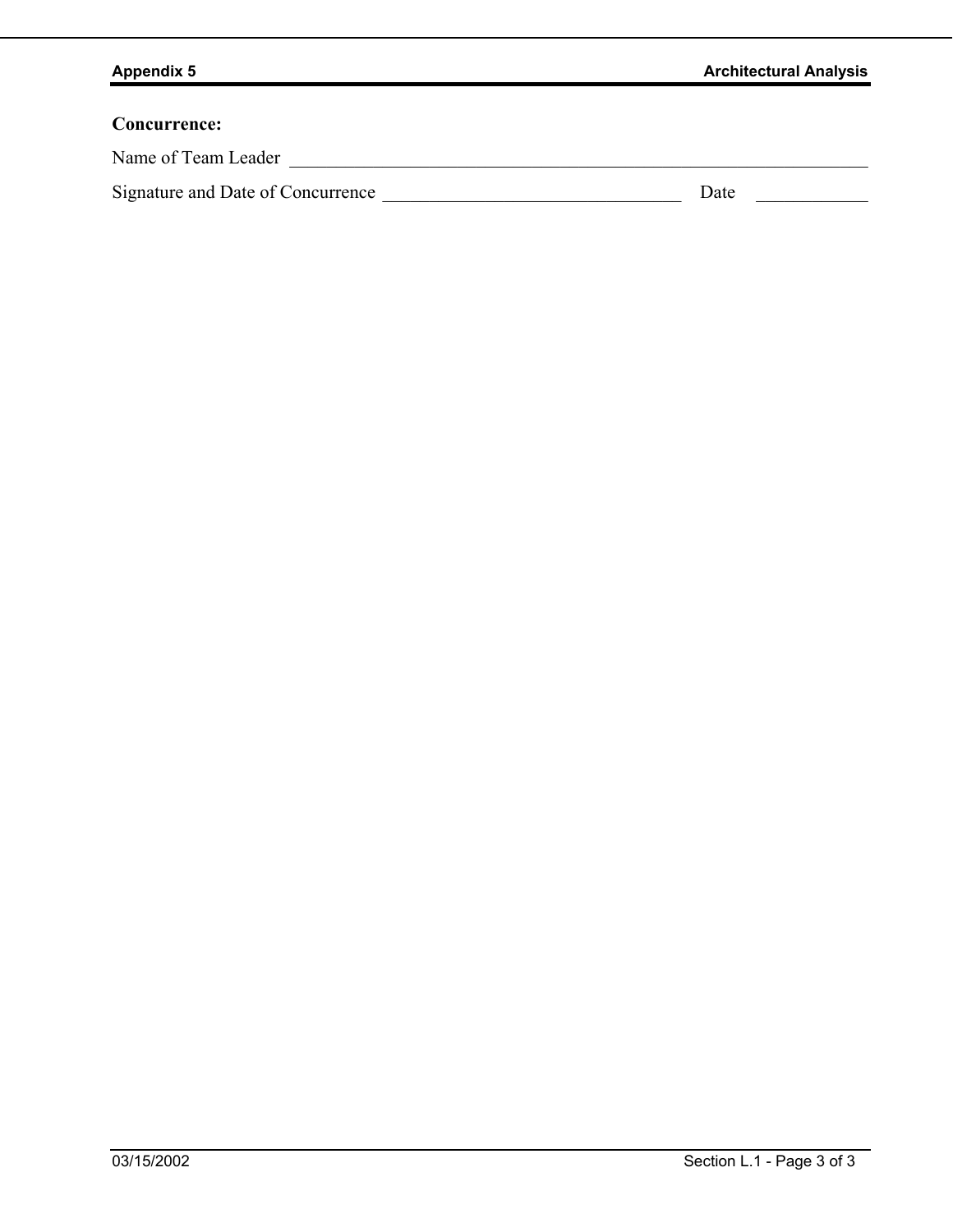**Concurrence:**

Name of Team Leader ______________________________________________

Signature and Date of Concurrence ______________________________ Date __________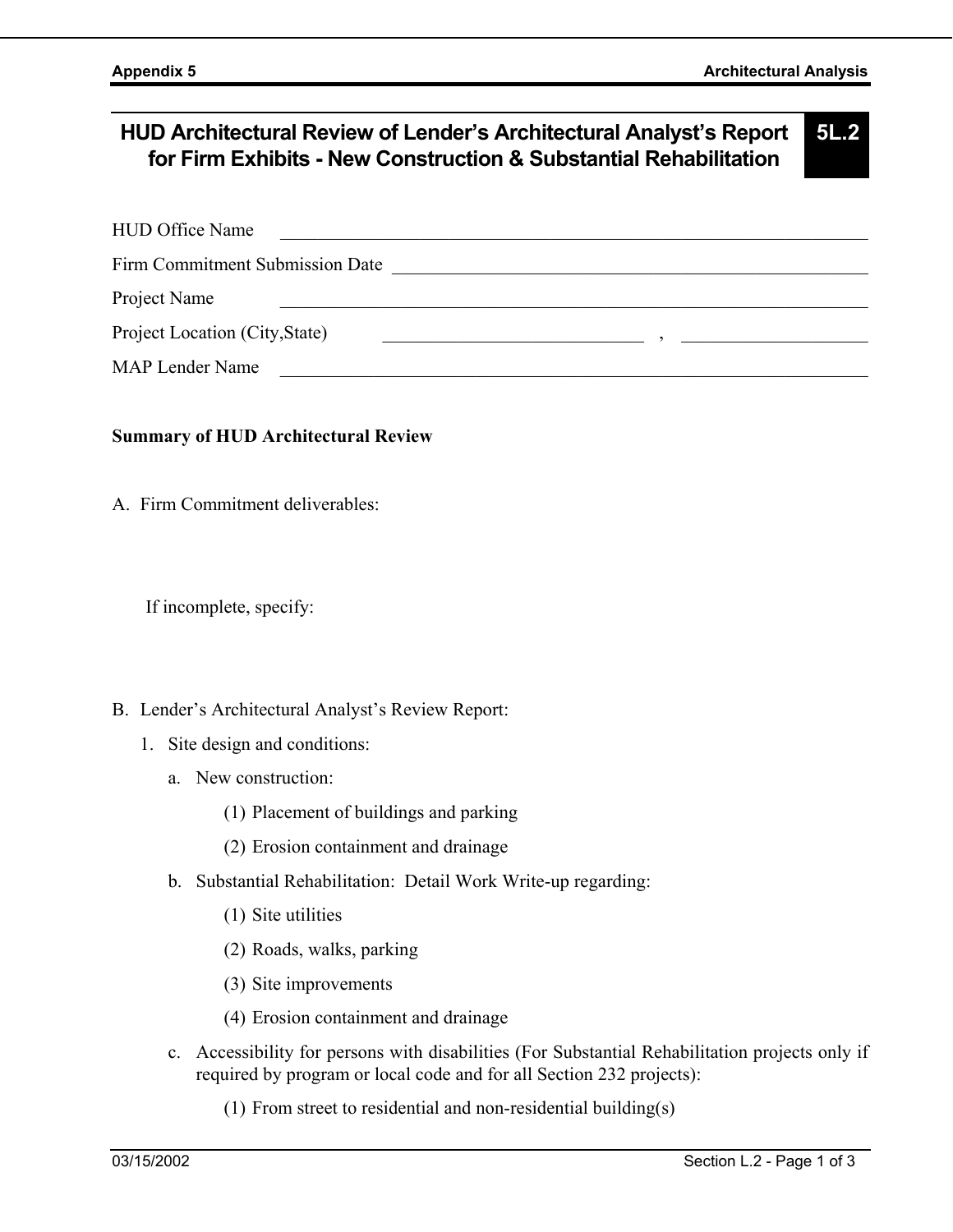# HUD Architectural Review of Lender's Architectural Analyst's Report for Firm Exhibits - New Construction & Substantial Rehabilitation

**5L.2**

HUD Office Name ____________________________________________

Firm Commitment Submission Date ______________________________

Project Name ______________________________________________

Project Location (City,State) ____________________ , ______________

MAP Lender Name __________________________________________

**Summary of HUD Architectural Review**

A. Firm Commitment deliverables:

If incomplete, specify:

B. Lender's Architectural Analyst's Review Report:

1. Site design and conditions:
   a. New construction:
      (1) Placement of buildings and parking
      (2) Erosion containment and drainage
   b. Substantial Rehabilitation: Detail Work Write-up regarding:
      (1) Site utilities
      (2) Roads, walks, parking
      (3) Site improvements
      (4) Erosion containment and drainage
   c. Accessibility for persons with disabilities (For Substantial Rehabilitation projects only if required by program or local code and for all Section 232 projects):
      (1) From street to residential and non-residential building(s)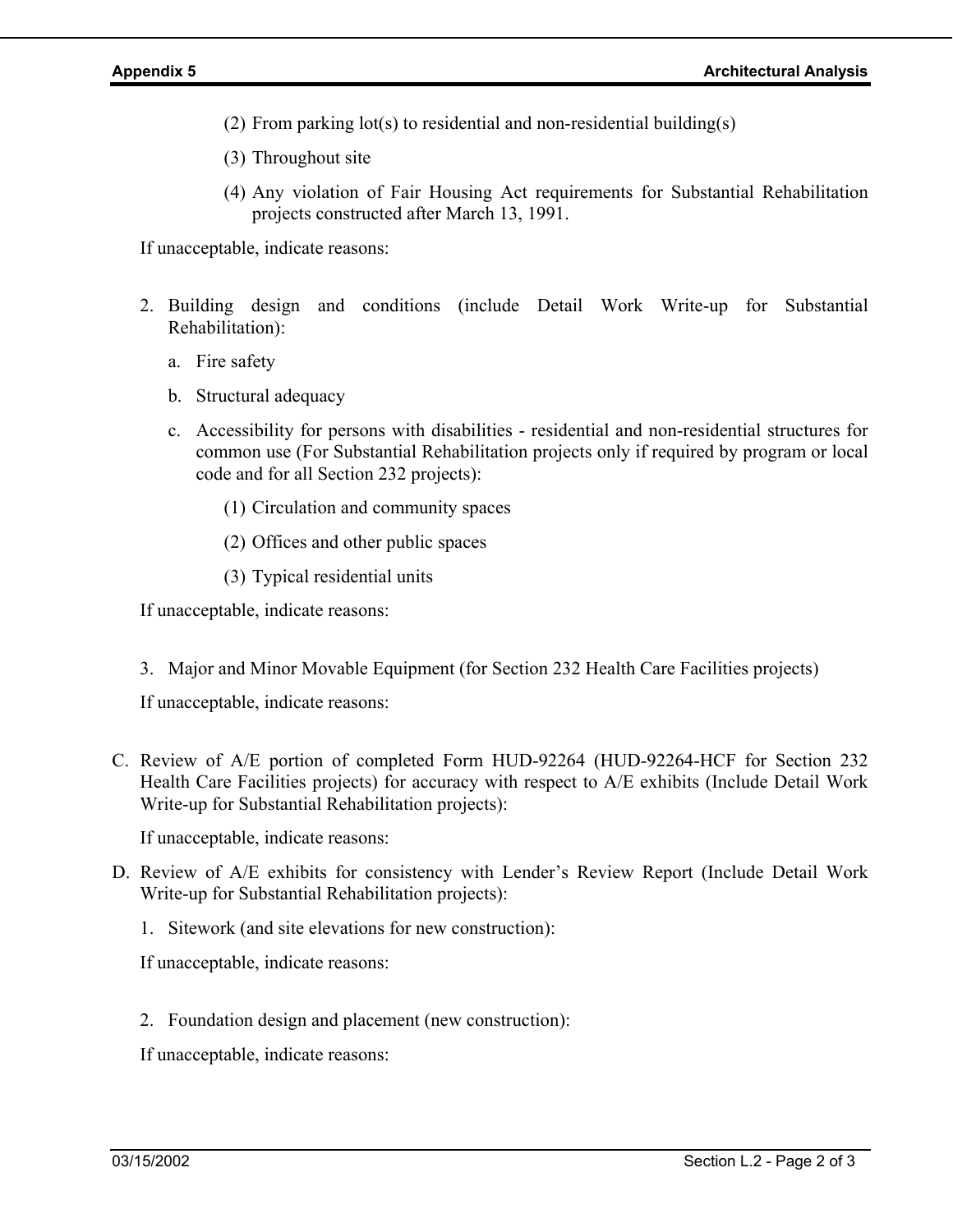(2) From parking lot(s) to residential and non-residential building(s)

(3) Throughout site

(4) Any violation of Fair Housing Act requirements for Substantial Rehabilitation projects constructed after March 13, 1991.

If unacceptable, indicate reasons:

2. Building design and conditions (include Detail Work Write-up for Substantial Rehabilitation):

   a. Fire safety

   b. Structural adequacy

   c. Accessibility for persons with disabilities - residential and non-residential structures for common use (For Substantial Rehabilitation projects only if required by program or local code and for all Section 232 projects):

      (1) Circulation and community spaces

      (2) Offices and other public spaces

      (3) Typical residential units

If unacceptable, indicate reasons:

3. Major and Minor Movable Equipment (for Section 232 Health Care Facilities projects)

If unacceptable, indicate reasons:

C. Review of A/E portion of completed Form HUD-92264 (HUD-92264-HCF for Section 232 Health Care Facilities projects) for accuracy with respect to A/E exhibits (Include Detail Work Write-up for Substantial Rehabilitation projects):

If unacceptable, indicate reasons:

D. Review of A/E exhibits for consistency with Lender's Review Report (Include Detail Work Write-up for Substantial Rehabilitation projects):

1. Sitework (and site elevations for new construction):

If unacceptable, indicate reasons:

2. Foundation design and placement (new construction):

If unacceptable, indicate reasons: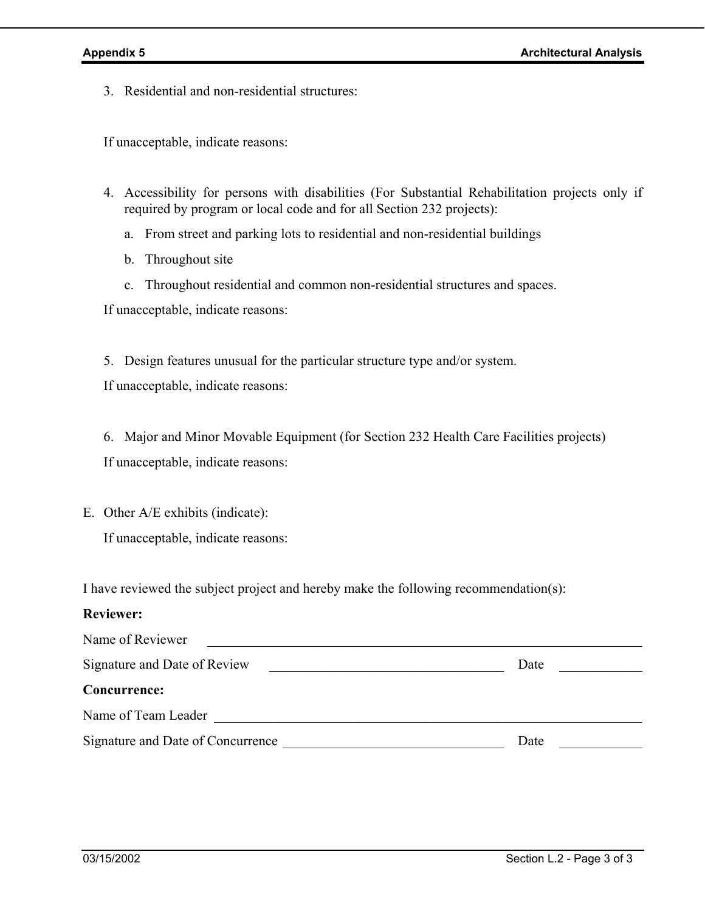3. Residential and non-residential structures:

   If unacceptable, indicate reasons:

4. Accessibility for persons with disabilities (For Substantial Rehabilitation projects only if required by program or local code and for all Section 232 projects):

   a. From street and parking lots to residential and non-residential buildings

   b. Throughout site

   c. Throughout residential and common non-residential structures and spaces.

   If unacceptable, indicate reasons:

5. Design features unusual for the particular structure type and/or system.

   If unacceptable, indicate reasons:

6. Major and Minor Movable Equipment (for Section 232 Health Care Facilities projects)

   If unacceptable, indicate reasons:

E. Other A/E exhibits (indicate):

   If unacceptable, indicate reasons:

I have reviewed the subject project and hereby make the following recommendation(s):

**Reviewer:**

Name of Reviewer \_\_\_\_\_\_\_\_\_\_\_\_\_\_\_\_\_\_\_\_\_\_\_\_\_\_\_\_\_\_\_\_\_\_\_\_\_\_\_\_

Signature and Date of Review \_\_\_\_\_\_\_\_\_\_\_\_\_\_\_\_\_\_\_\_\_\_\_\_\_\_\_\_ Date \_\_\_\_\_\_\_\_\_\_

**Concurrence:**

Name of Team Leader \_\_\_\_\_\_\_\_\_\_\_\_\_\_\_\_\_\_\_\_\_\_\_\_\_\_\_\_\_\_\_\_\_\_\_\_\_\_\_\_

Signature and Date of Concurrence \_\_\_\_\_\_\_\_\_\_\_\_\_\_\_\_\_\_\_\_\_\_\_\_\_\_\_\_ Date \_\_\_\_\_\_\_\_\_\_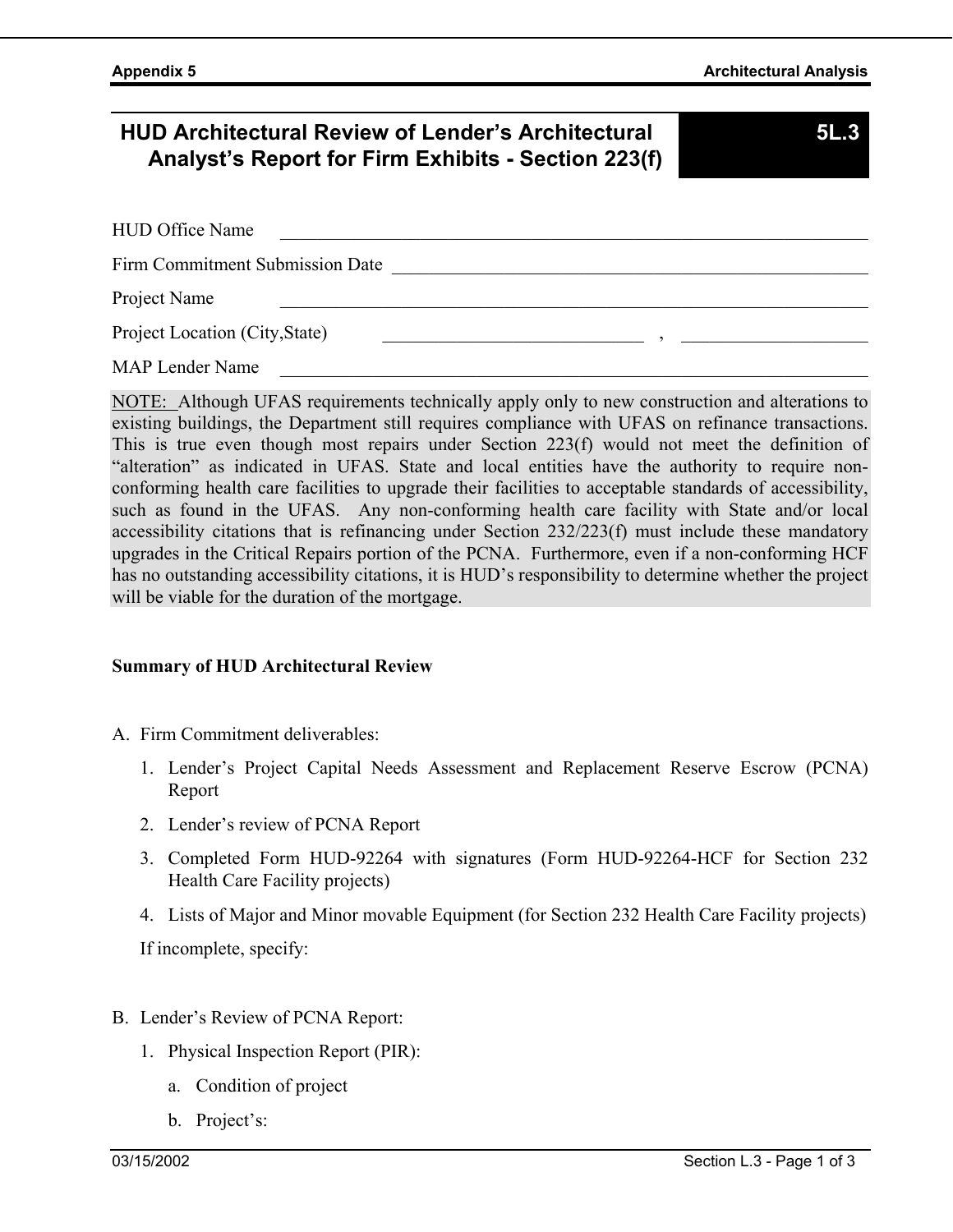# HUD Architectural Review of Lender's Architectural Analyst's Report for Firm Exhibits - Section 223(f)

**5L.3**

HUD Office Name \_\_\_\_\_\_\_\_\_\_\_\_\_\_\_\_\_\_\_\_\_\_\_\_\_\_\_\_\_\_\_\_\_\_\_\_\_\_\_\_

Firm Commitment Submission Date \_\_\_\_\_\_\_\_\_\_\_\_\_\_\_\_\_\_\_\_\_\_\_\_\_\_\_\_\_\_\_\_\_\_\_\_

Project Name \_\_\_\_\_\_\_\_\_\_\_\_\_\_\_\_\_\_\_\_\_\_\_\_\_\_\_\_\_\_\_\_\_\_\_\_\_\_\_\_

Project Location (City,State) \_\_\_\_\_\_\_\_\_\_\_\_\_\_\_\_\_\_\_\_ , \_\_\_\_\_\_\_\_\_\_\_\_\_\_

MAP Lender Name \_\_\_\_\_\_\_\_\_\_\_\_\_\_\_\_\_\_\_\_\_\_\_\_\_\_\_\_\_\_\_\_\_\_\_\_\_\_\_\_

NOTE: Although UFAS requirements technically apply only to new construction and alterations to existing buildings, the Department still requires compliance with UFAS on refinance transactions. This is true even though most repairs under Section 223(f) would not meet the definition of "alteration" as indicated in UFAS. State and local entities have the authority to require non-conforming health care facilities to upgrade their facilities to acceptable standards of accessibility, such as found in the UFAS. Any non-conforming health care facility with State and/or local accessibility citations that is refinancing under Section 232/223(f) must include these mandatory upgrades in the Critical Repairs portion of the PCNA. Furthermore, even if a non-conforming HCF has no outstanding accessibility citations, it is HUD's responsibility to determine whether the project will be viable for the duration of the mortgage.

**Summary of HUD Architectural Review**

A. Firm Commitment deliverables:

1. Lender's Project Capital Needs Assessment and Replacement Reserve Escrow (PCNA) Report
2. Lender's review of PCNA Report
3. Completed Form HUD-92264 with signatures (Form HUD-92264-HCF for Section 232 Health Care Facility projects)
4. Lists of Major and Minor movable Equipment (for Section 232 Health Care Facility projects)

If incomplete, specify:

B. Lender's Review of PCNA Report:

1. Physical Inspection Report (PIR):
   a. Condition of project
   b. Project's: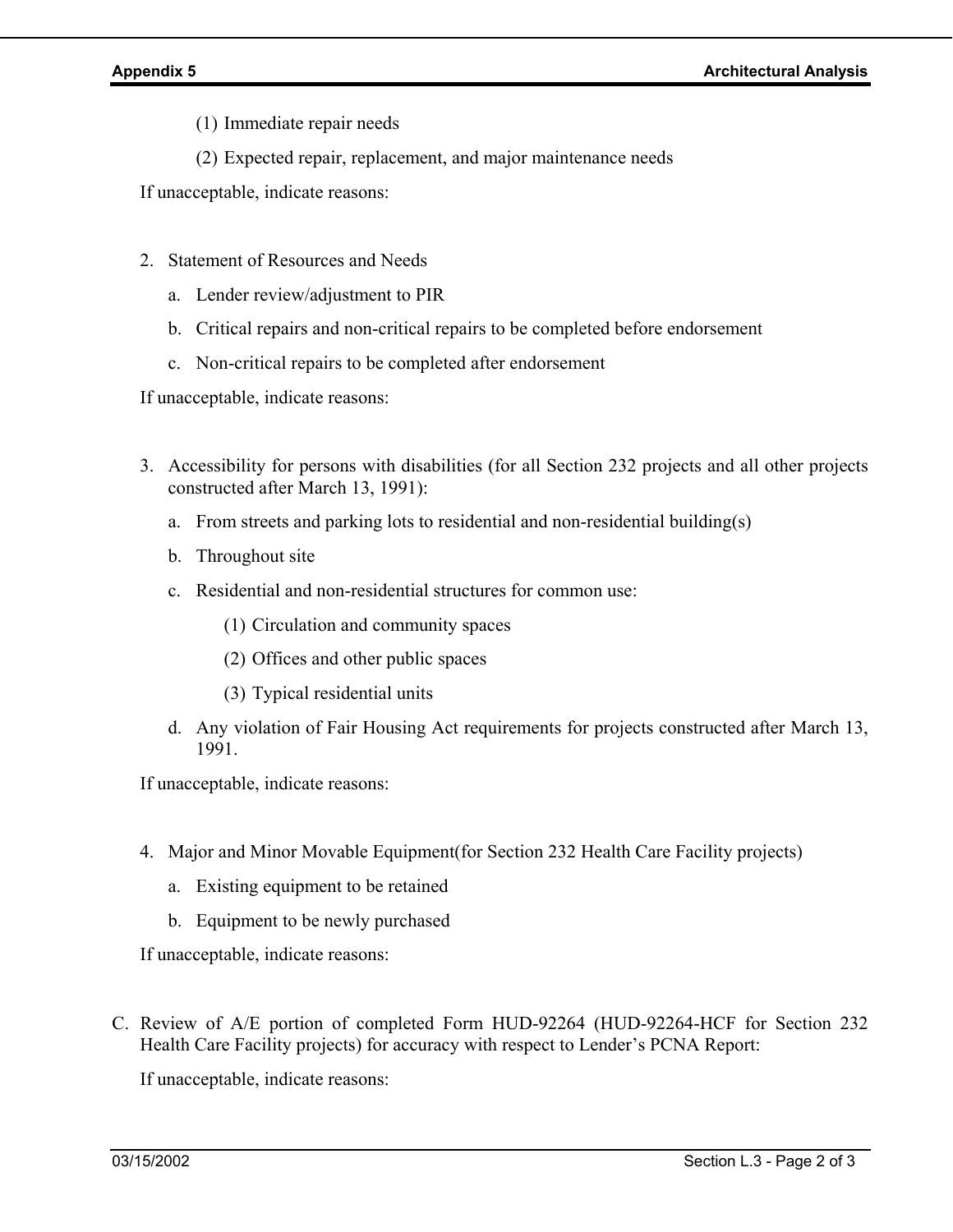(1) Immediate repair needs

(2) Expected repair, replacement, and major maintenance needs

If unacceptable, indicate reasons:

2. Statement of Resources and Needs

   a. Lender review/adjustment to PIR

   b. Critical repairs and non-critical repairs to be completed before endorsement

   c. Non-critical repairs to be completed after endorsement

If unacceptable, indicate reasons:

3. Accessibility for persons with disabilities (for all Section 232 projects and all other projects constructed after March 13, 1991):

   a. From streets and parking lots to residential and non-residential building(s)

   b. Throughout site

   c. Residential and non-residential structures for common use:

      (1) Circulation and community spaces

      (2) Offices and other public spaces

      (3) Typical residential units

   d. Any violation of Fair Housing Act requirements for projects constructed after March 13, 1991.

If unacceptable, indicate reasons:

4. Major and Minor Movable Equipment(for Section 232 Health Care Facility projects)

   a. Existing equipment to be retained

   b. Equipment to be newly purchased

If unacceptable, indicate reasons:

C. Review of A/E portion of completed Form HUD-92264 (HUD-92264-HCF for Section 232 Health Care Facility projects) for accuracy with respect to Lender's PCNA Report:

If unacceptable, indicate reasons: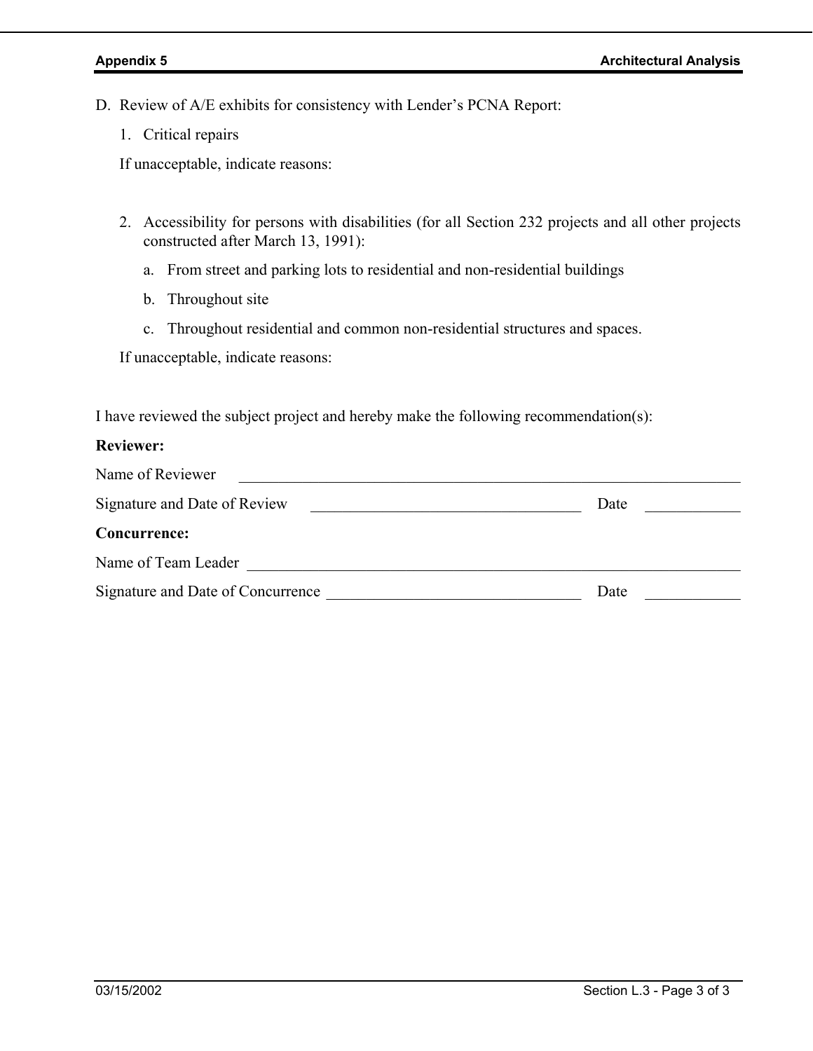D. Review of A/E exhibits for consistency with Lender's PCNA Report:

1. Critical repairs

If unacceptable, indicate reasons:

2. Accessibility for persons with disabilities (for all Section 232 projects and all other projects constructed after March 13, 1991):

   a. From street and parking lots to residential and non-residential buildings

   b. Throughout site

   c. Throughout residential and common non-residential structures and spaces.

If unacceptable, indicate reasons:

I have reviewed the subject project and hereby make the following recommendation(s):

**Reviewer:**

Name of Reviewer \_\_\_\_\_\_\_\_\_\_\_\_\_\_\_\_\_\_\_\_\_\_\_\_\_\_\_\_\_\_\_\_\_\_\_\_\_\_\_\_

Signature and Date of Review \_\_\_\_\_\_\_\_\_\_\_\_\_\_\_\_\_\_\_\_\_\_\_\_\_\_\_\_ Date \_\_\_\_\_\_\_\_\_\_

**Concurrence:**

Name of Team Leader \_\_\_\_\_\_\_\_\_\_\_\_\_\_\_\_\_\_\_\_\_\_\_\_\_\_\_\_\_\_\_\_\_\_\_\_\_\_\_\_

Signature and Date of Concurrence \_\_\_\_\_\_\_\_\_\_\_\_\_\_\_\_\_\_\_\_\_\_\_\_\_\_\_\_ Date \_\_\_\_\_\_\_\_\_\_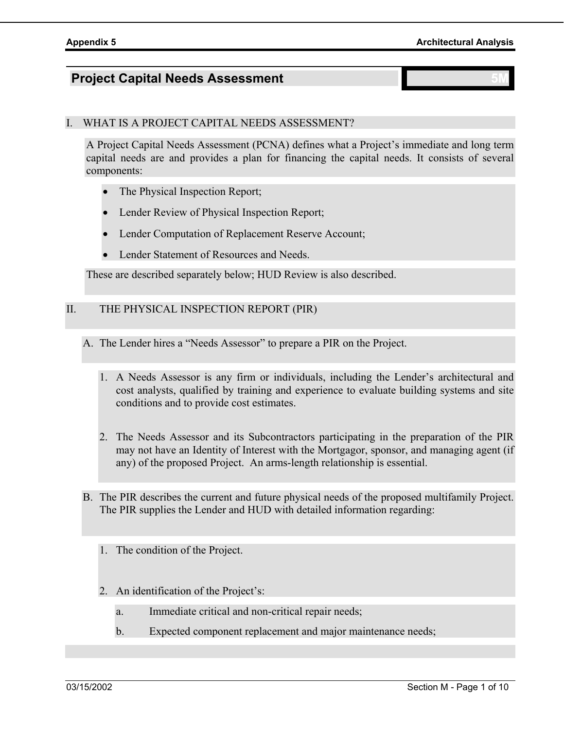# Project Capital Needs Assessment

5M

## I. WHAT IS A PROJECT CAPITAL NEEDS ASSESSMENT?

A Project Capital Needs Assessment (PCNA) defines what a Project's immediate and long term capital needs are and provides a plan for financing the capital needs. It consists of several components:

- The Physical Inspection Report;
- Lender Review of Physical Inspection Report;
- Lender Computation of Replacement Reserve Account;
- Lender Statement of Resources and Needs.

These are described separately below; HUD Review is also described.

## II. THE PHYSICAL INSPECTION REPORT (PIR)

A. The Lender hires a "Needs Assessor" to prepare a PIR on the Project.

1. A Needs Assessor is any firm or individuals, including the Lender's architectural and cost analysts, qualified by training and experience to evaluate building systems and site conditions and to provide cost estimates.

2. The Needs Assessor and its Subcontractors participating in the preparation of the PIR may not have an Identity of Interest with the Mortgagor, sponsor, and managing agent (if any) of the proposed Project. An arms-length relationship is essential.

B. The PIR describes the current and future physical needs of the proposed multifamily Project. The PIR supplies the Lender and HUD with detailed information regarding:

1. The condition of the Project.

2. An identification of the Project's:
   a. Immediate critical and non-critical repair needs;
   b. Expected component replacement and major maintenance needs;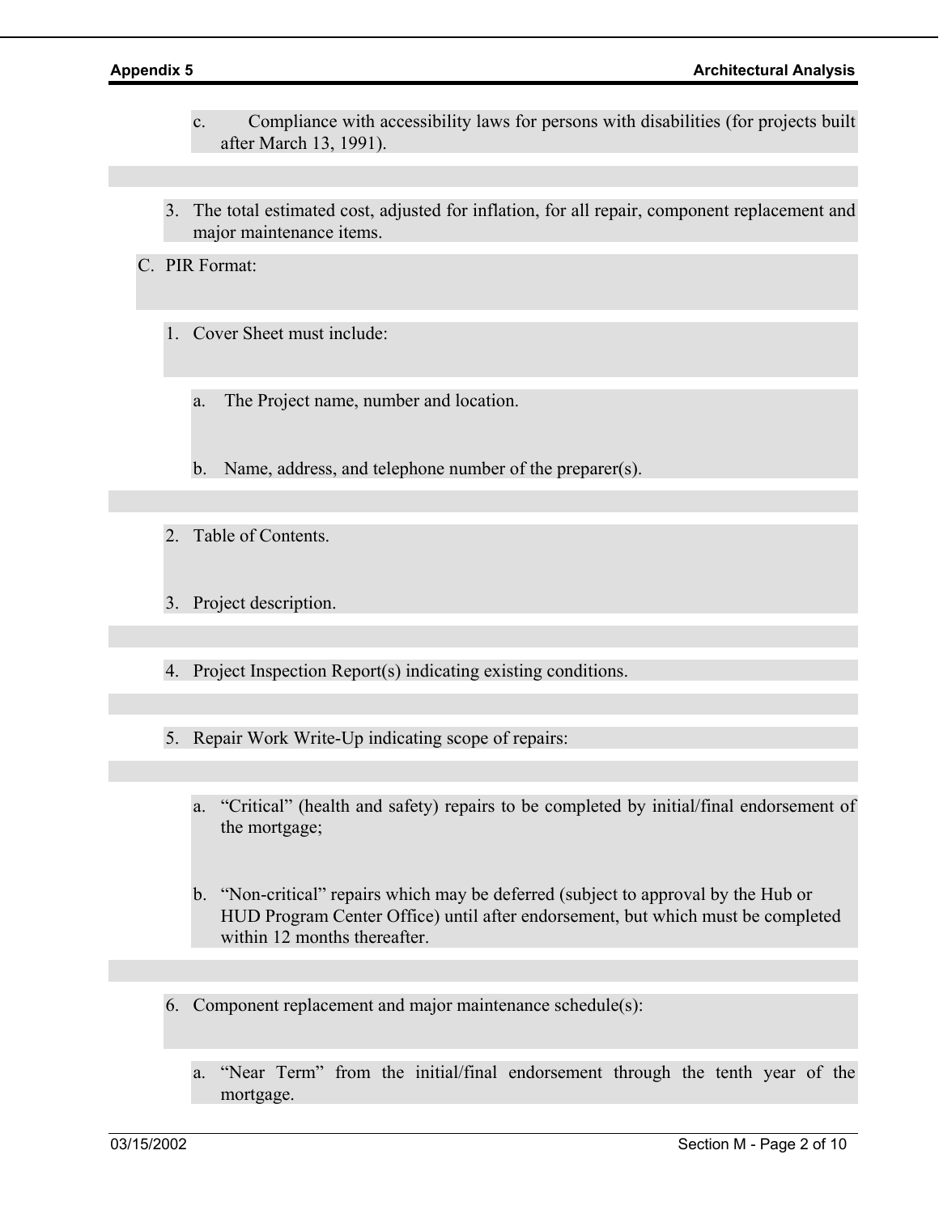c. Compliance with accessibility laws for persons with disabilities (for projects built after March 13, 1991).

3. The total estimated cost, adjusted for inflation, for all repair, component replacement and major maintenance items.

C. PIR Format:

1. Cover Sheet must include:

   a. The Project name, number and location.

   b. Name, address, and telephone number of the preparer(s).

2. Table of Contents.

3. Project description.

4. Project Inspection Report(s) indicating existing conditions.

5. Repair Work Write-Up indicating scope of repairs:

   a. "Critical" (health and safety) repairs to be completed by initial/final endorsement of the mortgage;

   b. "Non-critical" repairs which may be deferred (subject to approval by the Hub or HUD Program Center Office) until after endorsement, but which must be completed within 12 months thereafter.

6. Component replacement and major maintenance schedule(s):

   a. "Near Term" from the initial/final endorsement through the tenth year of the mortgage.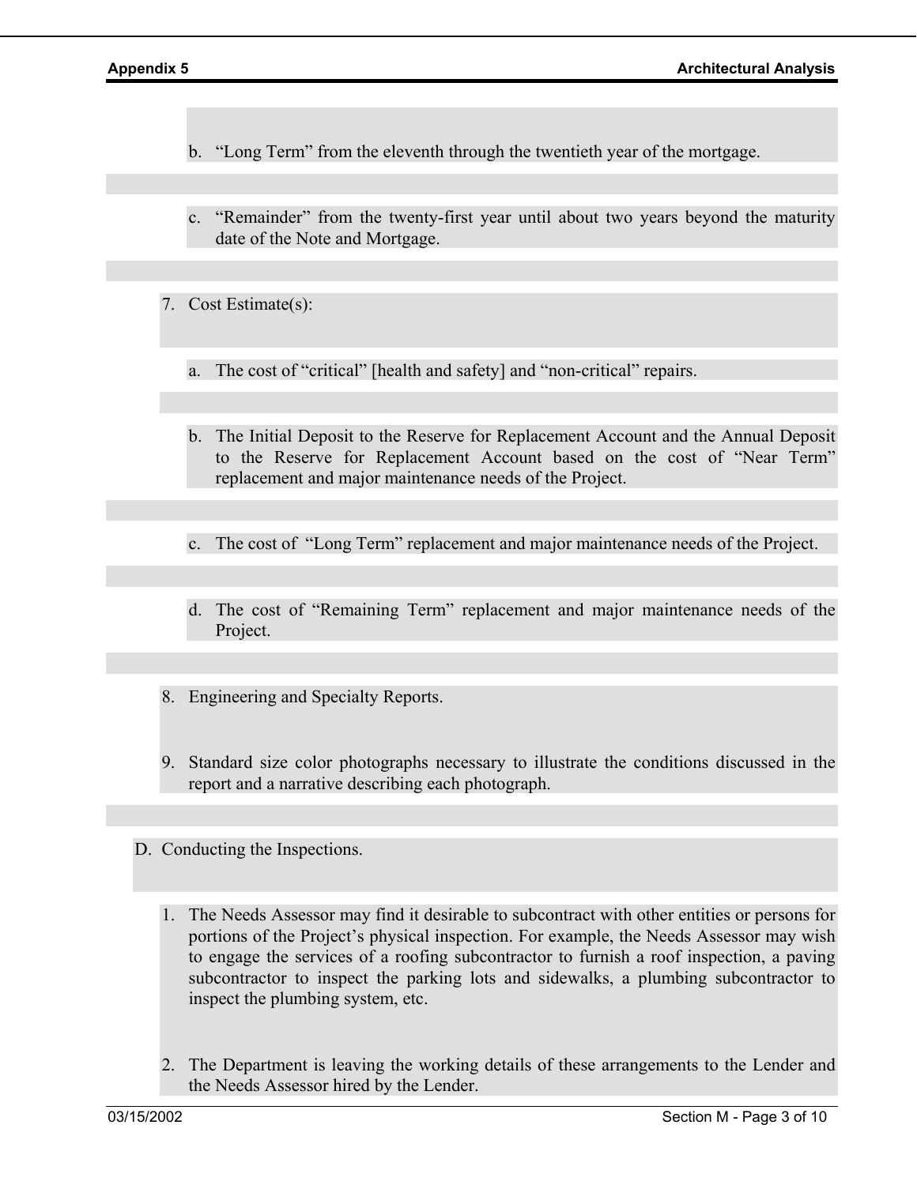b. "Long Term" from the eleventh through the twentieth year of the mortgage.

   c. "Remainder" from the twenty-first year until about two years beyond the maturity date of the Note and Mortgage.

7. Cost Estimate(s):

   a. The cost of "critical" [health and safety] and "non-critical" repairs.

   b. The Initial Deposit to the Reserve for Replacement Account and the Annual Deposit to the Reserve for Replacement Account based on the cost of "Near Term" replacement and major maintenance needs of the Project.

   c. The cost of "Long Term" replacement and major maintenance needs of the Project.

   d. The cost of "Remaining Term" replacement and major maintenance needs of the Project.

8. Engineering and Specialty Reports.

9. Standard size color photographs necessary to illustrate the conditions discussed in the report and a narrative describing each photograph.

D. Conducting the Inspections.

1. The Needs Assessor may find it desirable to subcontract with other entities or persons for portions of the Project's physical inspection. For example, the Needs Assessor may wish to engage the services of a roofing subcontractor to furnish a roof inspection, a paving subcontractor to inspect the parking lots and sidewalks, a plumbing subcontractor to inspect the plumbing system, etc.

2. The Department is leaving the working details of these arrangements to the Lender and the Needs Assessor hired by the Lender.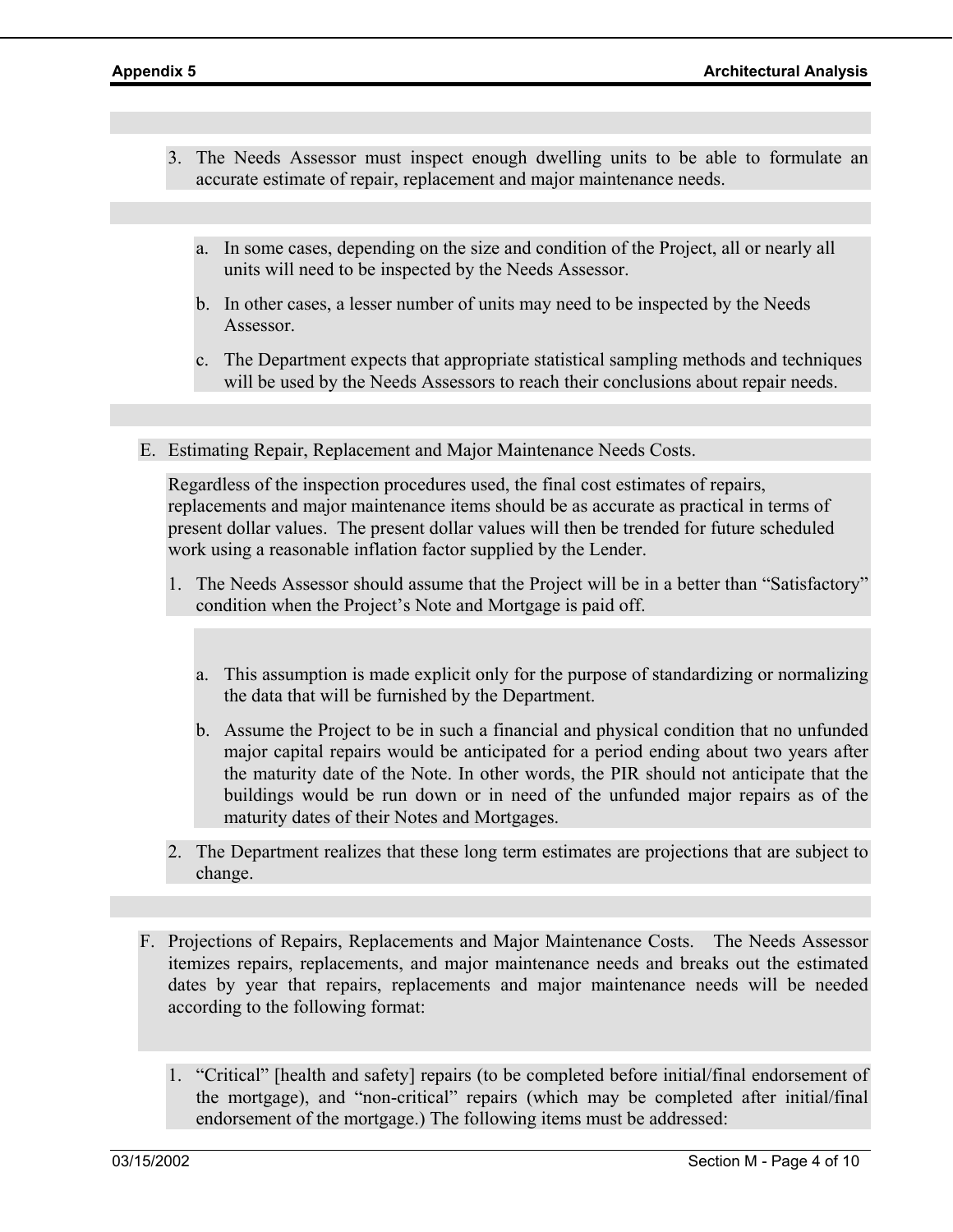3. The Needs Assessor must inspect enough dwelling units to be able to formulate an accurate estimate of repair, replacement and major maintenance needs.

   a. In some cases, depending on the size and condition of the Project, all or nearly all units will need to be inspected by the Needs Assessor.

   b. In other cases, a lesser number of units may need to be inspected by the Needs Assessor.

   c. The Department expects that appropriate statistical sampling methods and techniques will be used by the Needs Assessors to reach their conclusions about repair needs.

E. Estimating Repair, Replacement and Major Maintenance Needs Costs.

   Regardless of the inspection procedures used, the final cost estimates of repairs, replacements and major maintenance items should be as accurate as practical in terms of present dollar values. The present dollar values will then be trended for future scheduled work using a reasonable inflation factor supplied by the Lender.

   1. The Needs Assessor should assume that the Project will be in a better than "Satisfactory" condition when the Project's Note and Mortgage is paid off.

      a. This assumption is made explicit only for the purpose of standardizing or normalizing the data that will be furnished by the Department.

      b. Assume the Project to be in such a financial and physical condition that no unfunded major capital repairs would be anticipated for a period ending about two years after the maturity date of the Note. In other words, the PIR should not anticipate that the buildings would be run down or in need of the unfunded major repairs as of the maturity dates of their Notes and Mortgages.

   2. The Department realizes that these long term estimates are projections that are subject to change.

F. Projections of Repairs, Replacements and Major Maintenance Costs. The Needs Assessor itemizes repairs, replacements, and major maintenance needs and breaks out the estimated dates by year that repairs, replacements and major maintenance needs will be needed according to the following format:

   1. "Critical" [health and safety] repairs (to be completed before initial/final endorsement of the mortgage), and "non-critical" repairs (which may be completed after initial/final endorsement of the mortgage.) The following items must be addressed: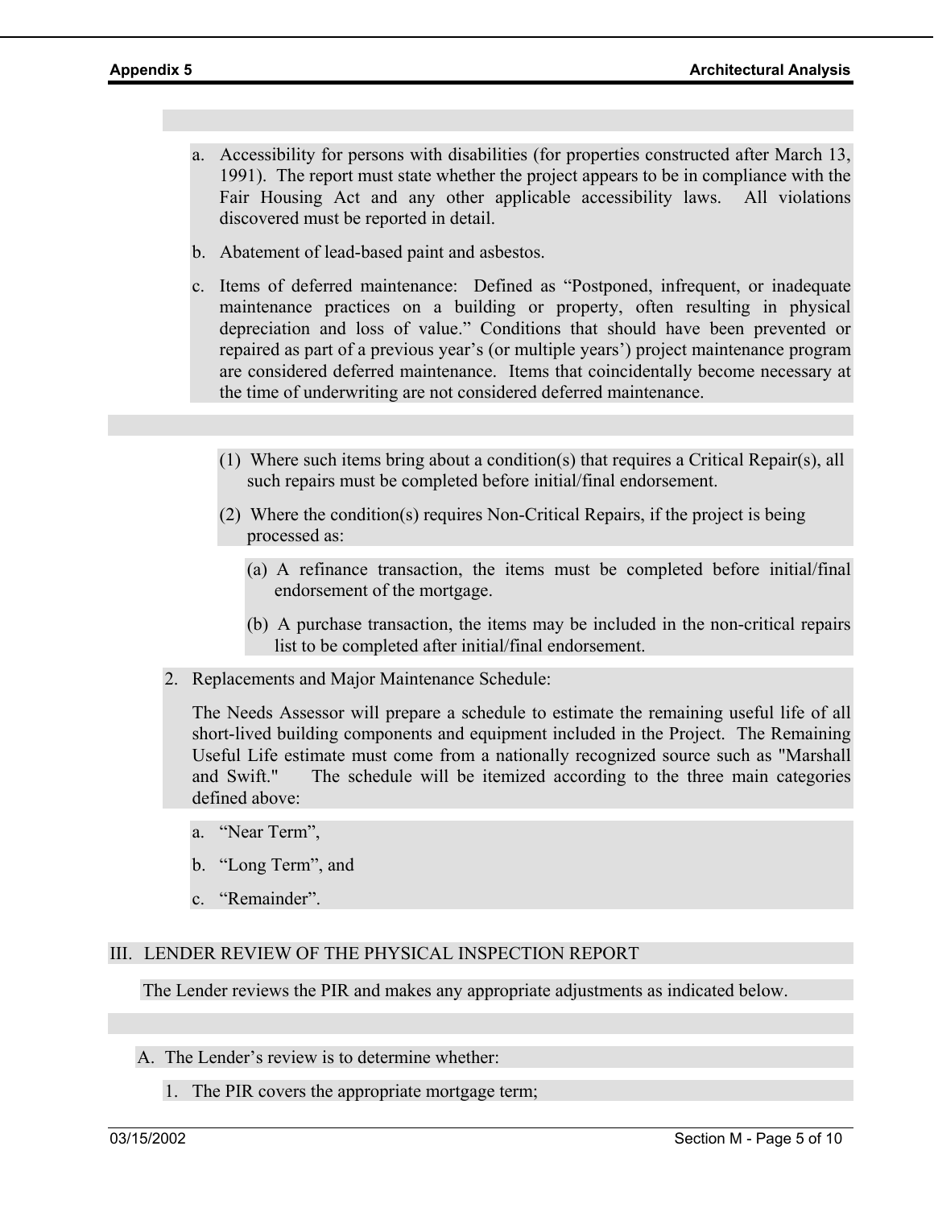a. Accessibility for persons with disabilities (for properties constructed after March 13, 1991). The report must state whether the project appears to be in compliance with the Fair Housing Act and any other applicable accessibility laws. All violations discovered must be reported in detail.

b. Abatement of lead-based paint and asbestos.

c. Items of deferred maintenance: Defined as "Postponed, infrequent, or inadequate maintenance practices on a building or property, often resulting in physical depreciation and loss of value." Conditions that should have been prevented or repaired as part of a previous year's (or multiple years') project maintenance program are considered deferred maintenance. Items that coincidentally become necessary at the time of underwriting are not considered deferred maintenance.

(1) Where such items bring about a condition(s) that requires a Critical Repair(s), all such repairs must be completed before initial/final endorsement.

(2) Where the condition(s) requires Non-Critical Repairs, if the project is being processed as:

(a) A refinance transaction, the items must be completed before initial/final endorsement of the mortgage.

(b) A purchase transaction, the items may be included in the non-critical repairs list to be completed after initial/final endorsement.

2. Replacements and Major Maintenance Schedule:

The Needs Assessor will prepare a schedule to estimate the remaining useful life of all short-lived building components and equipment included in the Project. The Remaining Useful Life estimate must come from a nationally recognized source such as "Marshall and Swift." The schedule will be itemized according to the three main categories defined above:

a. "Near Term",

b. "Long Term", and

c. "Remainder".

## III. LENDER REVIEW OF THE PHYSICAL INSPECTION REPORT

The Lender reviews the PIR and makes any appropriate adjustments as indicated below.

A. The Lender's review is to determine whether:

1. The PIR covers the appropriate mortgage term;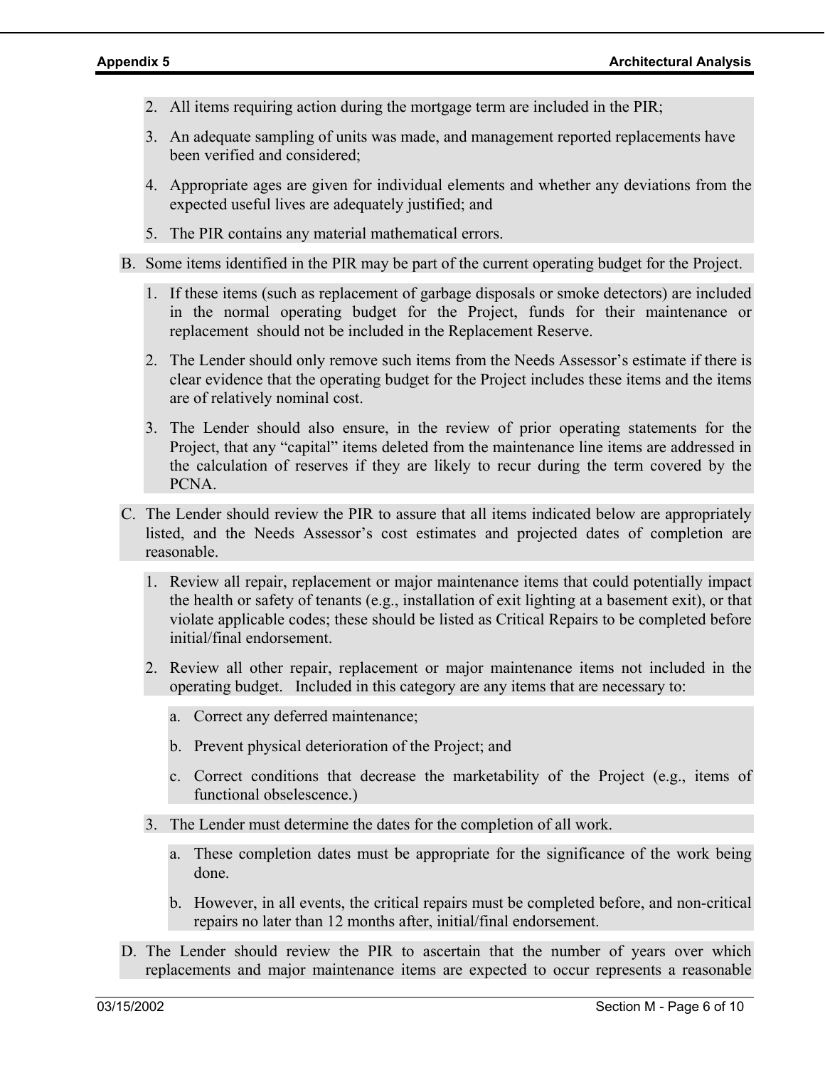2. All items requiring action during the mortgage term are included in the PIR;

3. An adequate sampling of units was made, and management reported replacements have been verified and considered;

4. Appropriate ages are given for individual elements and whether any deviations from the expected useful lives are adequately justified; and

5. The PIR contains any material mathematical errors.

B. Some items identified in the PIR may be part of the current operating budget for the Project.

   1. If these items (such as replacement of garbage disposals or smoke detectors) are included in the normal operating budget for the Project, funds for their maintenance or replacement should not be included in the Replacement Reserve.

   2. The Lender should only remove such items from the Needs Assessor's estimate if there is clear evidence that the operating budget for the Project includes these items and the items are of relatively nominal cost.

   3. The Lender should also ensure, in the review of prior operating statements for the Project, that any "capital" items deleted from the maintenance line items are addressed in the calculation of reserves if they are likely to recur during the term covered by the PCNA.

C. The Lender should review the PIR to assure that all items indicated below are appropriately listed, and the Needs Assessor's cost estimates and projected dates of completion are reasonable.

   1. Review all repair, replacement or major maintenance items that could potentially impact the health or safety of tenants (e.g., installation of exit lighting at a basement exit), or that violate applicable codes; these should be listed as Critical Repairs to be completed before initial/final endorsement.

   2. Review all other repair, replacement or major maintenance items not included in the operating budget. Included in this category are any items that are necessary to:

      a. Correct any deferred maintenance;

      b. Prevent physical deterioration of the Project; and

      c. Correct conditions that decrease the marketability of the Project (e.g., items of functional obselescence.)

   3. The Lender must determine the dates for the completion of all work.

      a. These completion dates must be appropriate for the significance of the work being done.

      b. However, in all events, the critical repairs must be completed before, and non-critical repairs no later than 12 months after, initial/final endorsement.

D. The Lender should review the PIR to ascertain that the number of years over which replacements and major maintenance items are expected to occur represents a reasonable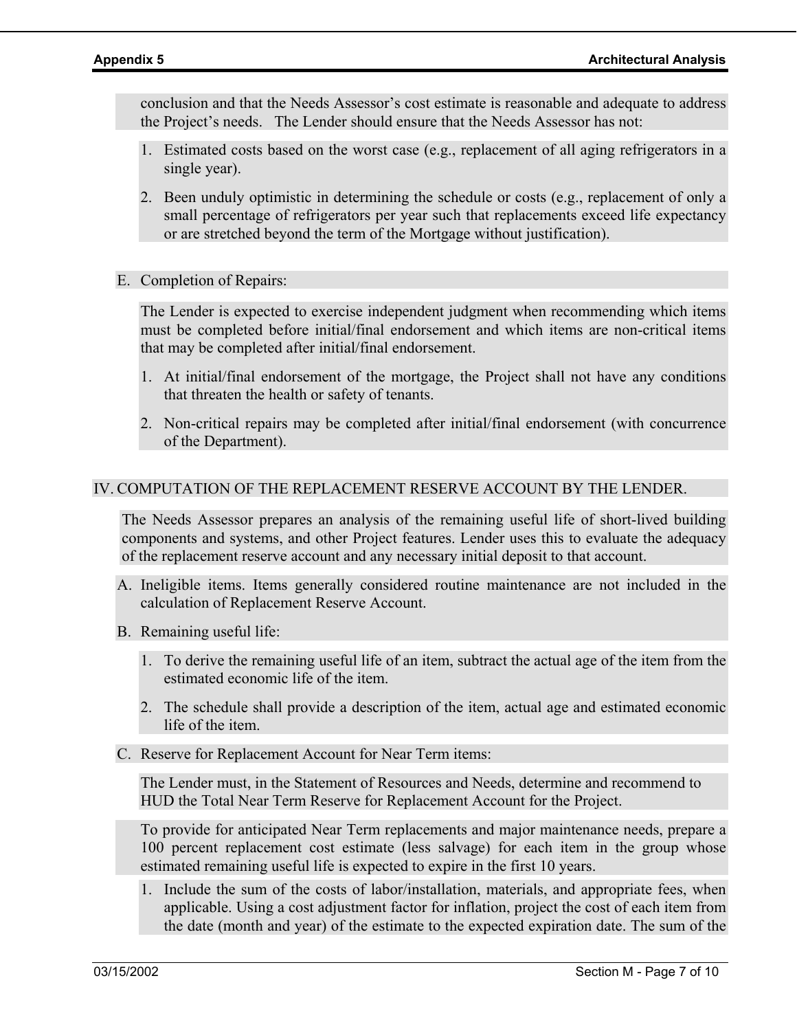conclusion and that the Needs Assessor's cost estimate is reasonable and adequate to address the Project's needs. The Lender should ensure that the Needs Assessor has not:

1. Estimated costs based on the worst case (e.g., replacement of all aging refrigerators in a single year).
2. Been unduly optimistic in determining the schedule or costs (e.g., replacement of only a small percentage of refrigerators per year such that replacements exceed life expectancy or are stretched beyond the term of the Mortgage without justification).

E. Completion of Repairs:

The Lender is expected to exercise independent judgment when recommending which items must be completed before initial/final endorsement and which items are non-critical items that may be completed after initial/final endorsement.

1. At initial/final endorsement of the mortgage, the Project shall not have any conditions that threaten the health or safety of tenants.
2. Non-critical repairs may be completed after initial/final endorsement (with concurrence of the Department).

## IV. COMPUTATION OF THE REPLACEMENT RESERVE ACCOUNT BY THE LENDER.

The Needs Assessor prepares an analysis of the remaining useful life of short-lived building components and systems, and other Project features. Lender uses this to evaluate the adequacy of the replacement reserve account and any necessary initial deposit to that account.

A. Ineligible items. Items generally considered routine maintenance are not included in the calculation of Replacement Reserve Account.

B. Remaining useful life:

1. To derive the remaining useful life of an item, subtract the actual age of the item from the estimated economic life of the item.
2. The schedule shall provide a description of the item, actual age and estimated economic life of the item.

C. Reserve for Replacement Account for Near Term items:

The Lender must, in the Statement of Resources and Needs, determine and recommend to HUD the Total Near Term Reserve for Replacement Account for the Project.

To provide for anticipated Near Term replacements and major maintenance needs, prepare a 100 percent replacement cost estimate (less salvage) for each item in the group whose estimated remaining useful life is expected to expire in the first 10 years.

1. Include the sum of the costs of labor/installation, materials, and appropriate fees, when applicable. Using a cost adjustment factor for inflation, project the cost of each item from the date (month and year) of the estimate to the expected expiration date. The sum of the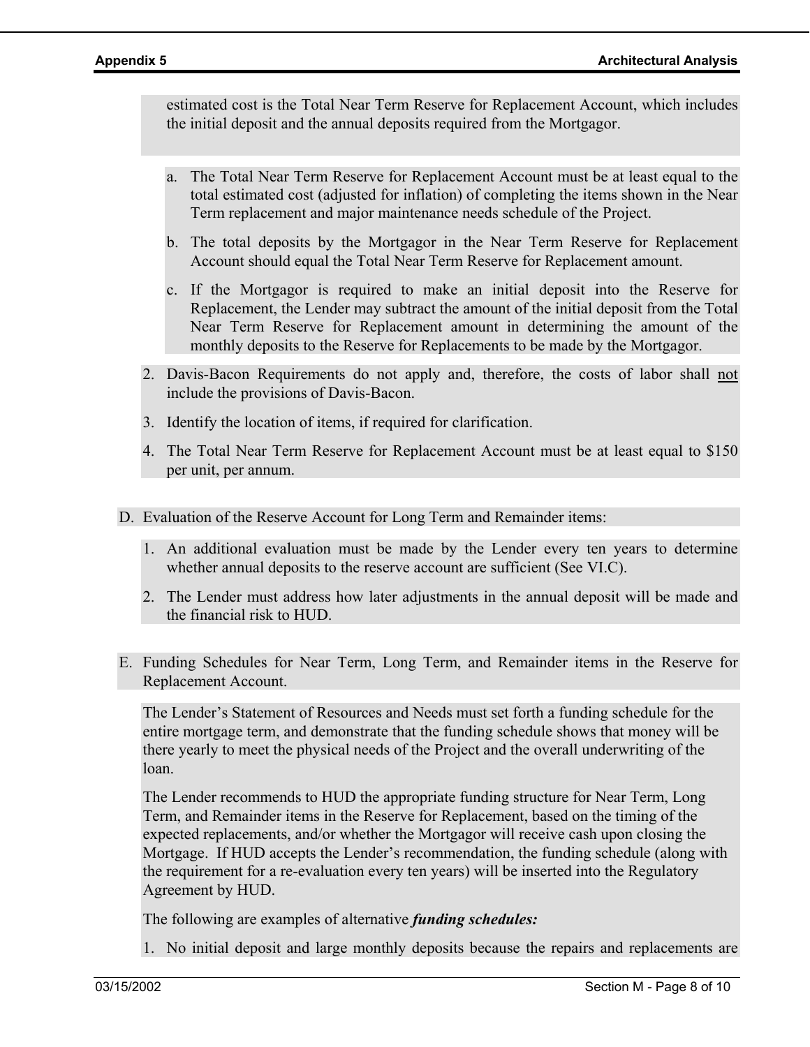estimated cost is the Total Near Term Reserve for Replacement Account, which includes the initial deposit and the annual deposits required from the Mortgagor.

a. The Total Near Term Reserve for Replacement Account must be at least equal to the total estimated cost (adjusted for inflation) of completing the items shown in the Near Term replacement and major maintenance needs schedule of the Project.

b. The total deposits by the Mortgagor in the Near Term Reserve for Replacement Account should equal the Total Near Term Reserve for Replacement amount.

c. If the Mortgagor is required to make an initial deposit into the Reserve for Replacement, the Lender may subtract the amount of the initial deposit from the Total Near Term Reserve for Replacement amount in determining the amount of the monthly deposits to the Reserve for Replacements to be made by the Mortgagor.

2. Davis-Bacon Requirements do not apply and, therefore, the costs of labor shall <u>not</u> include the provisions of Davis-Bacon.

3. Identify the location of items, if required for clarification.

4. The Total Near Term Reserve for Replacement Account must be at least equal to $150 per unit, per annum.

D. Evaluation of the Reserve Account for Long Term and Remainder items:

1. An additional evaluation must be made by the Lender every ten years to determine whether annual deposits to the reserve account are sufficient (See VI.C).

2. The Lender must address how later adjustments in the annual deposit will be made and the financial risk to HUD.

E. Funding Schedules for Near Term, Long Term, and Remainder items in the Reserve for Replacement Account.

The Lender's Statement of Resources and Needs must set forth a funding schedule for the entire mortgage term, and demonstrate that the funding schedule shows that money will be there yearly to meet the physical needs of the Project and the overall underwriting of the loan.

The Lender recommends to HUD the appropriate funding structure for Near Term, Long Term, and Remainder items in the Reserve for Replacement, based on the timing of the expected replacements, and/or whether the Mortgagor will receive cash upon closing the Mortgage. If HUD accepts the Lender's recommendation, the funding schedule (along with the requirement for a re-evaluation every ten years) will be inserted into the Regulatory Agreement by HUD.

The following are examples of alternative ***funding schedules:***

1. No initial deposit and large monthly deposits because the repairs and replacements are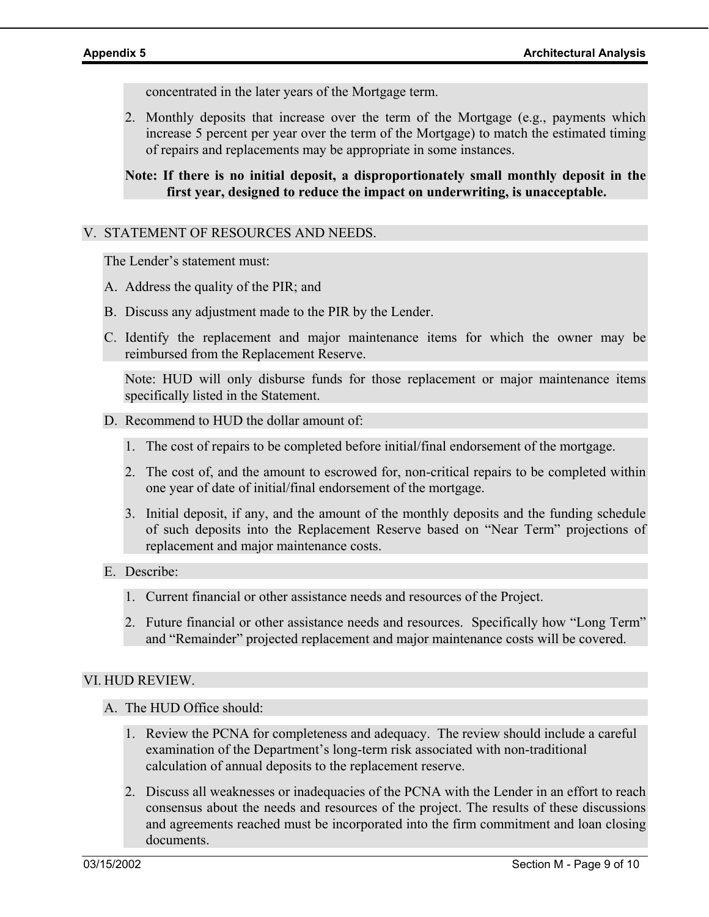concentrated in the later years of the Mortgage term.

2. Monthly deposits that increase over the term of the Mortgage (e.g., payments which increase 5 percent per year over the term of the Mortgage) to match the estimated timing of repairs and replacements may be appropriate in some instances.

**Note: If there is no initial deposit, a disproportionately small monthly deposit in the first year, designed to reduce the impact on underwriting, is unacceptable.**

V. STATEMENT OF RESOURCES AND NEEDS.

The Lender's statement must:

A. Address the quality of the PIR; and

B. Discuss any adjustment made to the PIR by the Lender.

C. Identify the replacement and major maintenance items for which the owner may be reimbursed from the Replacement Reserve.

   Note: HUD will only disburse funds for those replacement or major maintenance items specifically listed in the Statement.

D. Recommend to HUD the dollar amount of:

   1. The cost of repairs to be completed before initial/final endorsement of the mortgage.
   2. The cost of, and the amount to escrowed for, non-critical repairs to be completed within one year of date of initial/final endorsement of the mortgage.
   3. Initial deposit, if any, and the amount of the monthly deposits and the funding schedule of such deposits into the Replacement Reserve based on "Near Term" projections of replacement and major maintenance costs.

E. Describe:

   1. Current financial or other assistance needs and resources of the Project.
   2. Future financial or other assistance needs and resources. Specifically how "Long Term" and "Remainder" projected replacement and major maintenance costs will be covered.

VI. HUD REVIEW.

A. The HUD Office should:

   1. Review the PCNA for completeness and adequacy. The review should include a careful examination of the Department's long-term risk associated with non-traditional calculation of annual deposits to the replacement reserve.
   2. Discuss all weaknesses or inadequacies of the PCNA with the Lender in an effort to reach consensus about the needs and resources of the project. The results of these discussions and agreements reached must be incorporated into the firm commitment and loan closing documents.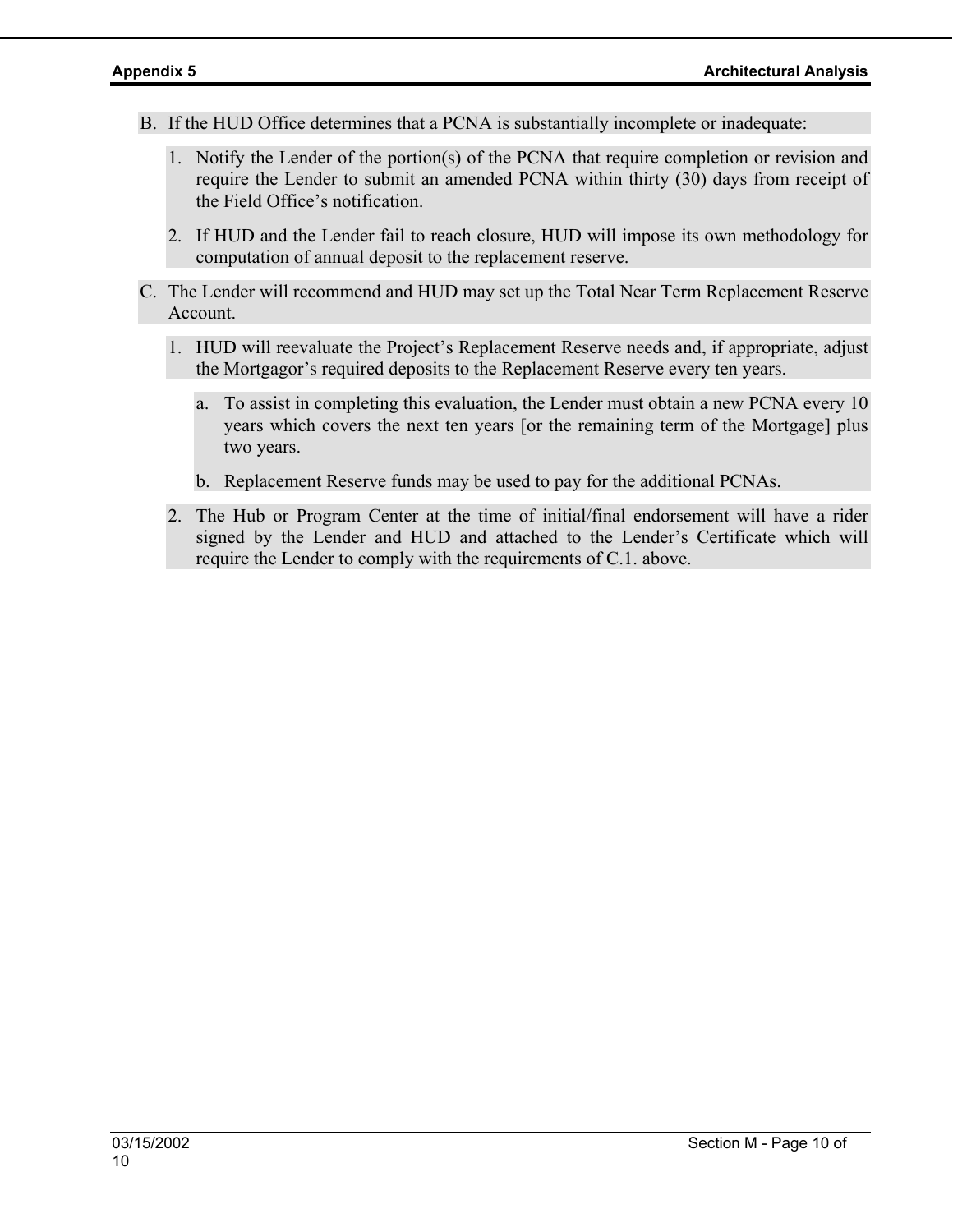B. If the HUD Office determines that a PCNA is substantially incomplete or inadequate:

   1. Notify the Lender of the portion(s) of the PCNA that require completion or revision and require the Lender to submit an amended PCNA within thirty (30) days from receipt of the Field Office's notification.

   2. If HUD and the Lender fail to reach closure, HUD will impose its own methodology for computation of annual deposit to the replacement reserve.

C. The Lender will recommend and HUD may set up the Total Near Term Replacement Reserve Account.

   1. HUD will reevaluate the Project's Replacement Reserve needs and, if appropriate, adjust the Mortgagor's required deposits to the Replacement Reserve every ten years.

      a. To assist in completing this evaluation, the Lender must obtain a new PCNA every 10 years which covers the next ten years [or the remaining term of the Mortgage] plus two years.

      b. Replacement Reserve funds may be used to pay for the additional PCNAs.

   2. The Hub or Program Center at the time of initial/final endorsement will have a rider signed by the Lender and HUD and attached to the Lender's Certificate which will require the Lender to comply with the requirements of C.1. above.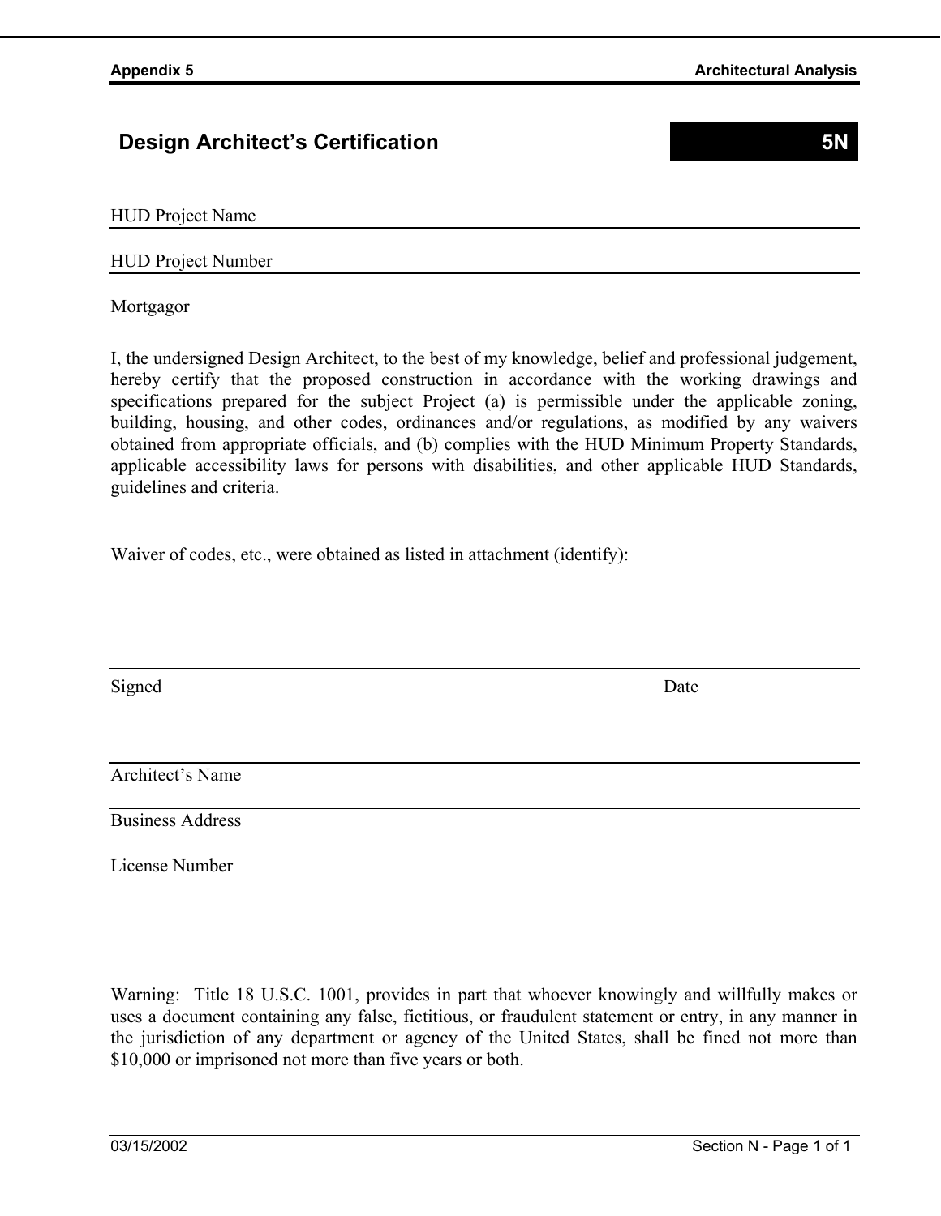# Design Architect's Certification — 5N

HUD Project Name

HUD Project Number

Mortgagor

I, the undersigned Design Architect, to the best of my knowledge, belief and professional judgement, hereby certify that the proposed construction in accordance with the working drawings and specifications prepared for the subject Project (a) is permissible under the applicable zoning, building, housing, and other codes, ordinances and/or regulations, as modified by any waivers obtained from appropriate officials, and (b) complies with the HUD Minimum Property Standards, applicable accessibility laws for persons with disabilities, and other applicable HUD Standards, guidelines and criteria.

Waiver of codes, etc., were obtained as listed in attachment (identify):

Signed Date

Architect's Name

Business Address

License Number

Warning: Title 18 U.S.C. 1001, provides in part that whoever knowingly and willfully makes or uses a document containing any false, fictitious, or fraudulent statement or entry, in any manner in the jurisdiction of any department or agency of the United States, shall be fined not more than $10,000 or imprisoned not more than five years or both.